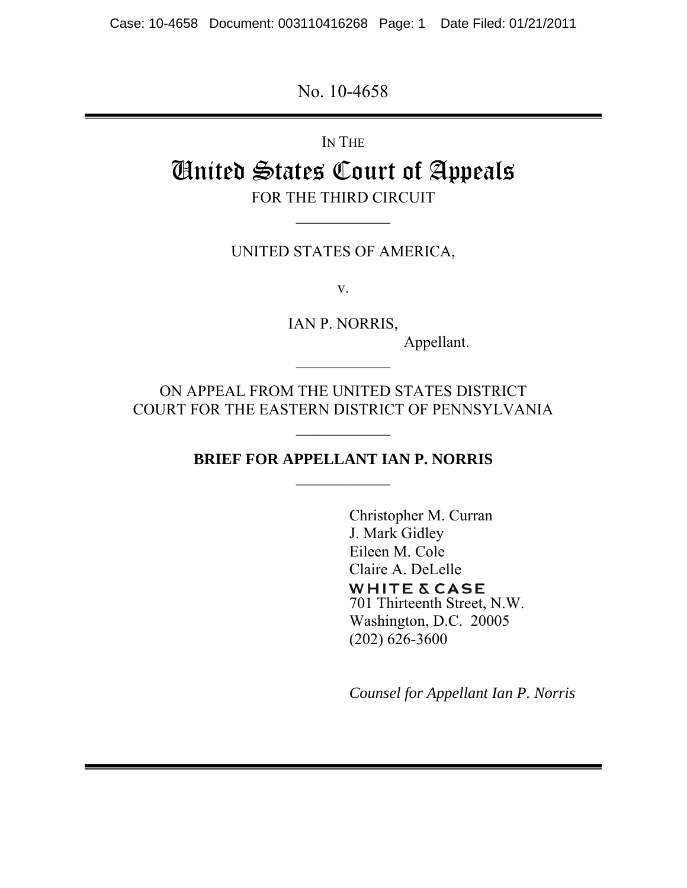No. 10-4658

IN THE

# United States Court of Appeals

FOR THE THIRD CIRCUIT

UNITED STATES OF AMERICA,

v.

IAN P. NORRIS,

Appellant.

ON APPEAL FROM THE UNITED STATES DISTRICT COURT FOR THE EASTERN DISTRICT OF PENNSYLVANIA

**BRIEF FOR APPELLANT IAN P. NORRIS**

Christopher M. Curran
J. Mark Gidley
Eileen M. Cole
Claire A. DeLelle
WHITE & CASE
701 Thirteenth Street, N.W.
Washington, D.C. 20005
(202) 626-3600

*Counsel for Appellant Ian P. Norris*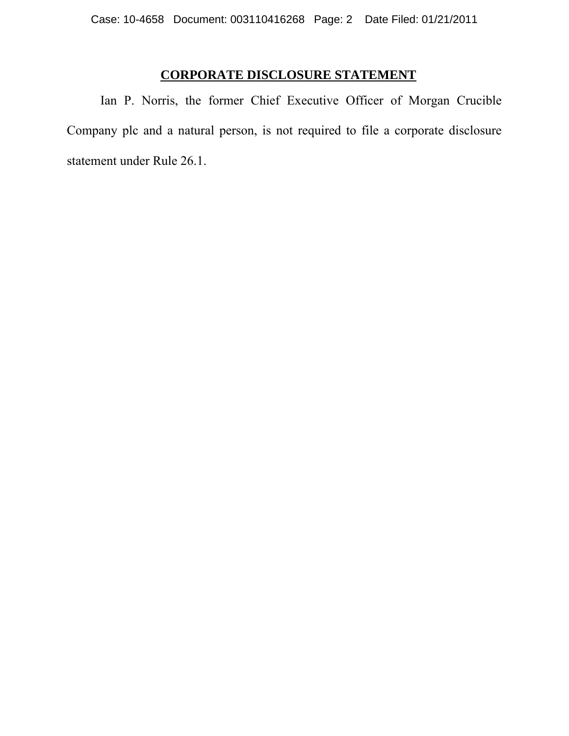## CORPORATE DISCLOSURE STATEMENT

Ian P. Norris, the former Chief Executive Officer of Morgan Crucible Company plc and a natural person, is not required to file a corporate disclosure statement under Rule 26.1.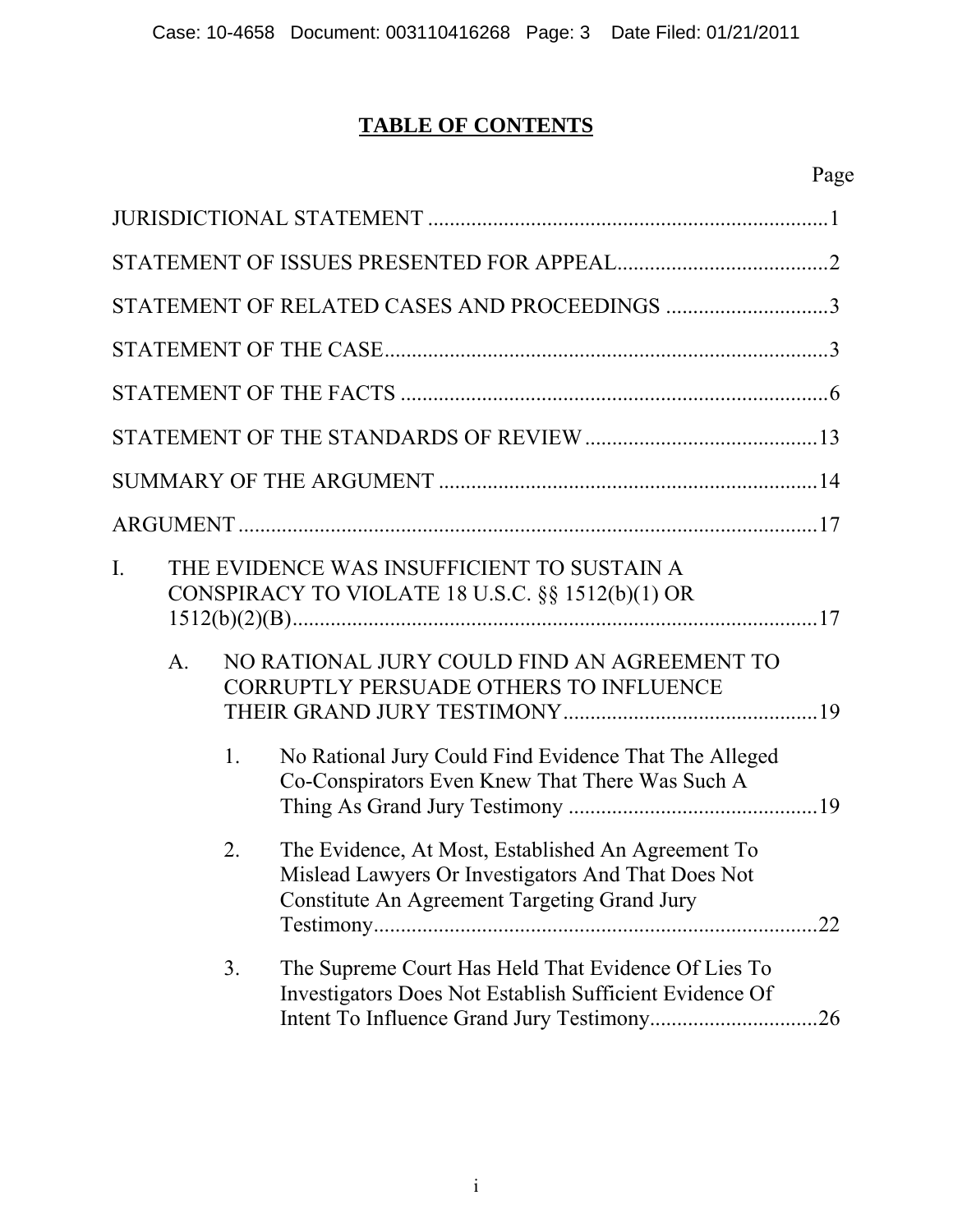# TABLE OF CONTENTS

| | Page |
|---|---|
| JURISDICTIONAL STATEMENT | 1 |
| STATEMENT OF ISSUES PRESENTED FOR APPEAL | 2 |
| STATEMENT OF RELATED CASES AND PROCEEDINGS | 3 |
| STATEMENT OF THE CASE | 3 |
| STATEMENT OF THE FACTS | 6 |
| STATEMENT OF THE STANDARDS OF REVIEW | 13 |
| SUMMARY OF THE ARGUMENT | 14 |
| ARGUMENT | 17 |
| I. THE EVIDENCE WAS INSUFFICIENT TO SUSTAIN A CONSPIRACY TO VIOLATE 18 U.S.C. §§ 1512(b)(1) OR 1512(b)(2)(B) | 17 |
| A. NO RATIONAL JURY COULD FIND AN AGREEMENT TO CORRUPTLY PERSUADE OTHERS TO INFLUENCE THEIR GRAND JURY TESTIMONY | 19 |
| 1. No Rational Jury Could Find Evidence That The Alleged Co-Conspirators Even Knew That There Was Such A Thing As Grand Jury Testimony | 19 |
| 2. The Evidence, At Most, Established An Agreement To Mislead Lawyers Or Investigators And That Does Not Constitute An Agreement Targeting Grand Jury Testimony | 22 |
| 3. The Supreme Court Has Held That Evidence Of Lies To Investigators Does Not Establish Sufficient Evidence Of Intent To Influence Grand Jury Testimony | 26 |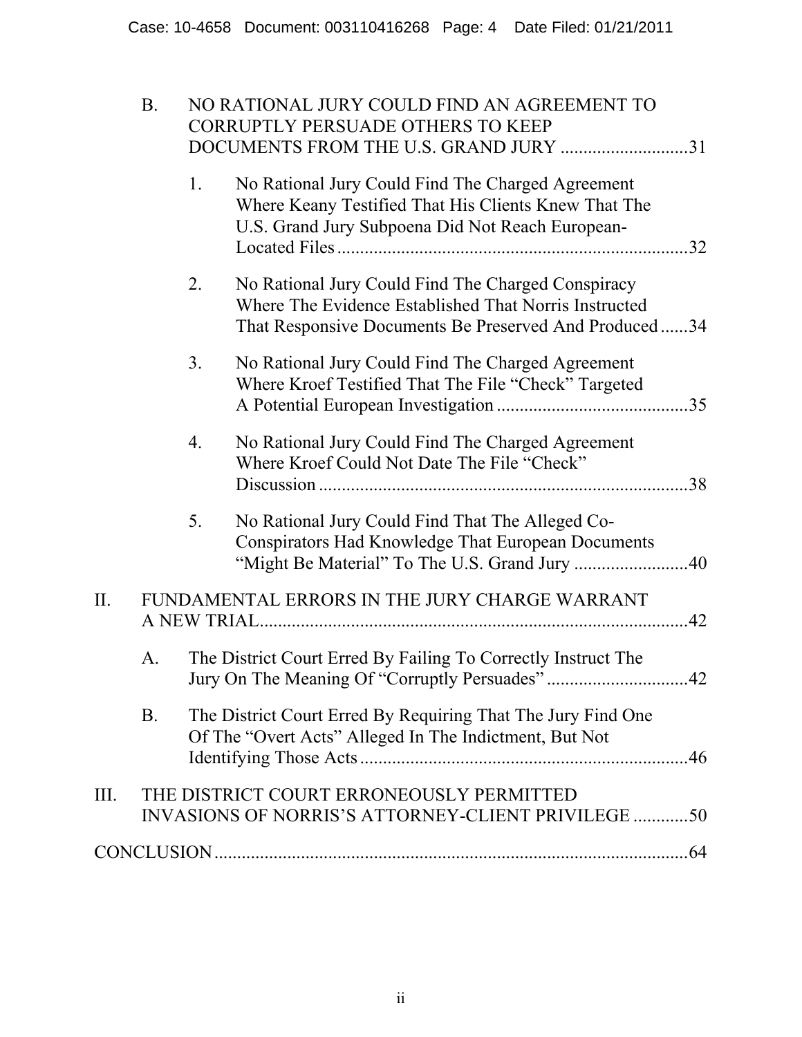- B. NO RATIONAL JURY COULD FIND AN AGREEMENT TO CORRUPTLY PERSUADE OTHERS TO KEEP DOCUMENTS FROM THE U.S. GRAND JURY ............................31
  1. No Rational Jury Could Find The Charged Agreement Where Keany Testified That His Clients Knew That The U.S. Grand Jury Subpoena Did Not Reach European-Located Files .............................................................................32
  2. No Rational Jury Could Find The Charged Conspiracy Where The Evidence Established That Norris Instructed That Responsive Documents Be Preserved And Produced ......34
  3. No Rational Jury Could Find The Charged Agreement Where Kroef Testified That The File "Check" Targeted A Potential European Investigation ..........................................35
  4. No Rational Jury Could Find The Charged Agreement Where Kroef Could Not Date The File "Check" Discussion .................................................................................38
  5. No Rational Jury Could Find That The Alleged Co-Conspirators Had Knowledge That European Documents "Might Be Material" To The U.S. Grand Jury .........................40

II. FUNDAMENTAL ERRORS IN THE JURY CHARGE WARRANT A NEW TRIAL.............................................................................................42

- A. The District Court Erred By Failing To Correctly Instruct The Jury On The Meaning Of "Corruptly Persuades" ...............................42
- B. The District Court Erred By Requiring That The Jury Find One Of The "Overt Acts" Alleged In The Indictment, But Not Identifying Those Acts .......................................................................46

III. THE DISTRICT COURT ERRONEOUSLY PERMITTED INVASIONS OF NORRIS'S ATTORNEY-CLIENT PRIVILEGE ............50

CONCLUSION.........................................................................................................64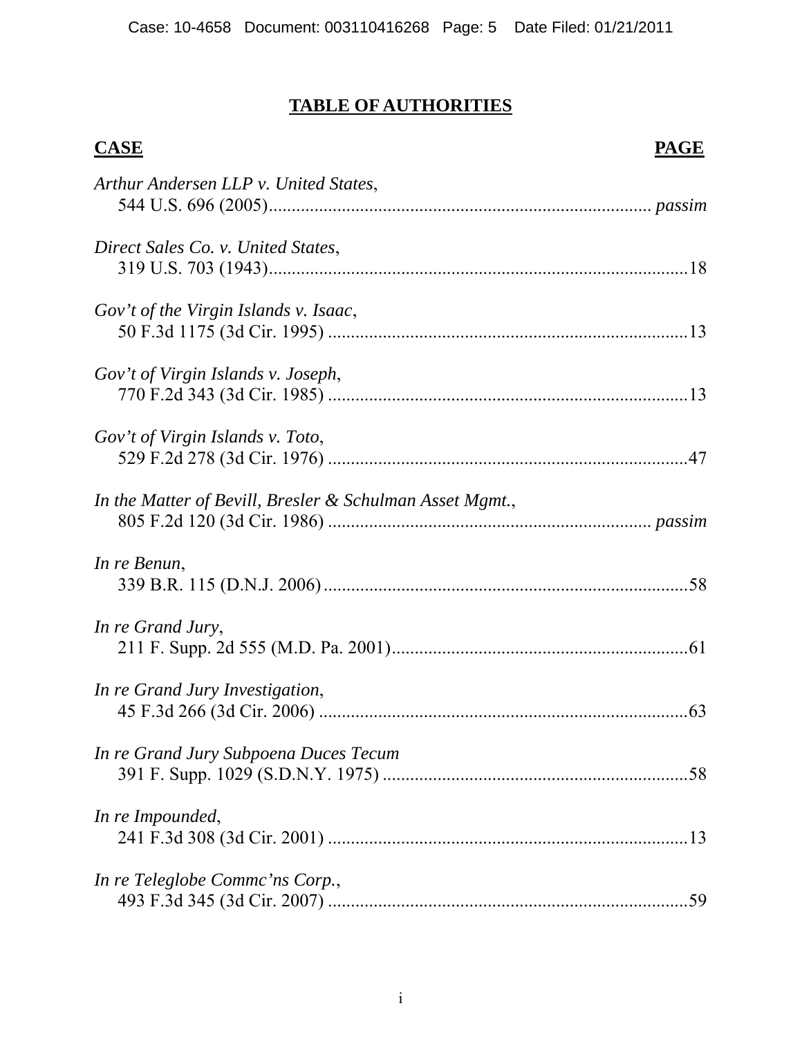# TABLE OF AUTHORITIES

| **CASE** | **PAGE** |
|---|---|
| *Arthur Andersen LLP v. United States*, 544 U.S. 696 (2005) | *passim* |
| *Direct Sales Co. v. United States*, 319 U.S. 703 (1943) | 18 |
| *Gov't of the Virgin Islands v. Isaac*, 50 F.3d 1175 (3d Cir. 1995) | 13 |
| *Gov't of Virgin Islands v. Joseph*, 770 F.2d 343 (3d Cir. 1985) | 13 |
| *Gov't of Virgin Islands v. Toto*, 529 F.2d 278 (3d Cir. 1976) | 47 |
| *In the Matter of Bevill, Bresler & Schulman Asset Mgmt.*, 805 F.2d 120 (3d Cir. 1986) | *passim* |
| *In re Benun*, 339 B.R. 115 (D.N.J. 2006) | 58 |
| *In re Grand Jury*, 211 F. Supp. 2d 555 (M.D. Pa. 2001) | 61 |
| *In re Grand Jury Investigation*, 45 F.3d 266 (3d Cir. 2006) | 63 |
| *In re Grand Jury Subpoena Duces Tecum* 391 F. Supp. 1029 (S.D.N.Y. 1975) | 58 |
| *In re Impounded*, 241 F.3d 308 (3d Cir. 2001) | 13 |
| *In re Teleglobe Commc'ns Corp.*, 493 F.3d 345 (3d Cir. 2007) | 59 |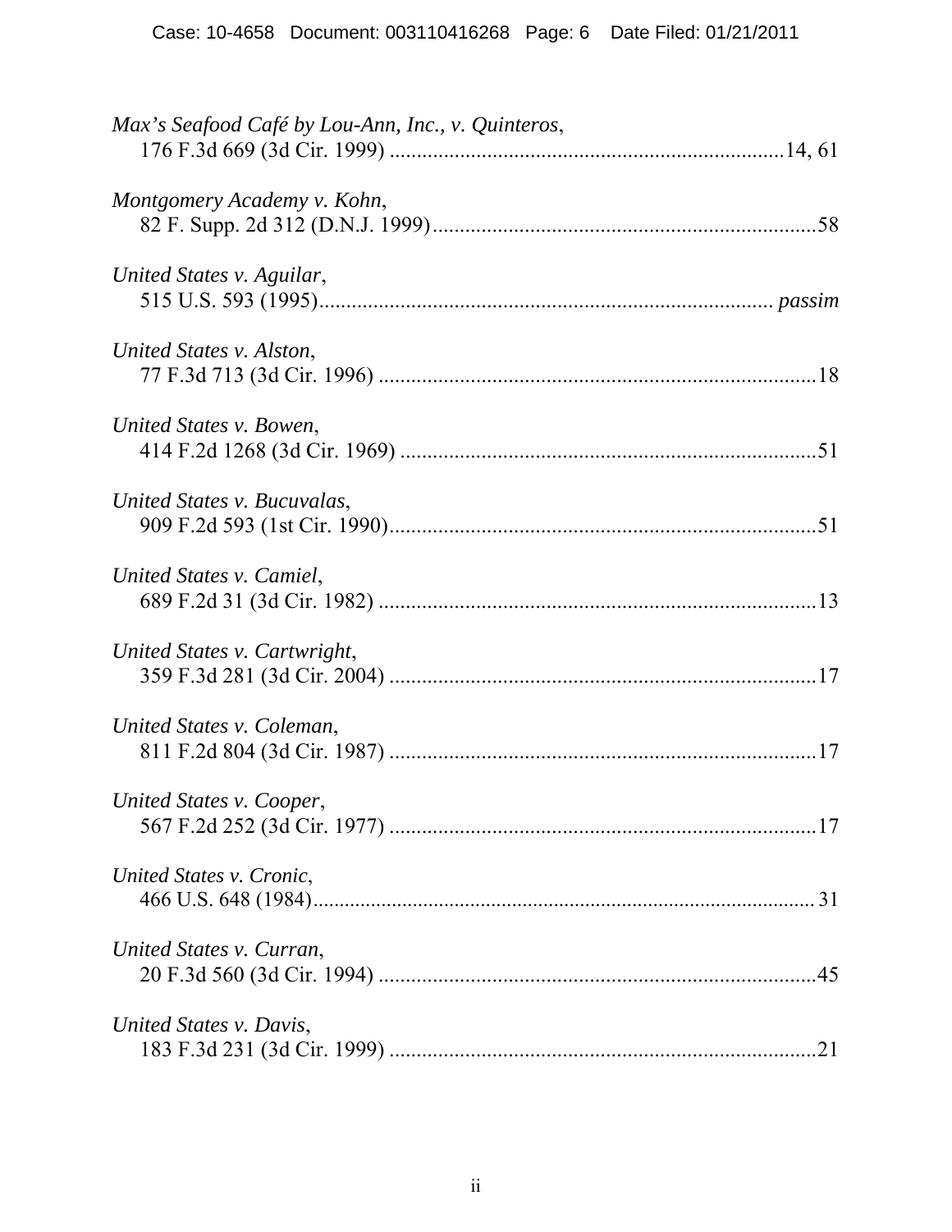*Max's Seafood Café by Lou-Ann, Inc., v. Quinteros*,
176 F.3d 669 (3d Cir. 1999) ........................................................................14, 61

*Montgomery Academy v. Kohn*,
82 F. Supp. 2d 312 (D.N.J. 1999).......................................................................58

*United States v. Aguilar*,
515 U.S. 593 (1995)................................................................................... *passim*

*United States v. Alston*,
77 F.3d 713 (3d Cir. 1996) ................................................................................18

*United States v. Bowen*,
414 F.2d 1268 (3d Cir. 1969) ............................................................................51

*United States v. Bucuvalas*,
909 F.2d 593 (1st Cir. 1990)..............................................................................51

*United States v. Camiel*,
689 F.2d 31 (3d Cir. 1982) ................................................................................13

*United States v. Cartwright*,
359 F.3d 281 (3d Cir. 2004) ..............................................................................17

*United States v. Coleman*,
811 F.2d 804 (3d Cir. 1987) ..............................................................................17

*United States v. Cooper*,
567 F.2d 252 (3d Cir. 1977) ..............................................................................17

*United States v. Cronic*,
466 U.S. 648 (1984)............................................................................................ 31

*United States v. Curran*,
20 F.3d 560 (3d Cir. 1994) ................................................................................45

*United States v. Davis*,
183 F.3d 231 (3d Cir. 1999) ..............................................................................21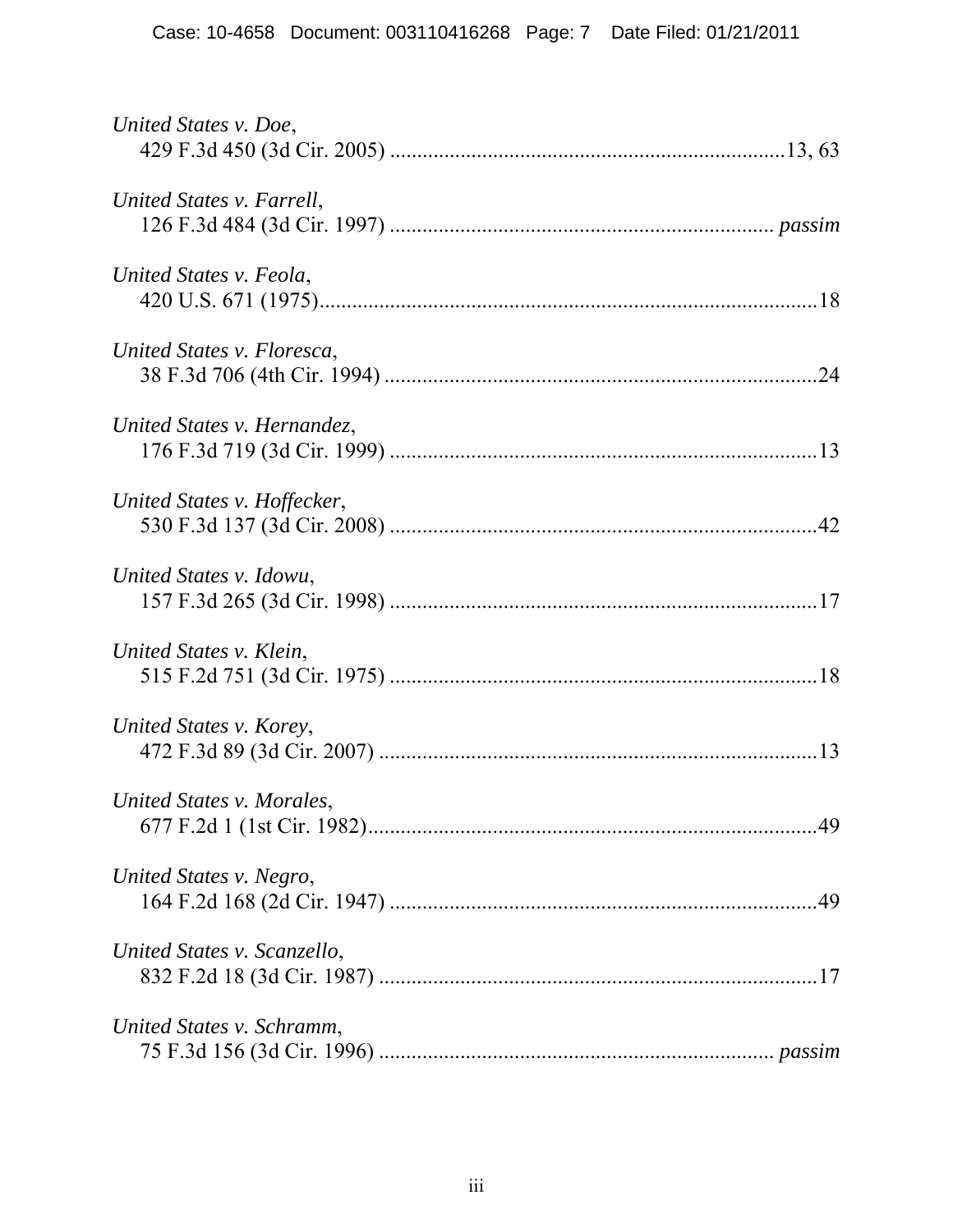*United States v. Doe*,
429 F.3d 450 (3d Cir. 2005) ........................................................................13, 63

*United States v. Farrell*,
126 F.3d 484 (3d Cir. 1997) ...................................................................... *passim*

*United States v. Feola*,
420 U.S. 671 (1975)...........................................................................................18

*United States v. Floresca*,
38 F.3d 706 (4th Cir. 1994) ...............................................................................24

*United States v. Hernandez*,
176 F.3d 719 (3d Cir. 1999) ..............................................................................13

*United States v. Hoffecker*,
530 F.3d 137 (3d Cir. 2008) ..............................................................................42

*United States v. Idowu*,
157 F.3d 265 (3d Cir. 1998) ..............................................................................17

*United States v. Klein*,
515 F.2d 751 (3d Cir. 1975) ..............................................................................18

*United States v. Korey*,
472 F.3d 89 (3d Cir. 2007) ................................................................................13

*United States v. Morales*,
677 F.2d 1 (1st Cir. 1982)..................................................................................49

*United States v. Negro*,
164 F.2d 168 (2d Cir. 1947) ..............................................................................49

*United States v. Scanzello*,
832 F.2d 18 (3d Cir. 1987) ................................................................................17

*United States v. Schramm*,
75 F.3d 156 (3d Cir. 1996) ....................................................................... *passim*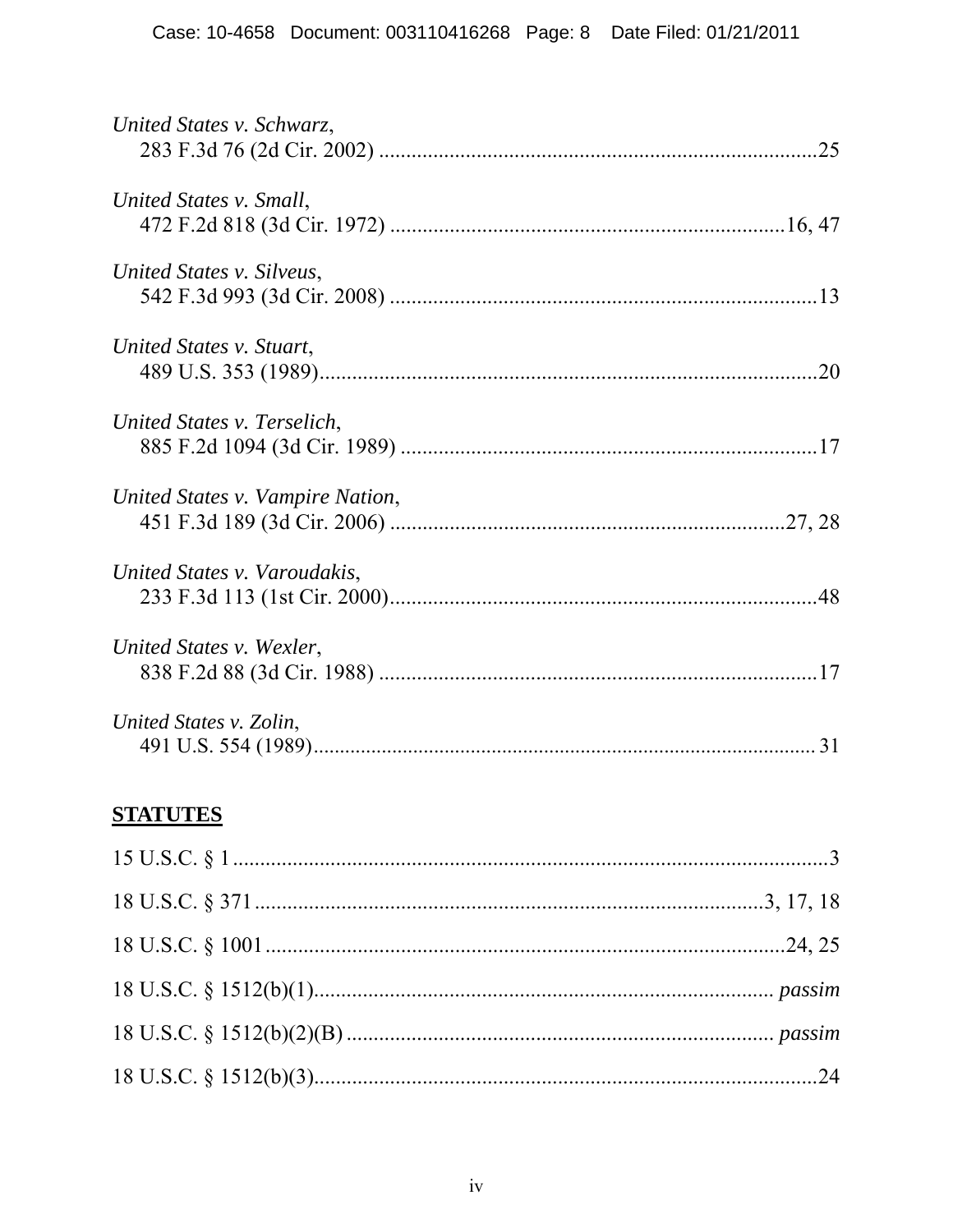*United States v. Schwarz*,
283 F.3d 76 (2d Cir. 2002) ................................................................................25

*United States v. Small*,
472 F.2d 818 (3d Cir. 1972) ........................................................................16, 47

*United States v. Silveus*,
542 F.3d 993 (3d Cir. 2008) .............................................................................13

*United States v. Stuart*,
489 U.S. 353 (1989)..........................................................................................20

*United States v. Terselich*,
885 F.2d 1094 (3d Cir. 1989) ...........................................................................17

*United States v. Vampire Nation*,
451 F.3d 189 (3d Cir. 2006) .........................................................................27, 28

*United States v. Varoudakis*,
233 F.3d 113 (1st Cir. 2000).............................................................................48

*United States v. Wexler*,
838 F.2d 88 (3d Cir. 1988) ................................................................................17

*United States v. Zolin*,
491 U.S. 554 (1989)............................................................................................ 31

**STATUTES**

15 U.S.C. § 1 ..............................................................................................................3

18 U.S.C. § 371 ............................................................................................3, 17, 18

18 U.S.C. § 1001 ................................................................................................24, 25

18 U.S.C. § 1512(b)(1)................................................................................... *passim*

18 U.S.C. § 1512(b)(2)(B) ............................................................................... *passim*

18 U.S.C. § 1512(b)(3)............................................................................................24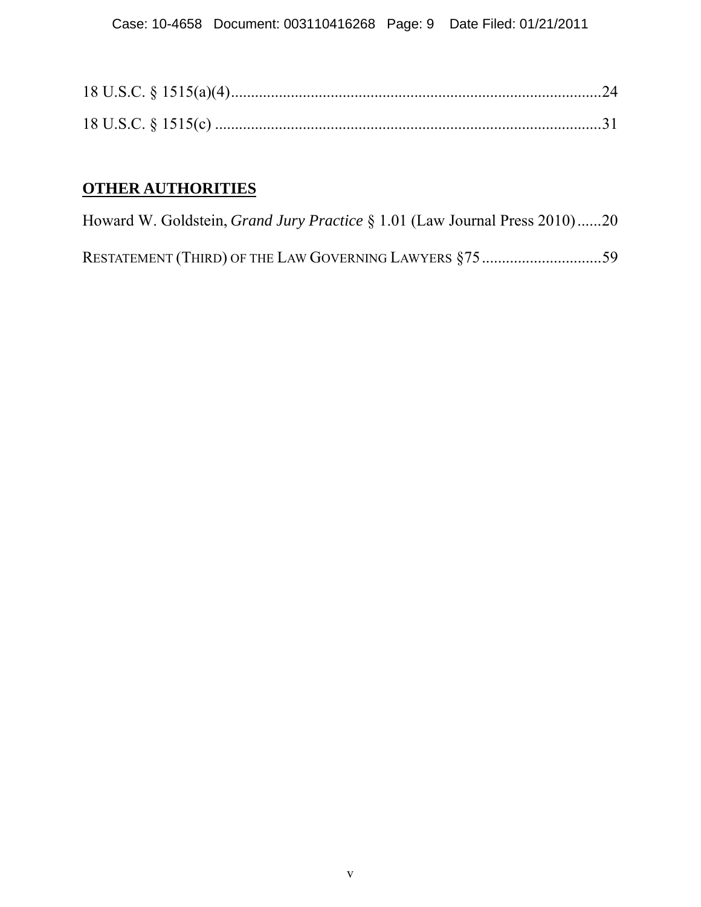18 U.S.C. § 1515(a)(4)....................................................................................24

18 U.S.C. § 1515(c) .......................................................................................31

## OTHER AUTHORITIES

Howard W. Goldstein, *Grand Jury Practice* § 1.01 (Law Journal Press 2010)......20

RESTATEMENT (THIRD) OF THE LAW GOVERNING LAWYERS §75..............................59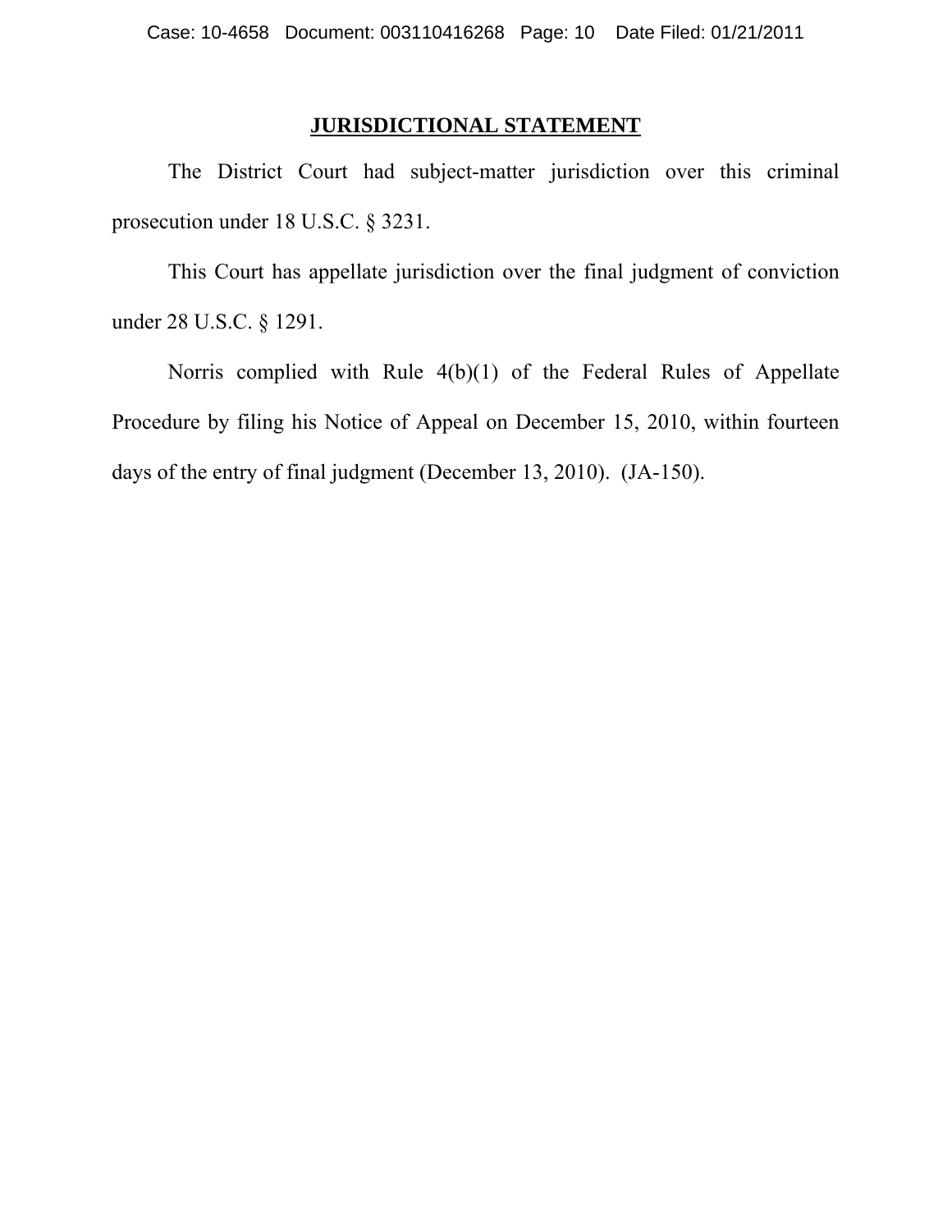## JURISDICTIONAL STATEMENT

The District Court had subject-matter jurisdiction over this criminal prosecution under 18 U.S.C. § 3231.

This Court has appellate jurisdiction over the final judgment of conviction under 28 U.S.C. § 1291.

Norris complied with Rule 4(b)(1) of the Federal Rules of Appellate Procedure by filing his Notice of Appeal on December 15, 2010, within fourteen days of the entry of final judgment (December 13, 2010). (JA-150).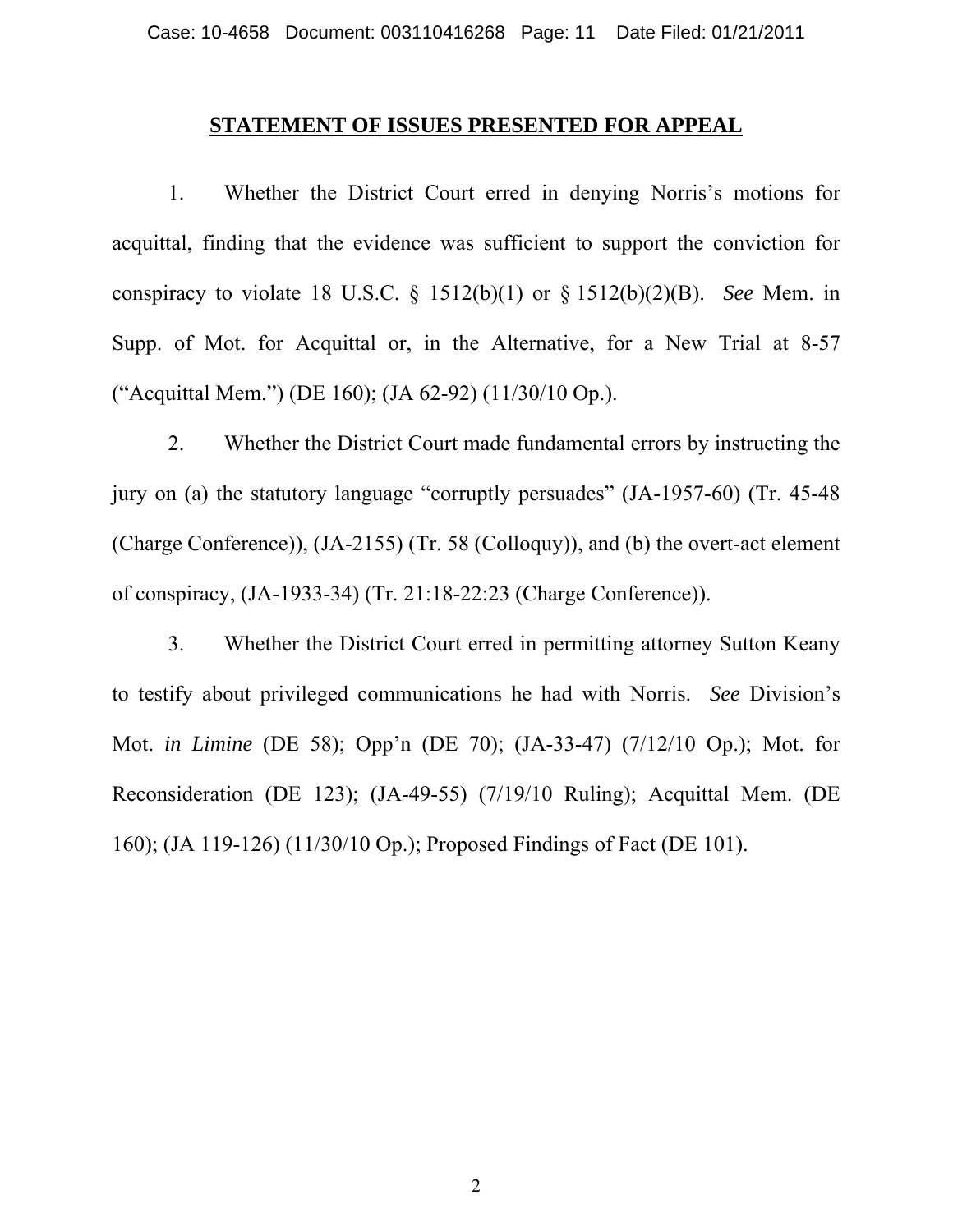## STATEMENT OF ISSUES PRESENTED FOR APPEAL

1. Whether the District Court erred in denying Norris's motions for acquittal, finding that the evidence was sufficient to support the conviction for conspiracy to violate 18 U.S.C. § 1512(b)(1) or § 1512(b)(2)(B). *See* Mem. in Supp. of Mot. for Acquittal or, in the Alternative, for a New Trial at 8-57 ("Acquittal Mem.") (DE 160); (JA 62-92) (11/30/10 Op.).

2. Whether the District Court made fundamental errors by instructing the jury on (a) the statutory language "corruptly persuades" (JA-1957-60) (Tr. 45-48 (Charge Conference)), (JA-2155) (Tr. 58 (Colloquy)), and (b) the overt-act element of conspiracy, (JA-1933-34) (Tr. 21:18-22:23 (Charge Conference)).

3. Whether the District Court erred in permitting attorney Sutton Keany to testify about privileged communications he had with Norris. *See* Division's Mot. *in Limine* (DE 58); Opp'n (DE 70); (JA-33-47) (7/12/10 Op.); Mot. for Reconsideration (DE 123); (JA-49-55) (7/19/10 Ruling); Acquittal Mem. (DE 160); (JA 119-126) (11/30/10 Op.); Proposed Findings of Fact (DE 101).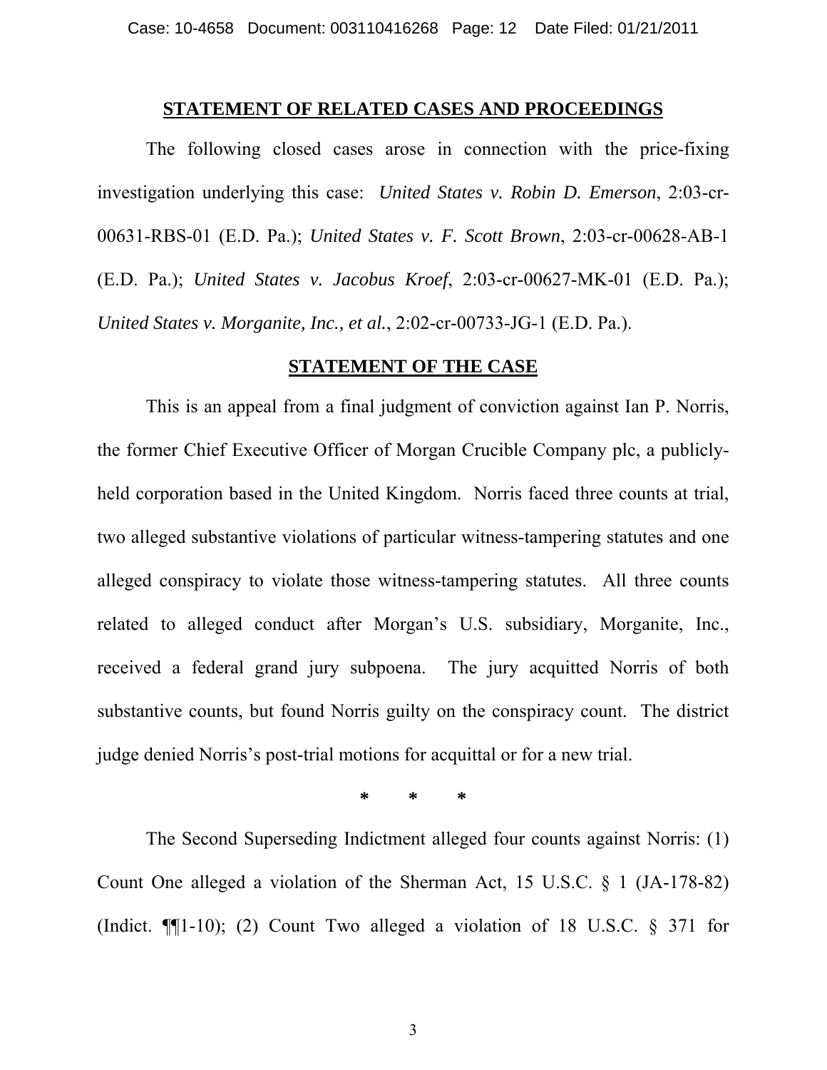## STATEMENT OF RELATED CASES AND PROCEEDINGS

The following closed cases arose in connection with the price-fixing investigation underlying this case: *United States v. Robin D. Emerson*, 2:03-cr-00631-RBS-01 (E.D. Pa.); *United States v. F. Scott Brown*, 2:03-cr-00628-AB-1 (E.D. Pa.); *United States v. Jacobus Kroef*, 2:03-cr-00627-MK-01 (E.D. Pa.); *United States v. Morganite, Inc., et al.*, 2:02-cr-00733-JG-1 (E.D. Pa.).

## STATEMENT OF THE CASE

This is an appeal from a final judgment of conviction against Ian P. Norris, the former Chief Executive Officer of Morgan Crucible Company plc, a publicly-held corporation based in the United Kingdom. Norris faced three counts at trial, two alleged substantive violations of particular witness-tampering statutes and one alleged conspiracy to violate those witness-tampering statutes. All three counts related to alleged conduct after Morgan's U.S. subsidiary, Morganite, Inc., received a federal grand jury subpoena. The jury acquitted Norris of both substantive counts, but found Norris guilty on the conspiracy count. The district judge denied Norris's post-trial motions for acquittal or for a new trial.

\* \* \*

The Second Superseding Indictment alleged four counts against Norris: (1) Count One alleged a violation of the Sherman Act, 15 U.S.C. § 1 (JA-178-82) (Indict. ¶¶1-10); (2) Count Two alleged a violation of 18 U.S.C. § 371 for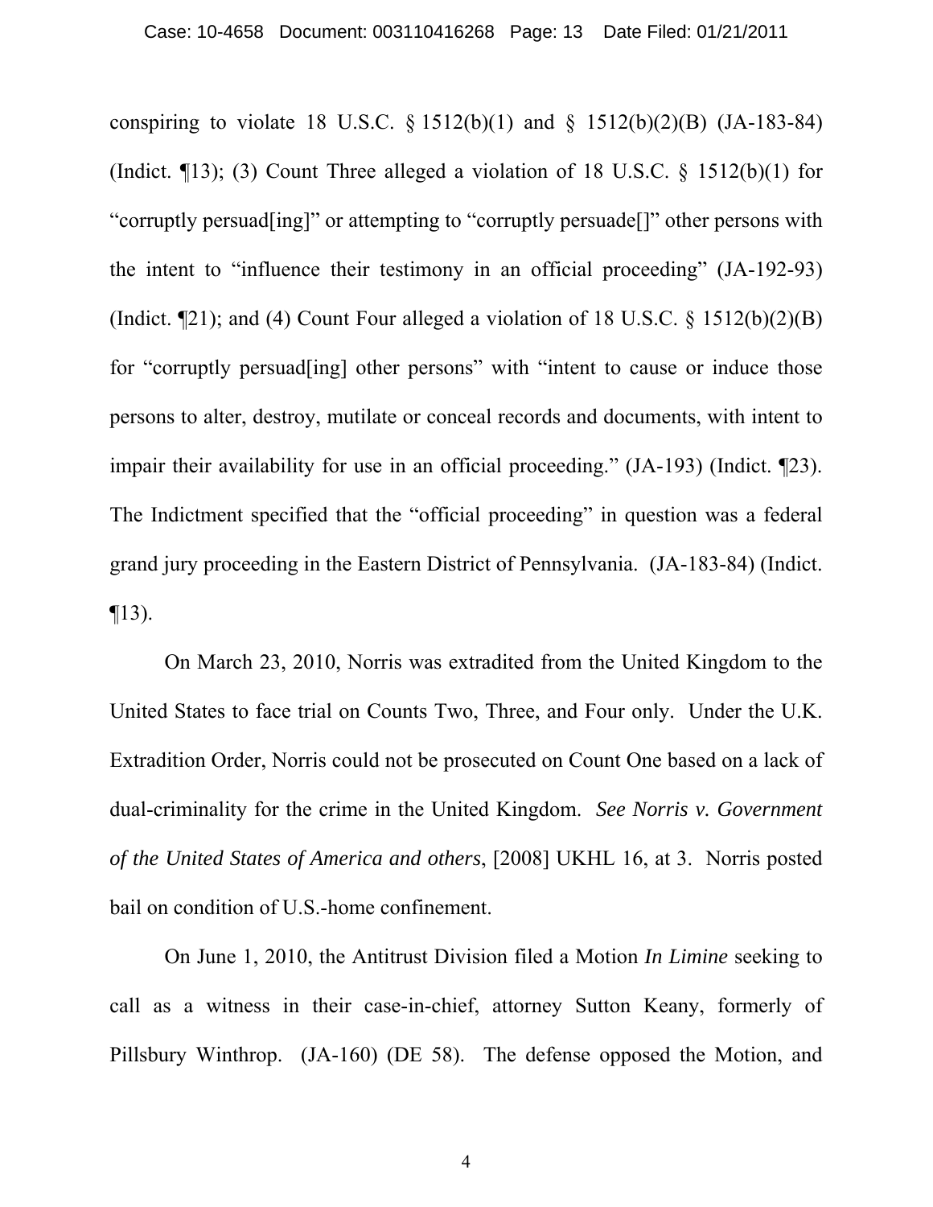conspiring to violate 18 U.S.C. § 1512(b)(1) and § 1512(b)(2)(B) (JA-183-84) (Indict. ¶13); (3) Count Three alleged a violation of 18 U.S.C. § 1512(b)(1) for "corruptly persuad[ing]" or attempting to "corruptly persuade[]" other persons with the intent to "influence their testimony in an official proceeding" (JA-192-93) (Indict. ¶21); and (4) Count Four alleged a violation of 18 U.S.C. § 1512(b)(2)(B) for "corruptly persuad[ing] other persons" with "intent to cause or induce those persons to alter, destroy, mutilate or conceal records and documents, with intent to impair their availability for use in an official proceeding." (JA-193) (Indict. ¶23). The Indictment specified that the "official proceeding" in question was a federal grand jury proceeding in the Eastern District of Pennsylvania. (JA-183-84) (Indict. ¶13).

On March 23, 2010, Norris was extradited from the United Kingdom to the United States to face trial on Counts Two, Three, and Four only. Under the U.K. Extradition Order, Norris could not be prosecuted on Count One based on a lack of dual-criminality for the crime in the United Kingdom. *See Norris v. Government of the United States of America and others*, [2008] UKHL 16, at 3. Norris posted bail on condition of U.S.-home confinement.

On June 1, 2010, the Antitrust Division filed a Motion *In Limine* seeking to call as a witness in their case-in-chief, attorney Sutton Keany, formerly of Pillsbury Winthrop. (JA-160) (DE 58). The defense opposed the Motion, and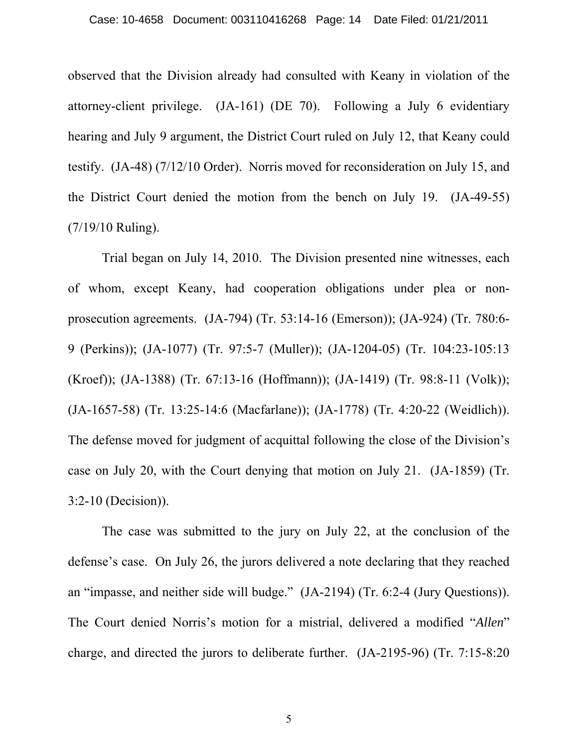observed that the Division already had consulted with Keany in violation of the attorney-client privilege. (JA-161) (DE 70). Following a July 6 evidentiary hearing and July 9 argument, the District Court ruled on July 12, that Keany could testify. (JA-48) (7/12/10 Order). Norris moved for reconsideration on July 15, and the District Court denied the motion from the bench on July 19. (JA-49-55) (7/19/10 Ruling).

Trial began on July 14, 2010. The Division presented nine witnesses, each of whom, except Keany, had cooperation obligations under plea or non-prosecution agreements. (JA-794) (Tr. 53:14-16 (Emerson)); (JA-924) (Tr. 780:6-9 (Perkins)); (JA-1077) (Tr. 97:5-7 (Muller)); (JA-1204-05) (Tr. 104:23-105:13 (Kroef)); (JA-1388) (Tr. 67:13-16 (Hoffmann)); (JA-1419) (Tr. 98:8-11 (Volk)); (JA-1657-58) (Tr. 13:25-14:6 (Macfarlane)); (JA-1778) (Tr. 4:20-22 (Weidlich)). The defense moved for judgment of acquittal following the close of the Division's case on July 20, with the Court denying that motion on July 21. (JA-1859) (Tr. 3:2-10 (Decision)).

The case was submitted to the jury on July 22, at the conclusion of the defense's case. On July 26, the jurors delivered a note declaring that they reached an "impasse, and neither side will budge." (JA-2194) (Tr. 6:2-4 (Jury Questions)). The Court denied Norris's motion for a mistrial, delivered a modified "*Allen*" charge, and directed the jurors to deliberate further. (JA-2195-96) (Tr. 7:15-8:20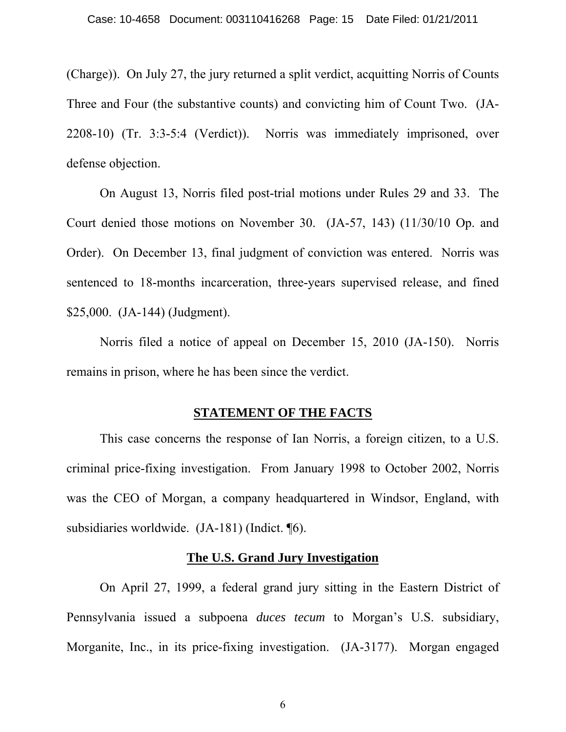(Charge)). On July 27, the jury returned a split verdict, acquitting Norris of Counts Three and Four (the substantive counts) and convicting him of Count Two. (JA-2208-10) (Tr. 3:3-5:4 (Verdict)). Norris was immediately imprisoned, over defense objection.

On August 13, Norris filed post-trial motions under Rules 29 and 33. The Court denied those motions on November 30. (JA-57, 143) (11/30/10 Op. and Order). On December 13, final judgment of conviction was entered. Norris was sentenced to 18-months incarceration, three-years supervised release, and fined $25,000. (JA-144) (Judgment).

Norris filed a notice of appeal on December 15, 2010 (JA-150). Norris remains in prison, where he has been since the verdict.

## STATEMENT OF THE FACTS

This case concerns the response of Ian Norris, a foreign citizen, to a U.S. criminal price-fixing investigation. From January 1998 to October 2002, Norris was the CEO of Morgan, a company headquartered in Windsor, England, with subsidiaries worldwide. (JA-181) (Indict. ¶6).

### The U.S. Grand Jury Investigation

On April 27, 1999, a federal grand jury sitting in the Eastern District of Pennsylvania issued a subpoena *duces tecum* to Morgan's U.S. subsidiary, Morganite, Inc., in its price-fixing investigation. (JA-3177). Morgan engaged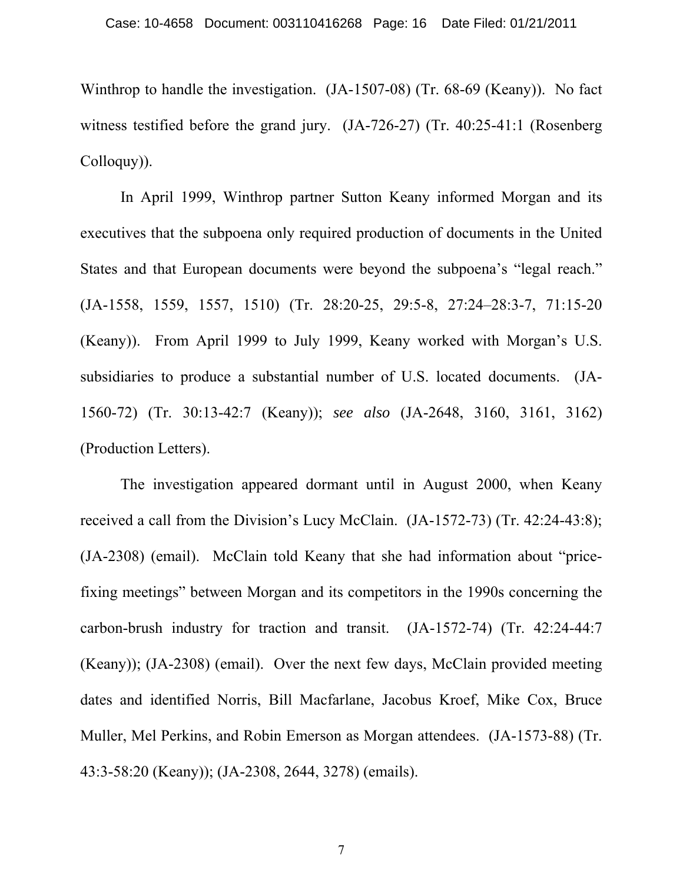Winthrop to handle the investigation. (JA-1507-08) (Tr. 68-69 (Keany)). No fact witness testified before the grand jury. (JA-726-27) (Tr. 40:25-41:1 (Rosenberg Colloquy)).

In April 1999, Winthrop partner Sutton Keany informed Morgan and its executives that the subpoena only required production of documents in the United States and that European documents were beyond the subpoena's "legal reach." (JA-1558, 1559, 1557, 1510) (Tr. 28:20-25, 29:5-8, 27:24–28:3-7, 71:15-20 (Keany)). From April 1999 to July 1999, Keany worked with Morgan's U.S. subsidiaries to produce a substantial number of U.S. located documents. (JA-1560-72) (Tr. 30:13-42:7 (Keany)); *see also* (JA-2648, 3160, 3161, 3162) (Production Letters).

The investigation appeared dormant until in August 2000, when Keany received a call from the Division's Lucy McClain. (JA-1572-73) (Tr. 42:24-43:8); (JA-2308) (email). McClain told Keany that she had information about "price-fixing meetings" between Morgan and its competitors in the 1990s concerning the carbon-brush industry for traction and transit. (JA-1572-74) (Tr. 42:24-44:7 (Keany)); (JA-2308) (email). Over the next few days, McClain provided meeting dates and identified Norris, Bill Macfarlane, Jacobus Kroef, Mike Cox, Bruce Muller, Mel Perkins, and Robin Emerson as Morgan attendees. (JA-1573-88) (Tr. 43:3-58:20 (Keany)); (JA-2308, 2644, 3278) (emails).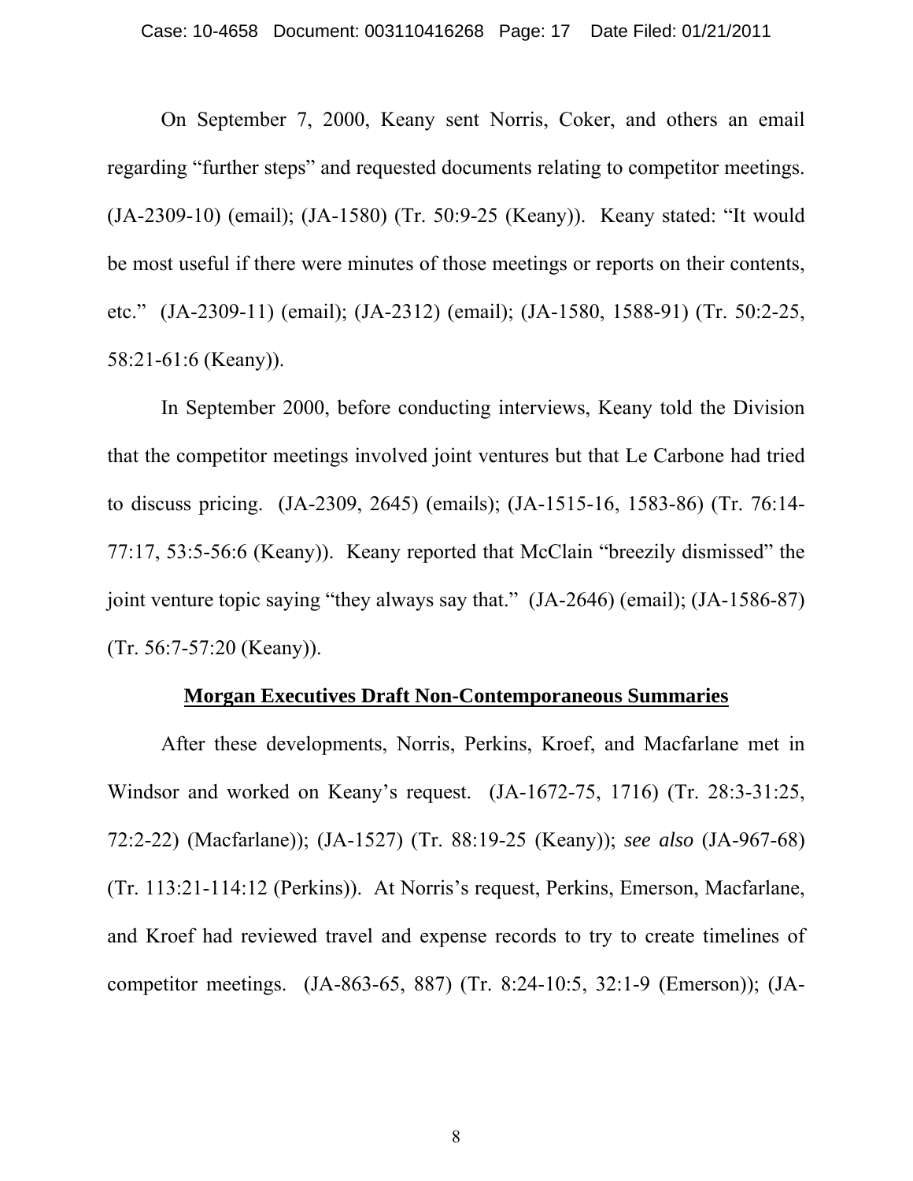On September 7, 2000, Keany sent Norris, Coker, and others an email regarding "further steps" and requested documents relating to competitor meetings. (JA-2309-10) (email); (JA-1580) (Tr. 50:9-25 (Keany)). Keany stated: "It would be most useful if there were minutes of those meetings or reports on their contents, etc." (JA-2309-11) (email); (JA-2312) (email); (JA-1580, 1588-91) (Tr. 50:2-25, 58:21-61:6 (Keany)).

In September 2000, before conducting interviews, Keany told the Division that the competitor meetings involved joint ventures but that Le Carbone had tried to discuss pricing. (JA-2309, 2645) (emails); (JA-1515-16, 1583-86) (Tr. 76:14-77:17, 53:5-56:6 (Keany)). Keany reported that McClain "breezily dismissed" the joint venture topic saying "they always say that." (JA-2646) (email); (JA-1586-87) (Tr. 56:7-57:20 (Keany)).

## Morgan Executives Draft Non-Contemporaneous Summaries

After these developments, Norris, Perkins, Kroef, and Macfarlane met in Windsor and worked on Keany's request. (JA-1672-75, 1716) (Tr. 28:3-31:25, 72:2-22) (Macfarlane)); (JA-1527) (Tr. 88:19-25 (Keany)); *see also* (JA-967-68) (Tr. 113:21-114:12 (Perkins)). At Norris's request, Perkins, Emerson, Macfarlane, and Kroef had reviewed travel and expense records to try to create timelines of competitor meetings. (JA-863-65, 887) (Tr. 8:24-10:5, 32:1-9 (Emerson)); (JA-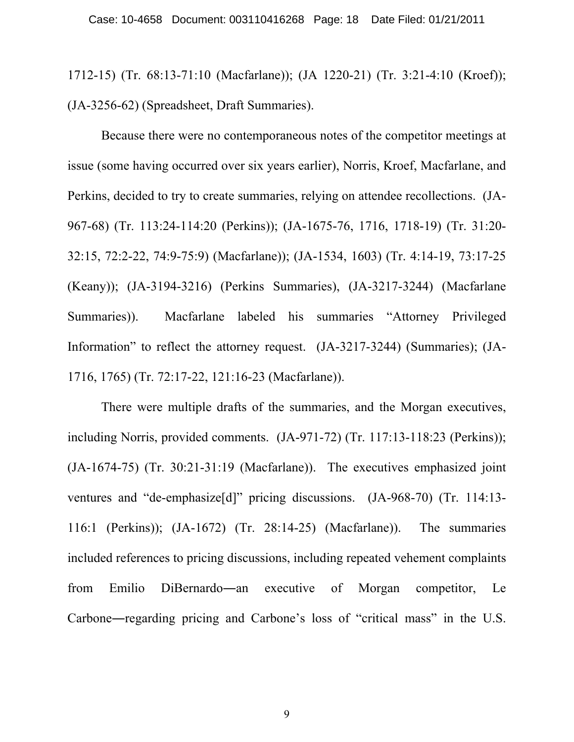1712-15) (Tr. 68:13-71:10 (Macfarlane)); (JA 1220-21) (Tr. 3:21-4:10 (Kroef)); (JA-3256-62) (Spreadsheet, Draft Summaries).

Because there were no contemporaneous notes of the competitor meetings at issue (some having occurred over six years earlier), Norris, Kroef, Macfarlane, and Perkins, decided to try to create summaries, relying on attendee recollections. (JA-967-68) (Tr. 113:24-114:20 (Perkins)); (JA-1675-76, 1716, 1718-19) (Tr. 31:20-32:15, 72:2-22, 74:9-75:9) (Macfarlane)); (JA-1534, 1603) (Tr. 4:14-19, 73:17-25 (Keany)); (JA-3194-3216) (Perkins Summaries), (JA-3217-3244) (Macfarlane Summaries)). Macfarlane labeled his summaries "Attorney Privileged Information" to reflect the attorney request. (JA-3217-3244) (Summaries); (JA-1716, 1765) (Tr. 72:17-22, 121:16-23 (Macfarlane)).

There were multiple drafts of the summaries, and the Morgan executives, including Norris, provided comments. (JA-971-72) (Tr. 117:13-118:23 (Perkins)); (JA-1674-75) (Tr. 30:21-31:19 (Macfarlane)). The executives emphasized joint ventures and "de-emphasize[d]" pricing discussions. (JA-968-70) (Tr. 114:13-116:1 (Perkins)); (JA-1672) (Tr. 28:14-25) (Macfarlane)). The summaries included references to pricing discussions, including repeated vehement complaints from Emilio DiBernardo―an executive of Morgan competitor, Le Carbone―regarding pricing and Carbone's loss of "critical mass" in the U.S.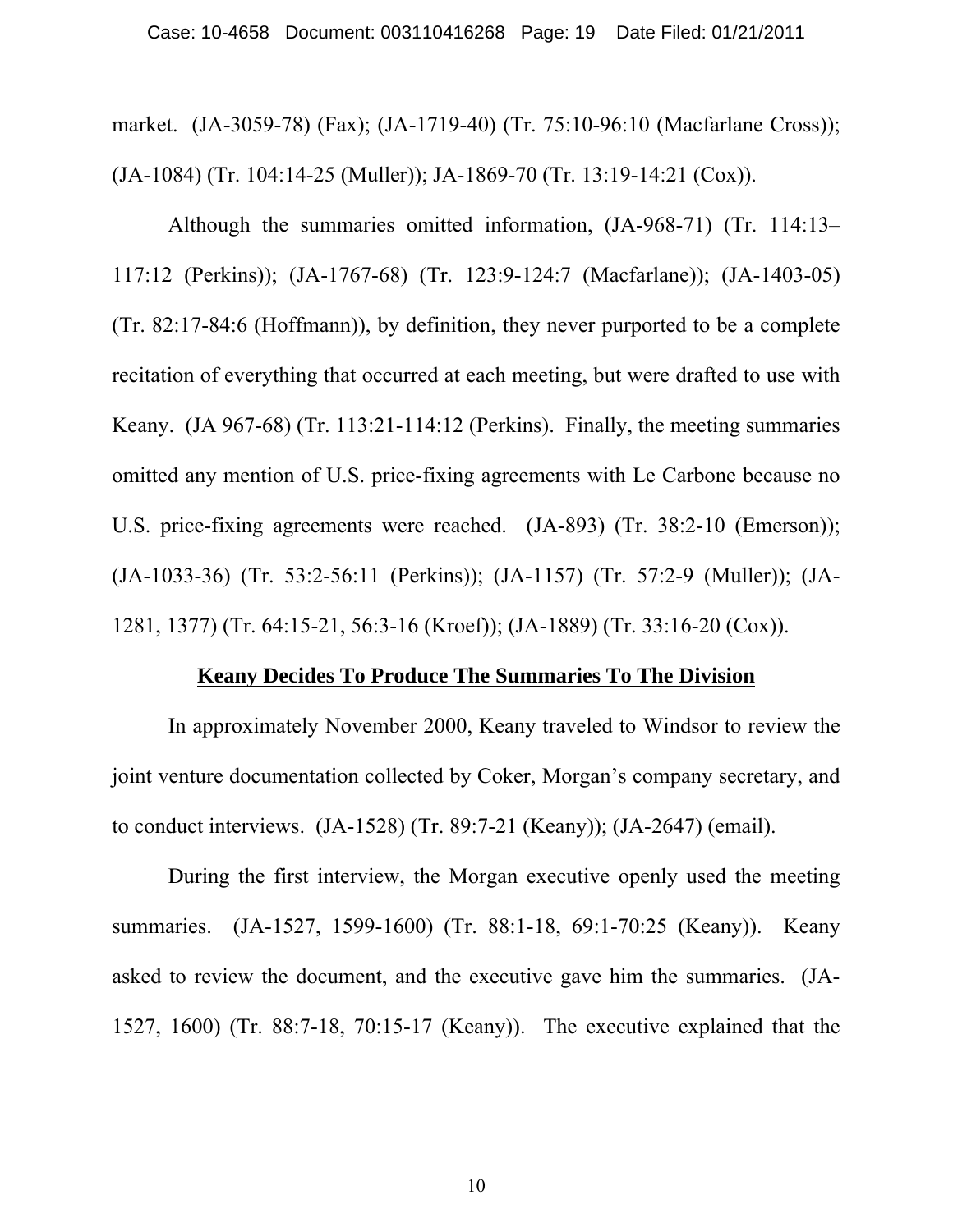market. (JA-3059-78) (Fax); (JA-1719-40) (Tr. 75:10-96:10 (Macfarlane Cross)); (JA-1084) (Tr. 104:14-25 (Muller)); JA-1869-70 (Tr. 13:19-14:21 (Cox)).

Although the summaries omitted information, (JA-968-71) (Tr. 114:13–117:12 (Perkins)); (JA-1767-68) (Tr. 123:9-124:7 (Macfarlane)); (JA-1403-05) (Tr. 82:17-84:6 (Hoffmann)), by definition, they never purported to be a complete recitation of everything that occurred at each meeting, but were drafted to use with Keany. (JA 967-68) (Tr. 113:21-114:12 (Perkins). Finally, the meeting summaries omitted any mention of U.S. price-fixing agreements with Le Carbone because no U.S. price-fixing agreements were reached. (JA-893) (Tr. 38:2-10 (Emerson)); (JA-1033-36) (Tr. 53:2-56:11 (Perkins)); (JA-1157) (Tr. 57:2-9 (Muller)); (JA-1281, 1377) (Tr. 64:15-21, 56:3-16 (Kroef)); (JA-1889) (Tr. 33:16-20 (Cox)).

**Keany Decides To Produce The Summaries To The Division**

In approximately November 2000, Keany traveled to Windsor to review the joint venture documentation collected by Coker, Morgan's company secretary, and to conduct interviews. (JA-1528) (Tr. 89:7-21 (Keany)); (JA-2647) (email).

During the first interview, the Morgan executive openly used the meeting summaries. (JA-1527, 1599-1600) (Tr. 88:1-18, 69:1-70:25 (Keany)). Keany asked to review the document, and the executive gave him the summaries. (JA-1527, 1600) (Tr. 88:7-18, 70:15-17 (Keany)). The executive explained that the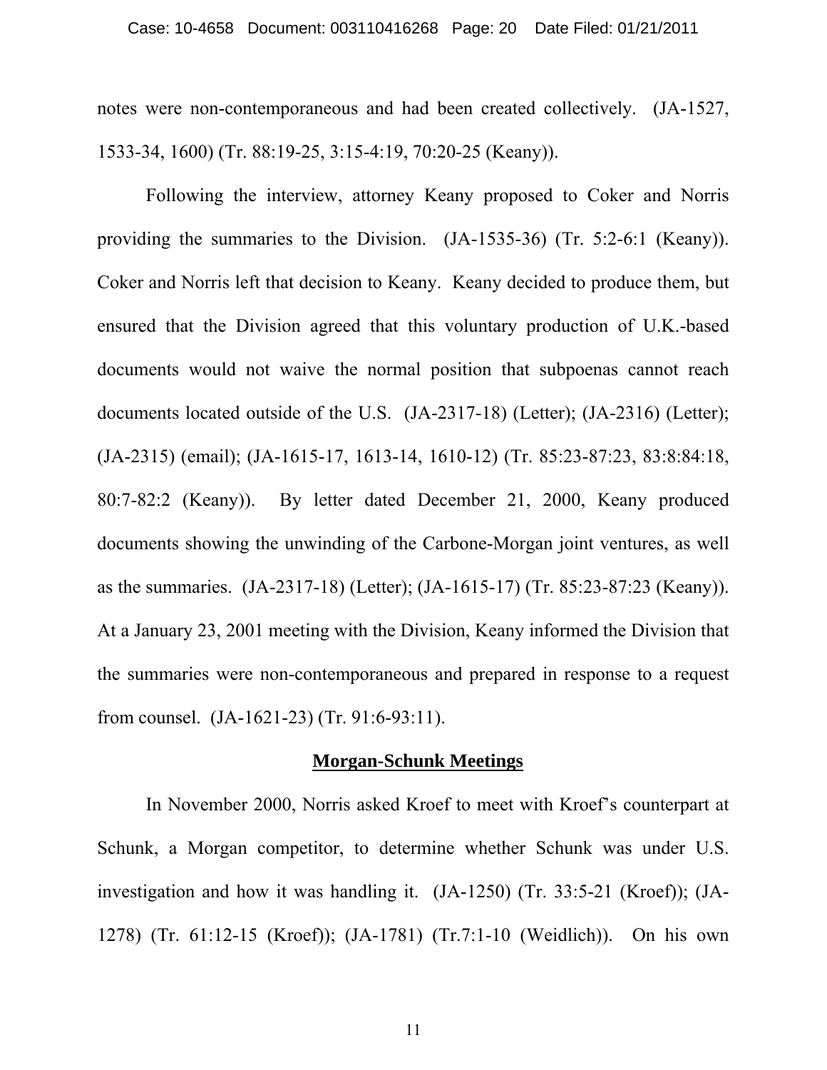notes were non-contemporaneous and had been created collectively. (JA-1527, 1533-34, 1600) (Tr. 88:19-25, 3:15-4:19, 70:20-25 (Keany)).

Following the interview, attorney Keany proposed to Coker and Norris providing the summaries to the Division. (JA-1535-36) (Tr. 5:2-6:1 (Keany)). Coker and Norris left that decision to Keany. Keany decided to produce them, but ensured that the Division agreed that this voluntary production of U.K.-based documents would not waive the normal position that subpoenas cannot reach documents located outside of the U.S. (JA-2317-18) (Letter); (JA-2316) (Letter); (JA-2315) (email); (JA-1615-17, 1613-14, 1610-12) (Tr. 85:23-87:23, 83:8:84:18, 80:7-82:2 (Keany)). By letter dated December 21, 2000, Keany produced documents showing the unwinding of the Carbone-Morgan joint ventures, as well as the summaries. (JA-2317-18) (Letter); (JA-1615-17) (Tr. 85:23-87:23 (Keany)). At a January 23, 2001 meeting with the Division, Keany informed the Division that the summaries were non-contemporaneous and prepared in response to a request from counsel. (JA-1621-23) (Tr. 91:6-93:11).

**Morgan-Schunk Meetings**

In November 2000, Norris asked Kroef to meet with Kroef's counterpart at Schunk, a Morgan competitor, to determine whether Schunk was under U.S. investigation and how it was handling it. (JA-1250) (Tr. 33:5-21 (Kroef)); (JA-1278) (Tr. 61:12-15 (Kroef)); (JA-1781) (Tr.7:1-10 (Weidlich)). On his own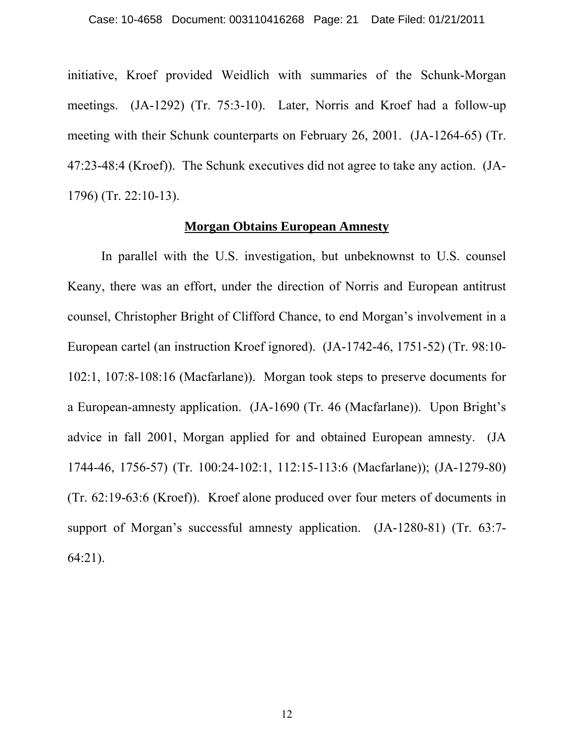initiative, Kroef provided Weidlich with summaries of the Schunk-Morgan meetings. (JA-1292) (Tr. 75:3-10). Later, Norris and Kroef had a follow-up meeting with their Schunk counterparts on February 26, 2001. (JA-1264-65) (Tr. 47:23-48:4 (Kroef)). The Schunk executives did not agree to take any action. (JA-1796) (Tr. 22:10-13).

## **Morgan Obtains European Amnesty**

In parallel with the U.S. investigation, but unbeknownst to U.S. counsel Keany, there was an effort, under the direction of Norris and European antitrust counsel, Christopher Bright of Clifford Chance, to end Morgan's involvement in a European cartel (an instruction Kroef ignored). (JA-1742-46, 1751-52) (Tr. 98:10-102:1, 107:8-108:16 (Macfarlane)). Morgan took steps to preserve documents for a European-amnesty application. (JA-1690 (Tr. 46 (Macfarlane)). Upon Bright's advice in fall 2001, Morgan applied for and obtained European amnesty. (JA 1744-46, 1756-57) (Tr. 100:24-102:1, 112:15-113:6 (Macfarlane)); (JA-1279-80) (Tr. 62:19-63:6 (Kroef)). Kroef alone produced over four meters of documents in support of Morgan's successful amnesty application. (JA-1280-81) (Tr. 63:7-64:21).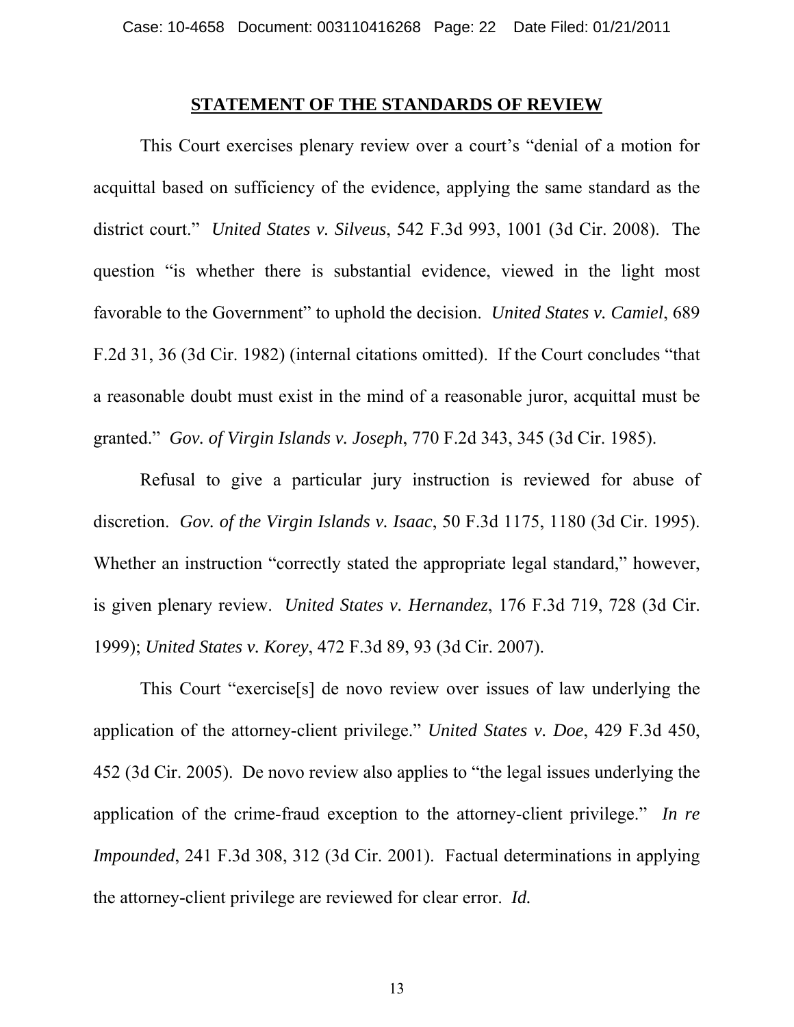## STATEMENT OF THE STANDARDS OF REVIEW

This Court exercises plenary review over a court's "denial of a motion for acquittal based on sufficiency of the evidence, applying the same standard as the district court." *United States v. Silveus*, 542 F.3d 993, 1001 (3d Cir. 2008). The question "is whether there is substantial evidence, viewed in the light most favorable to the Government" to uphold the decision. *United States v. Camiel*, 689 F.2d 31, 36 (3d Cir. 1982) (internal citations omitted). If the Court concludes "that a reasonable doubt must exist in the mind of a reasonable juror, acquittal must be granted." *Gov. of Virgin Islands v. Joseph*, 770 F.2d 343, 345 (3d Cir. 1985).

Refusal to give a particular jury instruction is reviewed for abuse of discretion. *Gov. of the Virgin Islands v. Isaac*, 50 F.3d 1175, 1180 (3d Cir. 1995). Whether an instruction "correctly stated the appropriate legal standard," however, is given plenary review. *United States v. Hernandez*, 176 F.3d 719, 728 (3d Cir. 1999); *United States v. Korey*, 472 F.3d 89, 93 (3d Cir. 2007).

This Court "exercise[s] de novo review over issues of law underlying the application of the attorney-client privilege." *United States v. Doe*, 429 F.3d 450, 452 (3d Cir. 2005). De novo review also applies to "the legal issues underlying the application of the crime-fraud exception to the attorney-client privilege." *In re Impounded*, 241 F.3d 308, 312 (3d Cir. 2001). Factual determinations in applying the attorney-client privilege are reviewed for clear error. *Id.*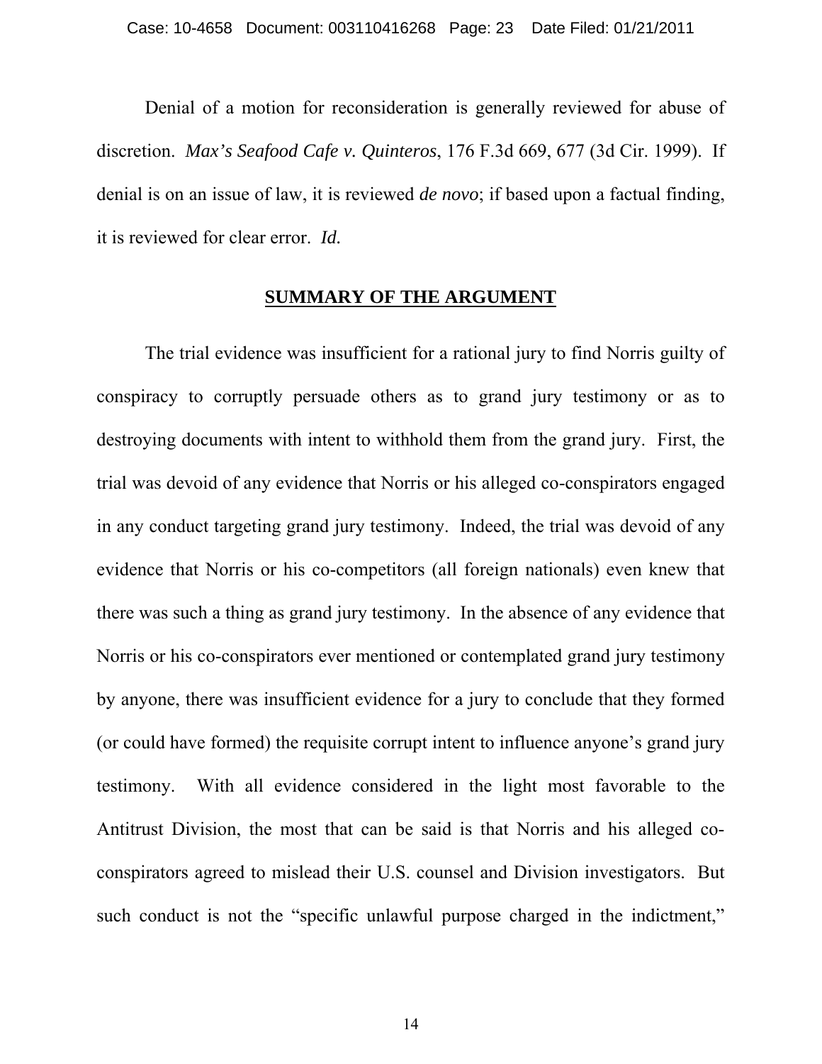Denial of a motion for reconsideration is generally reviewed for abuse of discretion. *Max's Seafood Cafe v. Quinteros*, 176 F.3d 669, 677 (3d Cir. 1999). If denial is on an issue of law, it is reviewed *de novo*; if based upon a factual finding, it is reviewed for clear error. *Id.*

## SUMMARY OF THE ARGUMENT

The trial evidence was insufficient for a rational jury to find Norris guilty of conspiracy to corruptly persuade others as to grand jury testimony or as to destroying documents with intent to withhold them from the grand jury. First, the trial was devoid of any evidence that Norris or his alleged co-conspirators engaged in any conduct targeting grand jury testimony. Indeed, the trial was devoid of any evidence that Norris or his co-competitors (all foreign nationals) even knew that there was such a thing as grand jury testimony. In the absence of any evidence that Norris or his co-conspirators ever mentioned or contemplated grand jury testimony by anyone, there was insufficient evidence for a jury to conclude that they formed (or could have formed) the requisite corrupt intent to influence anyone's grand jury testimony. With all evidence considered in the light most favorable to the Antitrust Division, the most that can be said is that Norris and his alleged co-conspirators agreed to mislead their U.S. counsel and Division investigators. But such conduct is not the "specific unlawful purpose charged in the indictment,"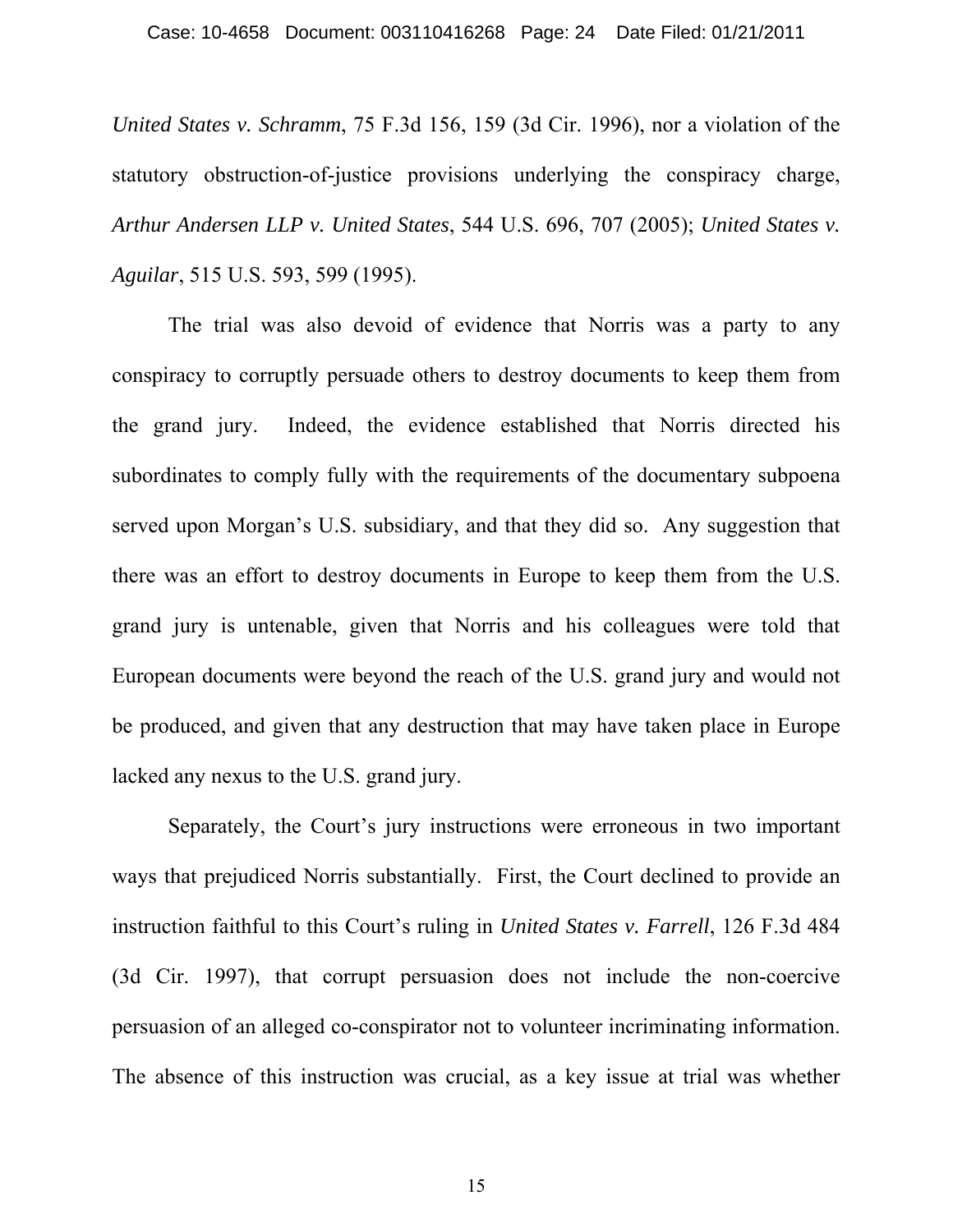*United States v. Schramm*, 75 F.3d 156, 159 (3d Cir. 1996), nor a violation of the statutory obstruction-of-justice provisions underlying the conspiracy charge, *Arthur Andersen LLP v. United States*, 544 U.S. 696, 707 (2005); *United States v. Aguilar*, 515 U.S. 593, 599 (1995).

The trial was also devoid of evidence that Norris was a party to any conspiracy to corruptly persuade others to destroy documents to keep them from the grand jury. Indeed, the evidence established that Norris directed his subordinates to comply fully with the requirements of the documentary subpoena served upon Morgan's U.S. subsidiary, and that they did so. Any suggestion that there was an effort to destroy documents in Europe to keep them from the U.S. grand jury is untenable, given that Norris and his colleagues were told that European documents were beyond the reach of the U.S. grand jury and would not be produced, and given that any destruction that may have taken place in Europe lacked any nexus to the U.S. grand jury.

Separately, the Court's jury instructions were erroneous in two important ways that prejudiced Norris substantially. First, the Court declined to provide an instruction faithful to this Court's ruling in *United States v. Farrell*, 126 F.3d 484 (3d Cir. 1997), that corrupt persuasion does not include the non-coercive persuasion of an alleged co-conspirator not to volunteer incriminating information. The absence of this instruction was crucial, as a key issue at trial was whether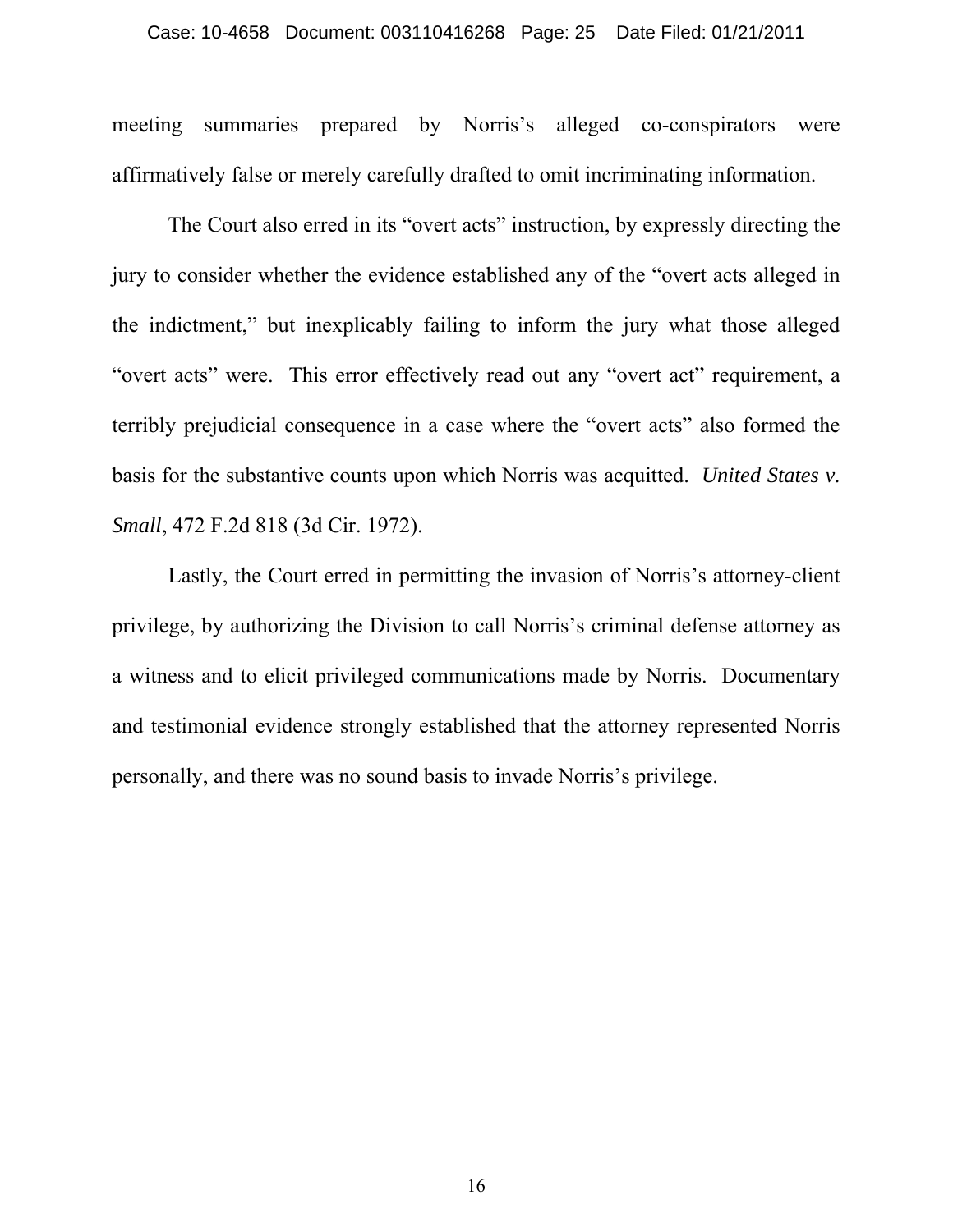meeting summaries prepared by Norris's alleged co-conspirators were affirmatively false or merely carefully drafted to omit incriminating information.

The Court also erred in its "overt acts" instruction, by expressly directing the jury to consider whether the evidence established any of the "overt acts alleged in the indictment," but inexplicably failing to inform the jury what those alleged "overt acts" were. This error effectively read out any "overt act" requirement, a terribly prejudicial consequence in a case where the "overt acts" also formed the basis for the substantive counts upon which Norris was acquitted. *United States v. Small*, 472 F.2d 818 (3d Cir. 1972).

Lastly, the Court erred in permitting the invasion of Norris's attorney-client privilege, by authorizing the Division to call Norris's criminal defense attorney as a witness and to elicit privileged communications made by Norris. Documentary and testimonial evidence strongly established that the attorney represented Norris personally, and there was no sound basis to invade Norris's privilege.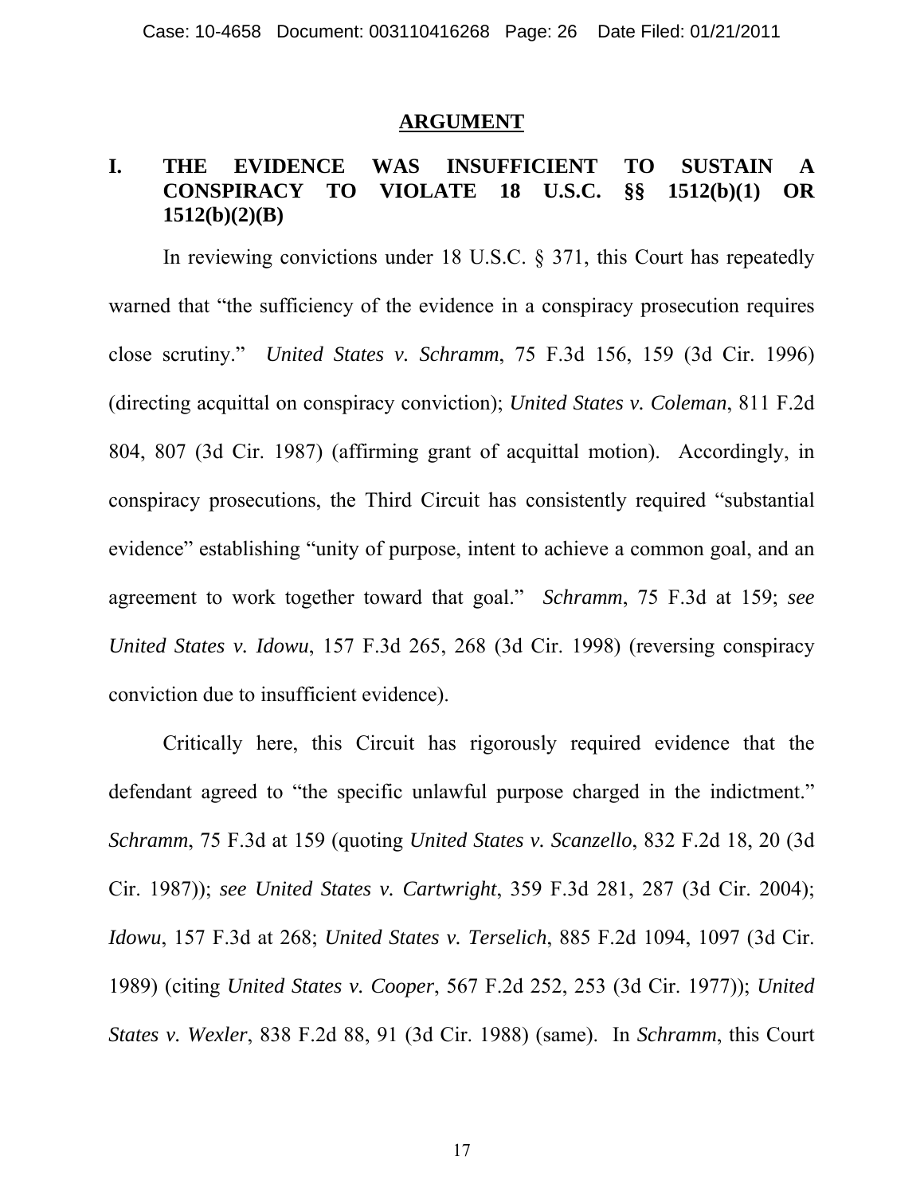## ARGUMENT

### I. THE EVIDENCE WAS INSUFFICIENT TO SUSTAIN A CONSPIRACY TO VIOLATE 18 U.S.C. §§ 1512(b)(1) OR 1512(b)(2)(B)

In reviewing convictions under 18 U.S.C. § 371, this Court has repeatedly warned that "the sufficiency of the evidence in a conspiracy prosecution requires close scrutiny." *United States v. Schramm*, 75 F.3d 156, 159 (3d Cir. 1996) (directing acquittal on conspiracy conviction); *United States v. Coleman*, 811 F.2d 804, 807 (3d Cir. 1987) (affirming grant of acquittal motion). Accordingly, in conspiracy prosecutions, the Third Circuit has consistently required "substantial evidence" establishing "unity of purpose, intent to achieve a common goal, and an agreement to work together toward that goal." *Schramm*, 75 F.3d at 159; *see United States v. Idowu*, 157 F.3d 265, 268 (3d Cir. 1998) (reversing conspiracy conviction due to insufficient evidence).

Critically here, this Circuit has rigorously required evidence that the defendant agreed to "the specific unlawful purpose charged in the indictment." *Schramm*, 75 F.3d at 159 (quoting *United States v. Scanzello*, 832 F.2d 18, 20 (3d Cir. 1987)); *see United States v. Cartwright*, 359 F.3d 281, 287 (3d Cir. 2004); *Idowu*, 157 F.3d at 268; *United States v. Terselich*, 885 F.2d 1094, 1097 (3d Cir. 1989) (citing *United States v. Cooper*, 567 F.2d 252, 253 (3d Cir. 1977)); *United States v. Wexler*, 838 F.2d 88, 91 (3d Cir. 1988) (same). In *Schramm*, this Court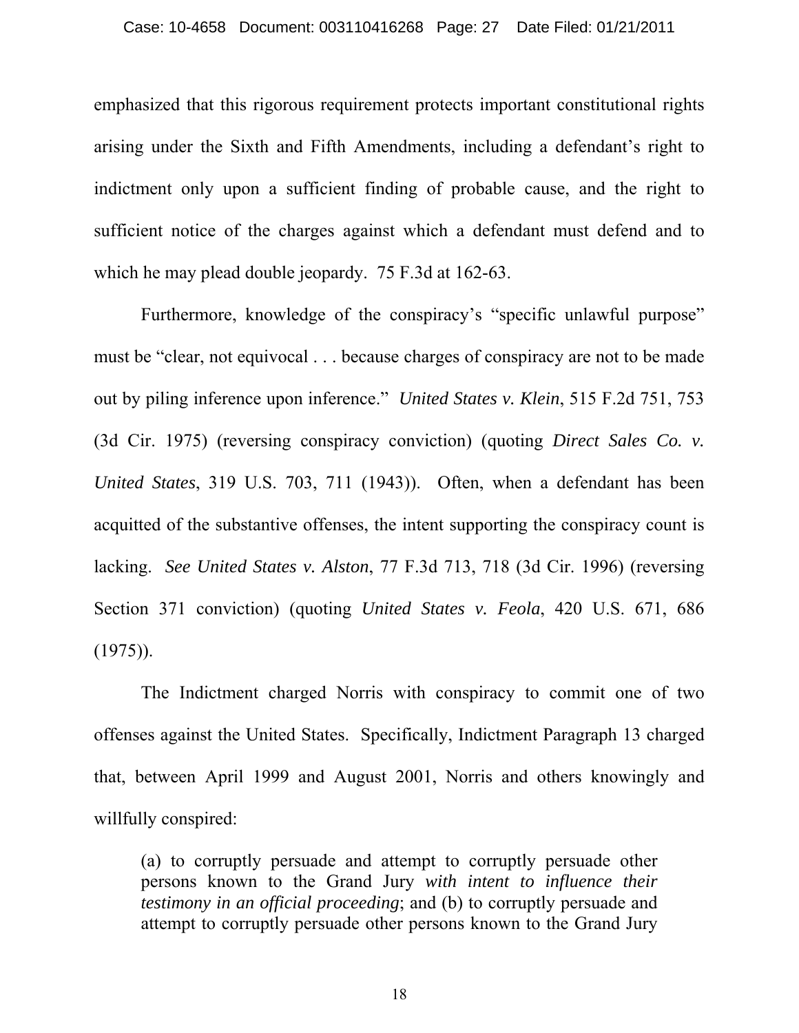emphasized that this rigorous requirement protects important constitutional rights arising under the Sixth and Fifth Amendments, including a defendant's right to indictment only upon a sufficient finding of probable cause, and the right to sufficient notice of the charges against which a defendant must defend and to which he may plead double jeopardy. 75 F.3d at 162-63.

Furthermore, knowledge of the conspiracy's "specific unlawful purpose" must be "clear, not equivocal . . . because charges of conspiracy are not to be made out by piling inference upon inference." *United States v. Klein*, 515 F.2d 751, 753 (3d Cir. 1975) (reversing conspiracy conviction) (quoting *Direct Sales Co. v. United States*, 319 U.S. 703, 711 (1943)). Often, when a defendant has been acquitted of the substantive offenses, the intent supporting the conspiracy count is lacking. *See United States v. Alston*, 77 F.3d 713, 718 (3d Cir. 1996) (reversing Section 371 conviction) (quoting *United States v. Feola*, 420 U.S. 671, 686 (1975)).

The Indictment charged Norris with conspiracy to commit one of two offenses against the United States. Specifically, Indictment Paragraph 13 charged that, between April 1999 and August 2001, Norris and others knowingly and willfully conspired:

> (a) to corruptly persuade and attempt to corruptly persuade other persons known to the Grand Jury *with intent to influence their testimony in an official proceeding*; and (b) to corruptly persuade and attempt to corruptly persuade other persons known to the Grand Jury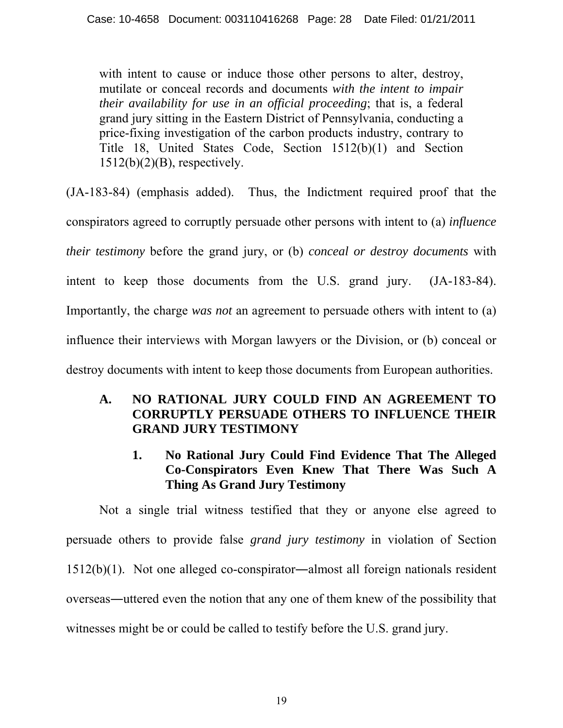> with intent to cause or induce those other persons to alter, destroy, mutilate or conceal records and documents *with the intent to impair their availability for use in an official proceeding*; that is, a federal grand jury sitting in the Eastern District of Pennsylvania, conducting a price-fixing investigation of the carbon products industry, contrary to Title 18, United States Code, Section 1512(b)(1) and Section 1512(b)(2)(B), respectively.

(JA-183-84) (emphasis added). Thus, the Indictment required proof that the conspirators agreed to corruptly persuade other persons with intent to (a) *influence their testimony* before the grand jury, or (b) *conceal or destroy documents* with intent to keep those documents from the U.S. grand jury. (JA-183-84). Importantly, the charge *was not* an agreement to persuade others with intent to (a) influence their interviews with Morgan lawyers or the Division, or (b) conceal or destroy documents with intent to keep those documents from European authorities.

### A. NO RATIONAL JURY COULD FIND AN AGREEMENT TO CORRUPTLY PERSUADE OTHERS TO INFLUENCE THEIR GRAND JURY TESTIMONY

#### 1. No Rational Jury Could Find Evidence That The Alleged Co-Conspirators Even Knew That There Was Such A Thing As Grand Jury Testimony

Not a single trial witness testified that they or anyone else agreed to persuade others to provide false *grand jury testimony* in violation of Section 1512(b)(1). Not one alleged co-conspirator—almost all foreign nationals resident overseas—uttered even the notion that any one of them knew of the possibility that witnesses might be or could be called to testify before the U.S. grand jury.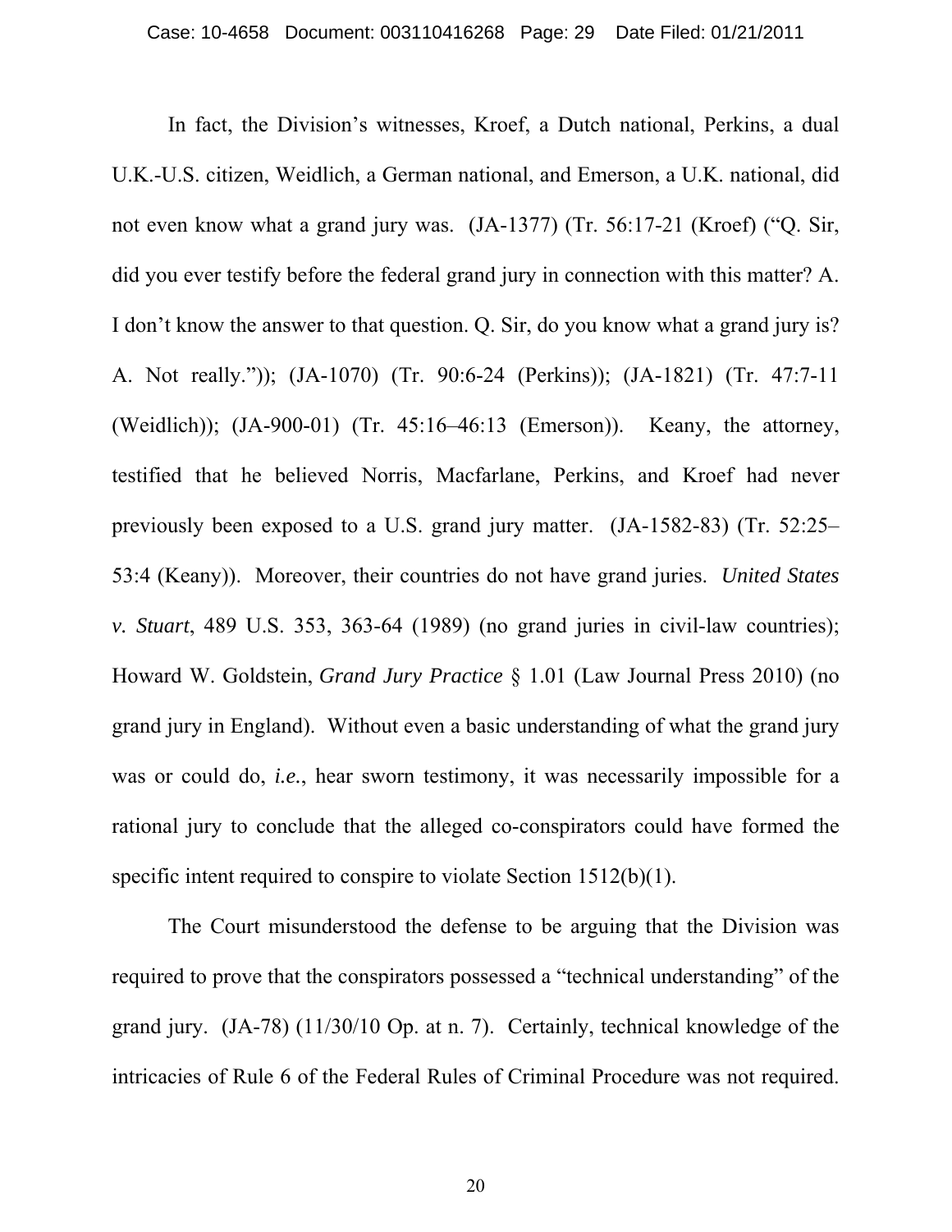In fact, the Division's witnesses, Kroef, a Dutch national, Perkins, a dual U.K.-U.S. citizen, Weidlich, a German national, and Emerson, a U.K. national, did not even know what a grand jury was. (JA-1377) (Tr. 56:17-21 (Kroef) ("Q. Sir, did you ever testify before the federal grand jury in connection with this matter? A. I don't know the answer to that question. Q. Sir, do you know what a grand jury is? A. Not really.")); (JA-1070) (Tr. 90:6-24 (Perkins)); (JA-1821) (Tr. 47:7-11 (Weidlich)); (JA-900-01) (Tr. 45:16–46:13 (Emerson)). Keany, the attorney, testified that he believed Norris, Macfarlane, Perkins, and Kroef had never previously been exposed to a U.S. grand jury matter. (JA-1582-83) (Tr. 52:25–53:4 (Keany)). Moreover, their countries do not have grand juries. *United States v. Stuart*, 489 U.S. 353, 363-64 (1989) (no grand juries in civil-law countries); Howard W. Goldstein, *Grand Jury Practice* § 1.01 (Law Journal Press 2010) (no grand jury in England). Without even a basic understanding of what the grand jury was or could do, *i.e.*, hear sworn testimony, it was necessarily impossible for a rational jury to conclude that the alleged co-conspirators could have formed the specific intent required to conspire to violate Section 1512(b)(1).

The Court misunderstood the defense to be arguing that the Division was required to prove that the conspirators possessed a "technical understanding" of the grand jury. (JA-78) (11/30/10 Op. at n. 7). Certainly, technical knowledge of the intricacies of Rule 6 of the Federal Rules of Criminal Procedure was not required.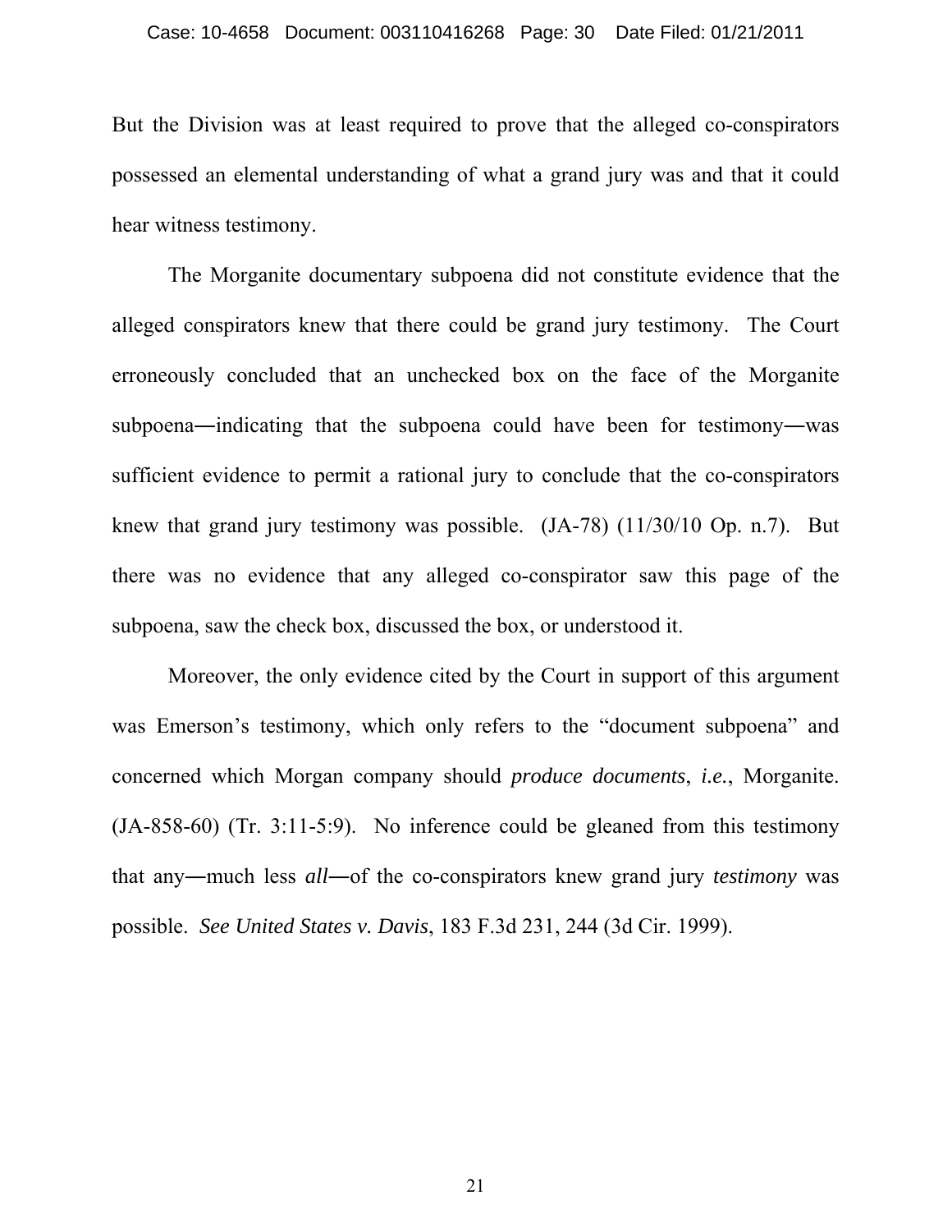But the Division was at least required to prove that the alleged co-conspirators possessed an elemental understanding of what a grand jury was and that it could hear witness testimony.

The Morganite documentary subpoena did not constitute evidence that the alleged conspirators knew that there could be grand jury testimony. The Court erroneously concluded that an unchecked box on the face of the Morganite subpoena―indicating that the subpoena could have been for testimony―was sufficient evidence to permit a rational jury to conclude that the co-conspirators knew that grand jury testimony was possible. (JA-78) (11/30/10 Op. n.7). But there was no evidence that any alleged co-conspirator saw this page of the subpoena, saw the check box, discussed the box, or understood it.

Moreover, the only evidence cited by the Court in support of this argument was Emerson's testimony, which only refers to the "document subpoena" and concerned which Morgan company should *produce documents*, *i.e.*, Morganite. (JA-858-60) (Tr. 3:11-5:9). No inference could be gleaned from this testimony that any―much less *all*―of the co-conspirators knew grand jury *testimony* was possible. *See United States v. Davis*, 183 F.3d 231, 244 (3d Cir. 1999).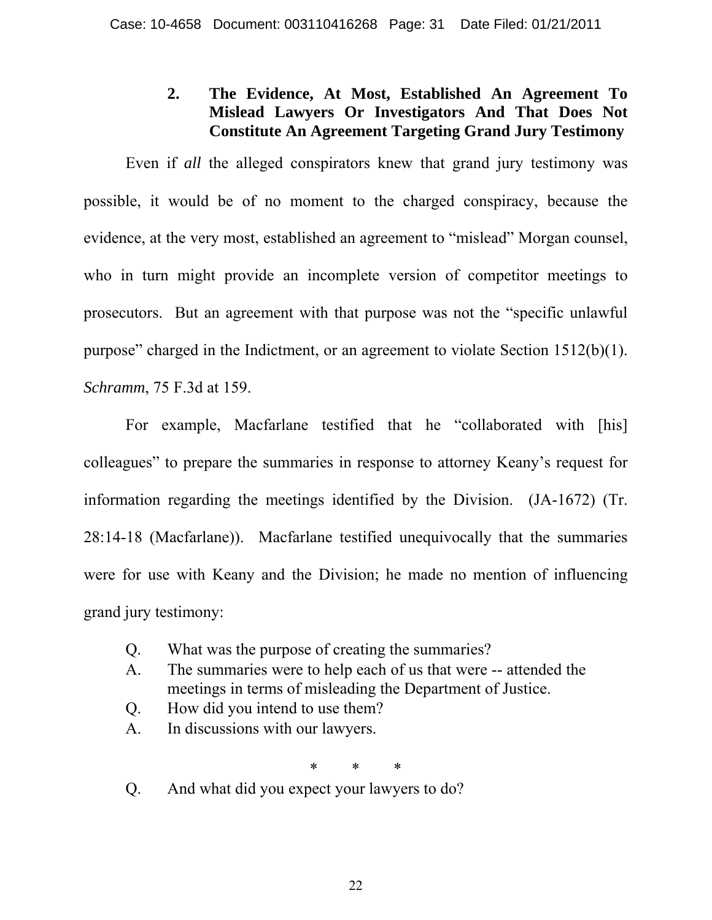### 2. The Evidence, At Most, Established An Agreement To Mislead Lawyers Or Investigators And That Does Not Constitute An Agreement Targeting Grand Jury Testimony

Even if *all* the alleged conspirators knew that grand jury testimony was possible, it would be of no moment to the charged conspiracy, because the evidence, at the very most, established an agreement to "mislead" Morgan counsel, who in turn might provide an incomplete version of competitor meetings to prosecutors. But an agreement with that purpose was not the "specific unlawful purpose" charged in the Indictment, or an agreement to violate Section 1512(b)(1). *Schramm*, 75 F.3d at 159.

For example, Macfarlane testified that he "collaborated with [his] colleagues" to prepare the summaries in response to attorney Keany's request for information regarding the meetings identified by the Division. (JA-1672) (Tr. 28:14-18 (Macfarlane)). Macfarlane testified unequivocally that the summaries were for use with Keany and the Division; he made no mention of influencing grand jury testimony:

> Q. What was the purpose of creating the summaries?
>
> A. The summaries were to help each of us that were -- attended the meetings in terms of misleading the Department of Justice.
>
> Q. How did you intend to use them?
>
> A. In discussions with our lawyers.
>
> \* \* \*
>
> Q. And what did you expect your lawyers to do?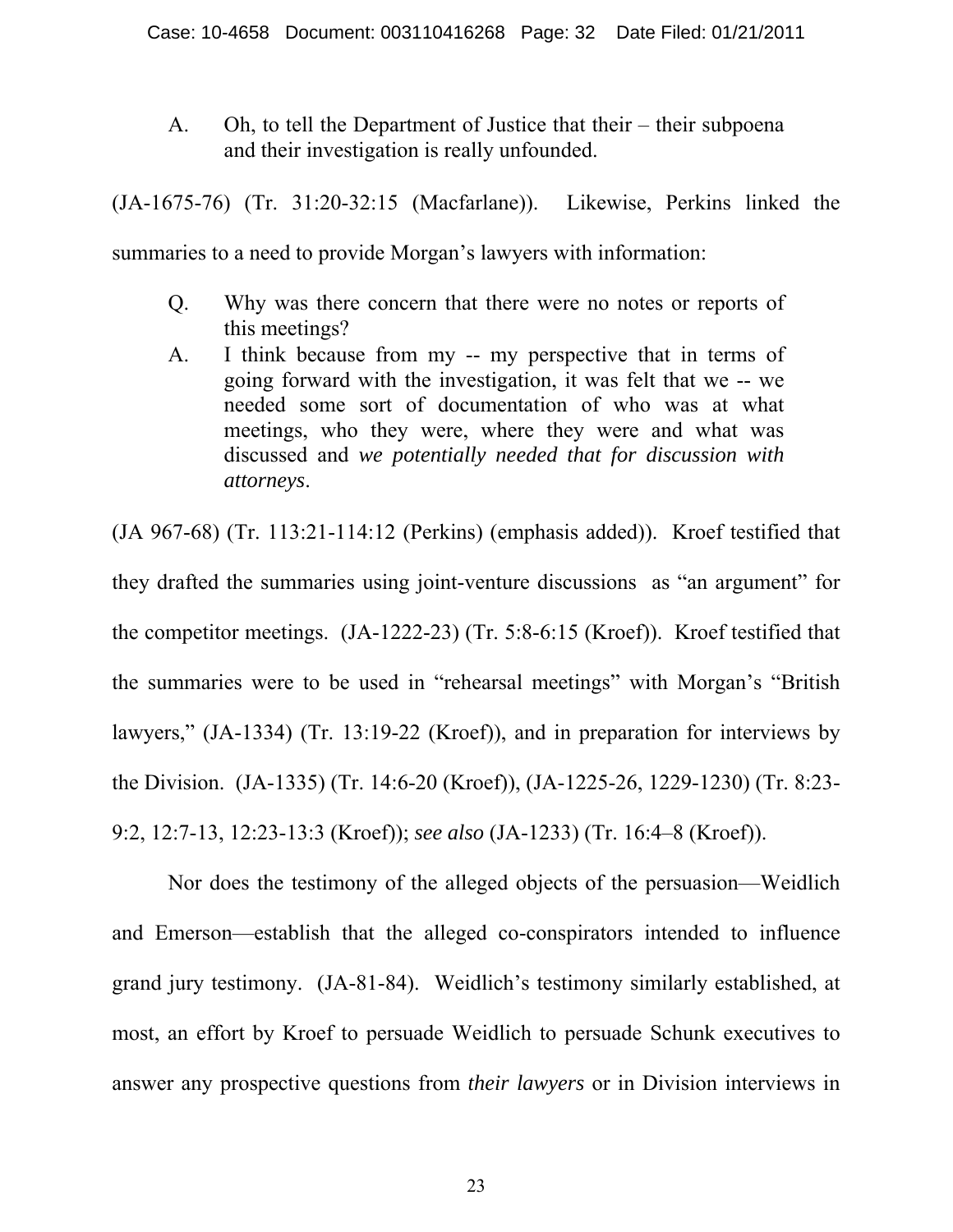A. Oh, to tell the Department of Justice that their – their subpoena and their investigation is really unfounded.

(JA-1675-76) (Tr. 31:20-32:15 (Macfarlane)). Likewise, Perkins linked the summaries to a need to provide Morgan's lawyers with information:

Q. Why was there concern that there were no notes or reports of this meetings?

A. I think because from my -- my perspective that in terms of going forward with the investigation, it was felt that we -- we needed some sort of documentation of who was at what meetings, who they were, where they were and what was discussed and *we potentially needed that for discussion with attorneys*.

(JA 967-68) (Tr. 113:21-114:12 (Perkins) (emphasis added)). Kroef testified that they drafted the summaries using joint-venture discussions as "an argument" for the competitor meetings. (JA-1222-23) (Tr. 5:8-6:15 (Kroef)). Kroef testified that the summaries were to be used in "rehearsal meetings" with Morgan's "British lawyers," (JA-1334) (Tr. 13:19-22 (Kroef)), and in preparation for interviews by the Division. (JA-1335) (Tr. 14:6-20 (Kroef)), (JA-1225-26, 1229-1230) (Tr. 8:23-9:2, 12:7-13, 12:23-13:3 (Kroef)); *see also* (JA-1233) (Tr. 16:4–8 (Kroef)).

Nor does the testimony of the alleged objects of the persuasion—Weidlich and Emerson—establish that the alleged co-conspirators intended to influence grand jury testimony. (JA-81-84). Weidlich's testimony similarly established, at most, an effort by Kroef to persuade Weidlich to persuade Schunk executives to answer any prospective questions from *their lawyers* or in Division interviews in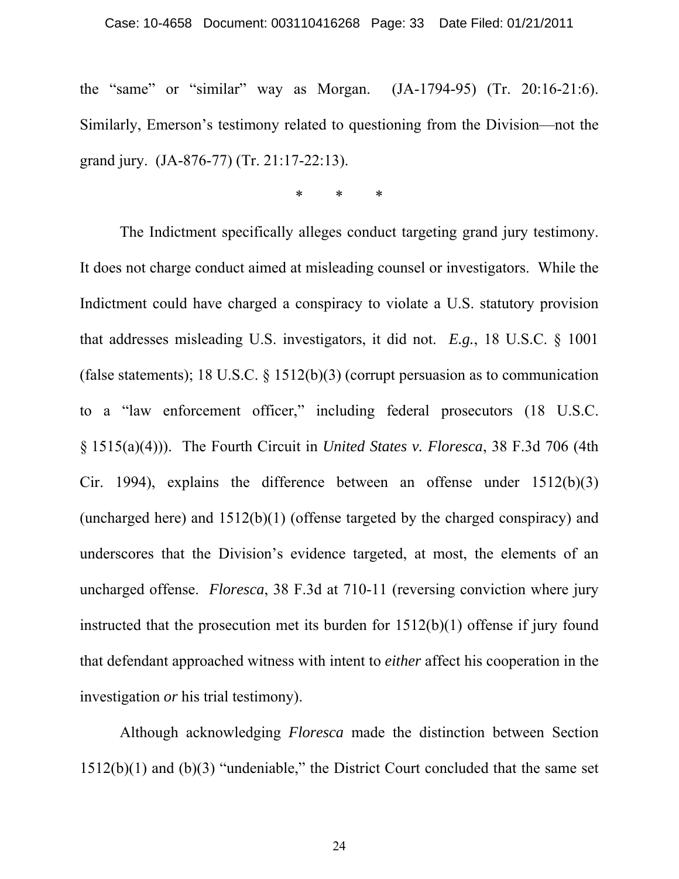the "same" or "similar" way as Morgan. (JA-1794-95) (Tr. 20:16-21:6). Similarly, Emerson's testimony related to questioning from the Division—not the grand jury. (JA-876-77) (Tr. 21:17-22:13).

\*   \*   \*

The Indictment specifically alleges conduct targeting grand jury testimony. It does not charge conduct aimed at misleading counsel or investigators. While the Indictment could have charged a conspiracy to violate a U.S. statutory provision that addresses misleading U.S. investigators, it did not. *E.g.*, 18 U.S.C. § 1001 (false statements); 18 U.S.C. § 1512(b)(3) (corrupt persuasion as to communication to a "law enforcement officer," including federal prosecutors (18 U.S.C. § 1515(a)(4))). The Fourth Circuit in *United States v. Floresca*, 38 F.3d 706 (4th Cir. 1994), explains the difference between an offense under 1512(b)(3) (uncharged here) and 1512(b)(1) (offense targeted by the charged conspiracy) and underscores that the Division's evidence targeted, at most, the elements of an uncharged offense. *Floresca*, 38 F.3d at 710-11 (reversing conviction where jury instructed that the prosecution met its burden for 1512(b)(1) offense if jury found that defendant approached witness with intent to *either* affect his cooperation in the investigation *or* his trial testimony).

Although acknowledging *Floresca* made the distinction between Section 1512(b)(1) and (b)(3) "undeniable," the District Court concluded that the same set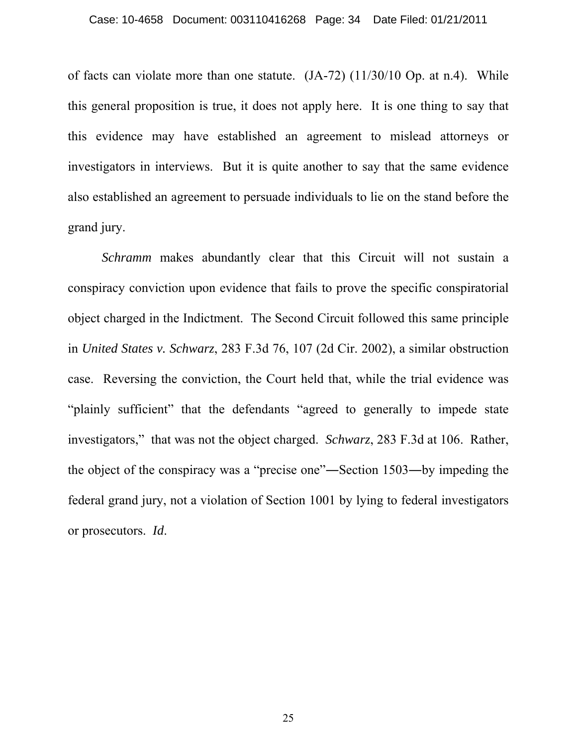of facts can violate more than one statute. (JA-72) (11/30/10 Op. at n.4). While this general proposition is true, it does not apply here. It is one thing to say that this evidence may have established an agreement to mislead attorneys or investigators in interviews. But it is quite another to say that the same evidence also established an agreement to persuade individuals to lie on the stand before the grand jury.

*Schramm* makes abundantly clear that this Circuit will not sustain a conspiracy conviction upon evidence that fails to prove the specific conspiratorial object charged in the Indictment. The Second Circuit followed this same principle in *United States v. Schwarz*, 283 F.3d 76, 107 (2d Cir. 2002), a similar obstruction case. Reversing the conviction, the Court held that, while the trial evidence was "plainly sufficient" that the defendants "agreed to generally to impede state investigators," that was not the object charged. *Schwarz*, 283 F.3d at 106. Rather, the object of the conspiracy was a "precise one"―Section 1503―by impeding the federal grand jury, not a violation of Section 1001 by lying to federal investigators or prosecutors. *Id*.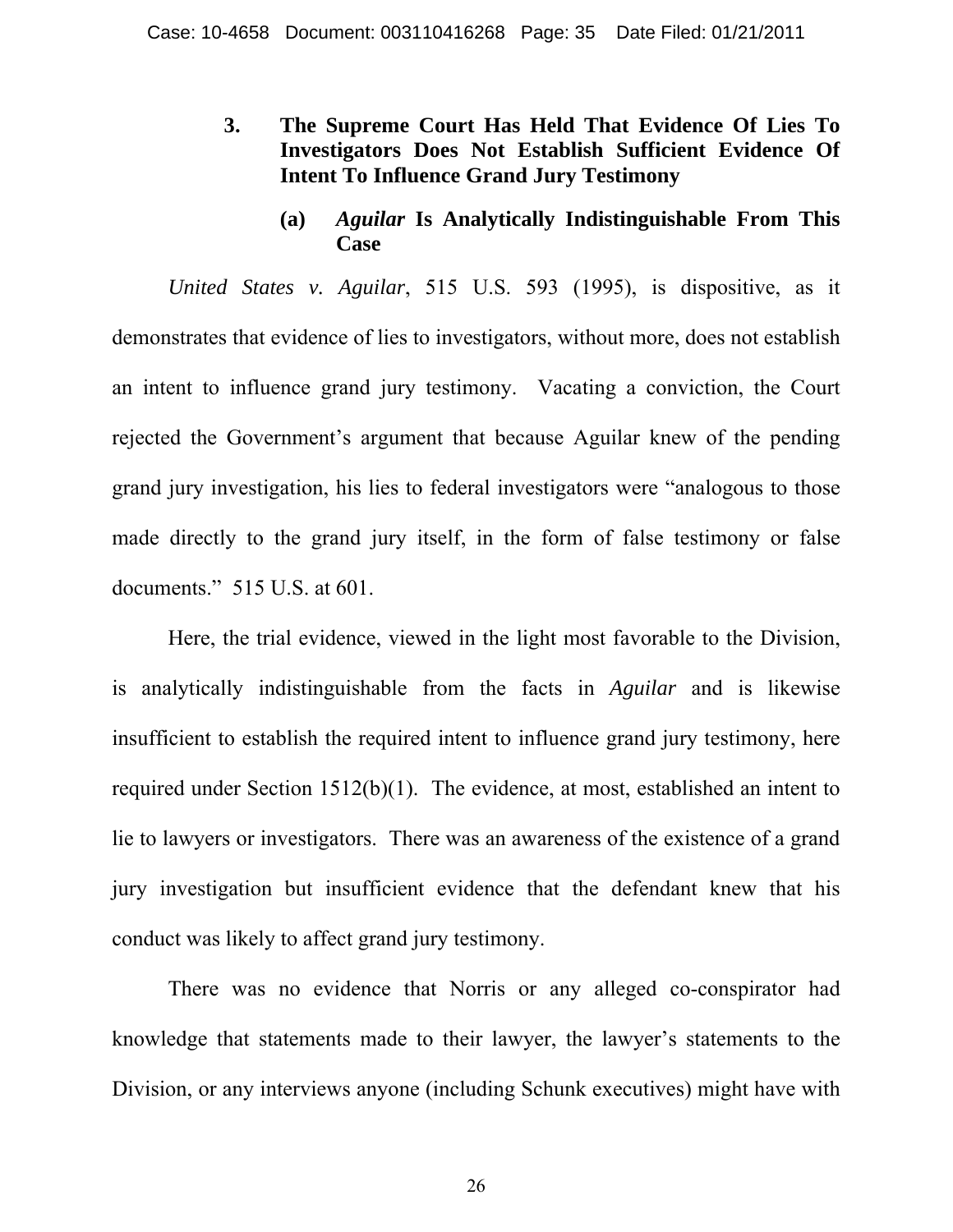### 3. The Supreme Court Has Held That Evidence Of Lies To Investigators Does Not Establish Sufficient Evidence Of Intent To Influence Grand Jury Testimony

#### (a) *Aguilar* Is Analytically Indistinguishable From This Case

*United States v. Aguilar*, 515 U.S. 593 (1995), is dispositive, as it demonstrates that evidence of lies to investigators, without more, does not establish an intent to influence grand jury testimony. Vacating a conviction, the Court rejected the Government's argument that because Aguilar knew of the pending grand jury investigation, his lies to federal investigators were "analogous to those made directly to the grand jury itself, in the form of false testimony or false documents." 515 U.S. at 601.

Here, the trial evidence, viewed in the light most favorable to the Division, is analytically indistinguishable from the facts in *Aguilar* and is likewise insufficient to establish the required intent to influence grand jury testimony, here required under Section 1512(b)(1). The evidence, at most, established an intent to lie to lawyers or investigators. There was an awareness of the existence of a grand jury investigation but insufficient evidence that the defendant knew that his conduct was likely to affect grand jury testimony.

There was no evidence that Norris or any alleged co-conspirator had knowledge that statements made to their lawyer, the lawyer's statements to the Division, or any interviews anyone (including Schunk executives) might have with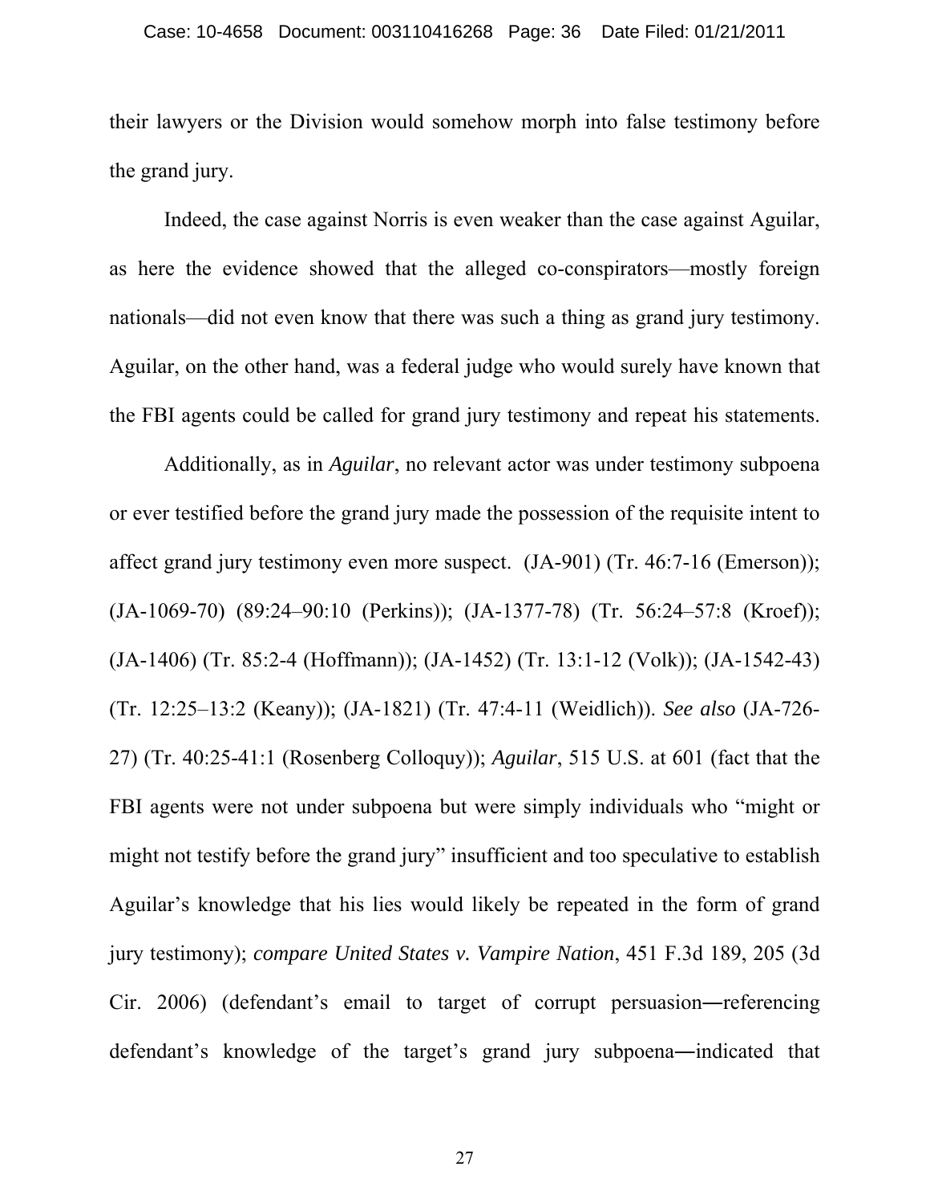their lawyers or the Division would somehow morph into false testimony before the grand jury.

Indeed, the case against Norris is even weaker than the case against Aguilar, as here the evidence showed that the alleged co-conspirators—mostly foreign nationals—did not even know that there was such a thing as grand jury testimony. Aguilar, on the other hand, was a federal judge who would surely have known that the FBI agents could be called for grand jury testimony and repeat his statements.

Additionally, as in *Aguilar*, no relevant actor was under testimony subpoena or ever testified before the grand jury made the possession of the requisite intent to affect grand jury testimony even more suspect. (JA-901) (Tr. 46:7-16 (Emerson)); (JA-1069-70) (89:24–90:10 (Perkins)); (JA-1377-78) (Tr. 56:24–57:8 (Kroef)); (JA-1406) (Tr. 85:2-4 (Hoffmann)); (JA-1452) (Tr. 13:1-12 (Volk)); (JA-1542-43) (Tr. 12:25–13:2 (Keany)); (JA-1821) (Tr. 47:4-11 (Weidlich)). *See also* (JA-726-27) (Tr. 40:25-41:1 (Rosenberg Colloquy)); *Aguilar*, 515 U.S. at 601 (fact that the FBI agents were not under subpoena but were simply individuals who "might or might not testify before the grand jury" insufficient and too speculative to establish Aguilar's knowledge that his lies would likely be repeated in the form of grand jury testimony); *compare United States v. Vampire Nation*, 451 F.3d 189, 205 (3d Cir. 2006) (defendant's email to target of corrupt persuasion―referencing defendant's knowledge of the target's grand jury subpoena―indicated that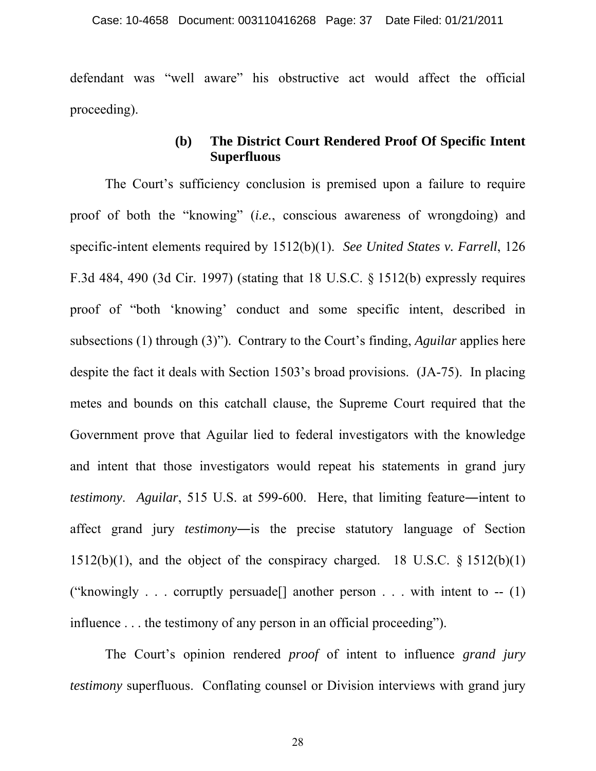defendant was "well aware" his obstructive act would affect the official proceeding).

### (b) The District Court Rendered Proof Of Specific Intent Superfluous

The Court's sufficiency conclusion is premised upon a failure to require proof of both the "knowing" (*i.e.*, conscious awareness of wrongdoing) and specific-intent elements required by 1512(b)(1). *See United States v. Farrell*, 126 F.3d 484, 490 (3d Cir. 1997) (stating that 18 U.S.C. § 1512(b) expressly requires proof of "both 'knowing' conduct and some specific intent, described in subsections (1) through (3)"). Contrary to the Court's finding, *Aguilar* applies here despite the fact it deals with Section 1503's broad provisions. (JA-75). In placing metes and bounds on this catchall clause, the Supreme Court required that the Government prove that Aguilar lied to federal investigators with the knowledge and intent that those investigators would repeat his statements in grand jury *testimony*. *Aguilar*, 515 U.S. at 599-600. Here, that limiting feature—intent to affect grand jury *testimony*—is the precise statutory language of Section 1512(b)(1), and the object of the conspiracy charged. 18 U.S.C. § 1512(b)(1) ("knowingly . . . corruptly persuade[] another person . . . with intent to -- (1) influence . . . the testimony of any person in an official proceeding").

The Court's opinion rendered *proof* of intent to influence *grand jury testimony* superfluous. Conflating counsel or Division interviews with grand jury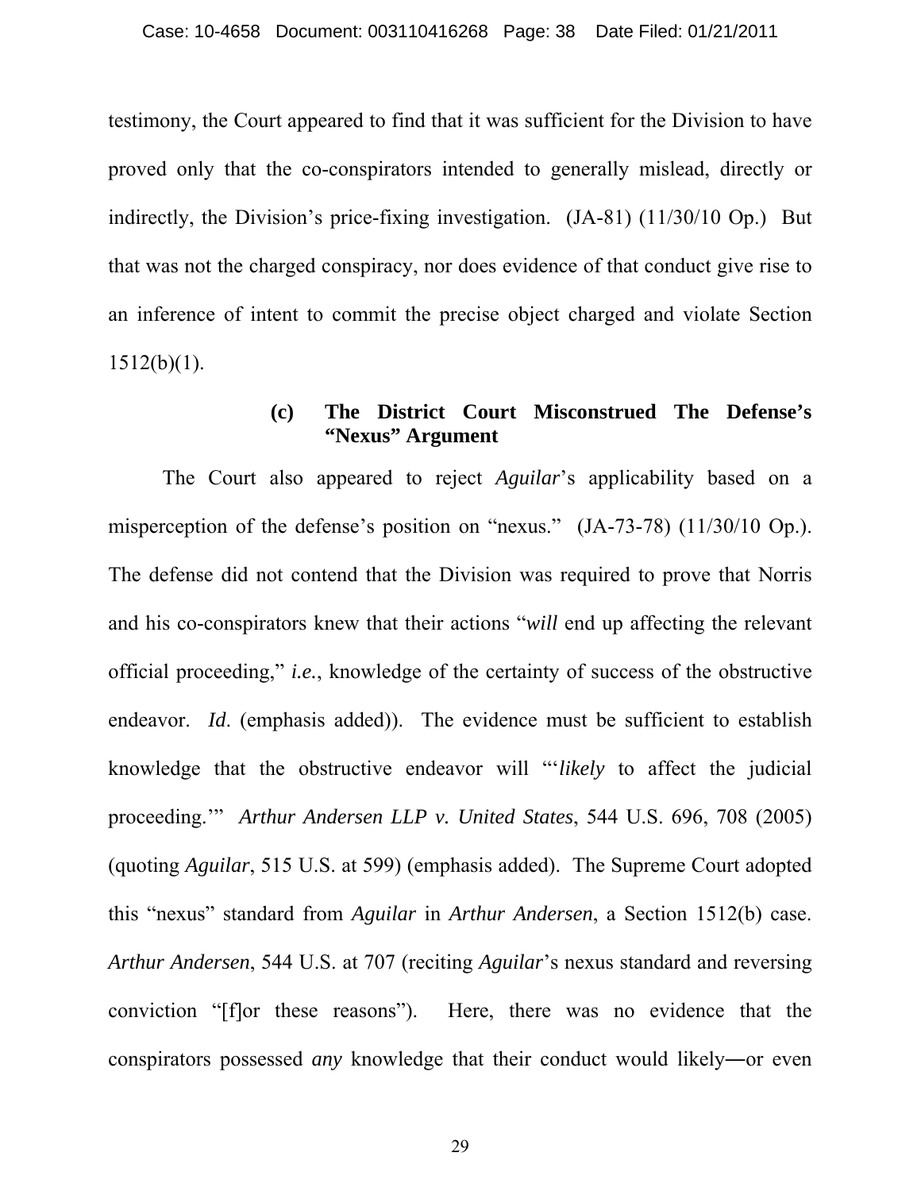testimony, the Court appeared to find that it was sufficient for the Division to have proved only that the co-conspirators intended to generally mislead, directly or indirectly, the Division's price-fixing investigation. (JA-81) (11/30/10 Op.) But that was not the charged conspiracy, nor does evidence of that conduct give rise to an inference of intent to commit the precise object charged and violate Section 1512(b)(1).

**(c) The District Court Misconstrued The Defense's "Nexus" Argument**

The Court also appeared to reject *Aguilar*'s applicability based on a misperception of the defense's position on "nexus." (JA-73-78) (11/30/10 Op.). The defense did not contend that the Division was required to prove that Norris and his co-conspirators knew that their actions "*will* end up affecting the relevant official proceeding," *i.e.*, knowledge of the certainty of success of the obstructive endeavor. *Id*. (emphasis added)). The evidence must be sufficient to establish knowledge that the obstructive endeavor will "'*likely* to affect the judicial proceeding.'" *Arthur Andersen LLP v. United States*, 544 U.S. 696, 708 (2005) (quoting *Aguilar*, 515 U.S. at 599) (emphasis added). The Supreme Court adopted this "nexus" standard from *Aguilar* in *Arthur Andersen*, a Section 1512(b) case. *Arthur Andersen*, 544 U.S. at 707 (reciting *Aguilar*'s nexus standard and reversing conviction "[f]or these reasons"). Here, there was no evidence that the conspirators possessed *any* knowledge that their conduct would likely—or even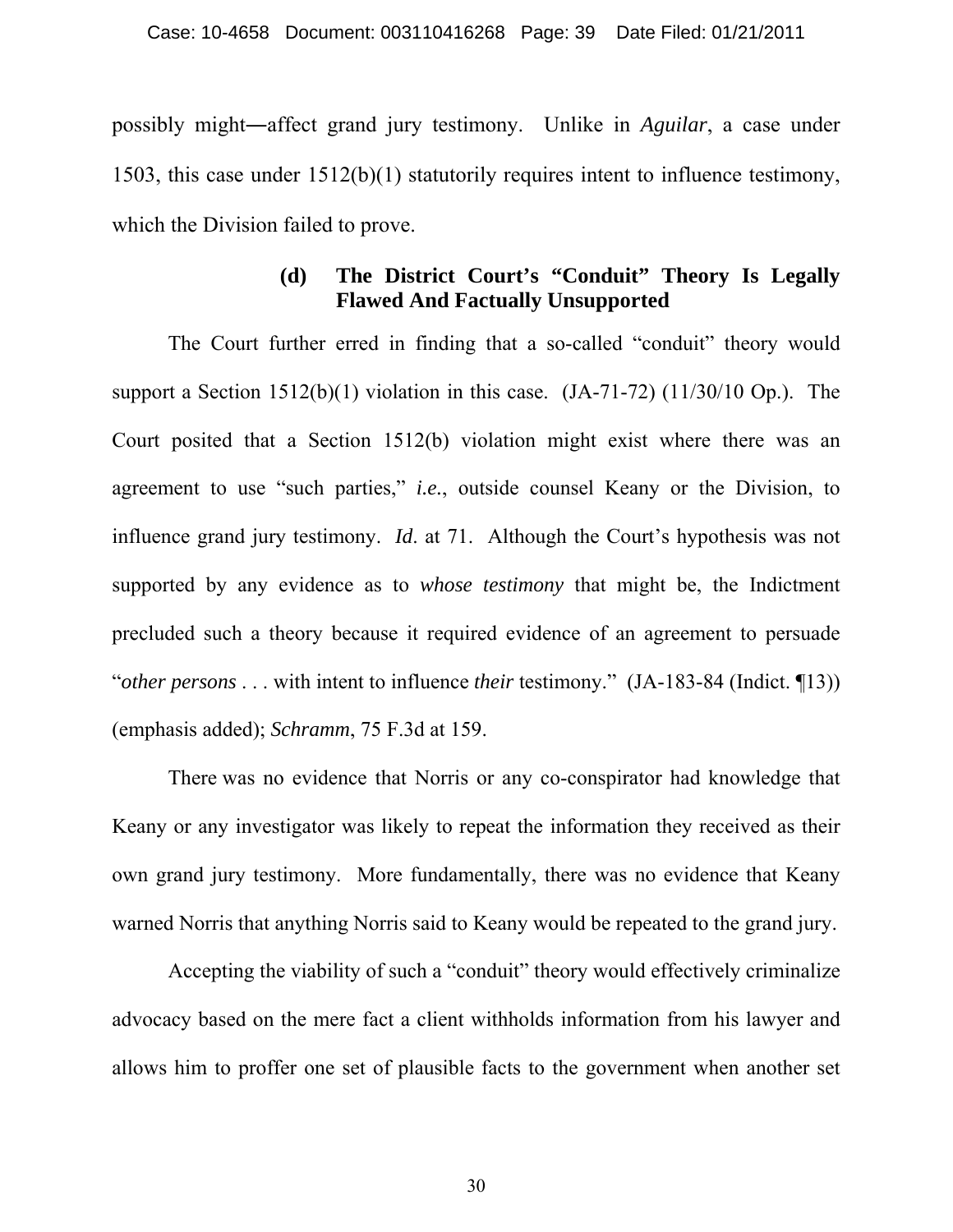possibly might―affect grand jury testimony. Unlike in *Aguilar*, a case under 1503, this case under 1512(b)(1) statutorily requires intent to influence testimony, which the Division failed to prove.

#### (d) The District Court's "Conduit" Theory Is Legally Flawed And Factually Unsupported

The Court further erred in finding that a so-called "conduit" theory would support a Section 1512(b)(1) violation in this case. (JA-71-72) (11/30/10 Op.). The Court posited that a Section 1512(b) violation might exist where there was an agreement to use "such parties," *i.e.*, outside counsel Keany or the Division, to influence grand jury testimony. *Id*. at 71. Although the Court's hypothesis was not supported by any evidence as to *whose testimony* that might be, the Indictment precluded such a theory because it required evidence of an agreement to persuade "*other persons* . . . with intent to influence *their* testimony." (JA-183-84 (Indict. ¶13)) (emphasis added); *Schramm*, 75 F.3d at 159.

There was no evidence that Norris or any co-conspirator had knowledge that Keany or any investigator was likely to repeat the information they received as their own grand jury testimony. More fundamentally, there was no evidence that Keany warned Norris that anything Norris said to Keany would be repeated to the grand jury.

Accepting the viability of such a "conduit" theory would effectively criminalize advocacy based on the mere fact a client withholds information from his lawyer and allows him to proffer one set of plausible facts to the government when another set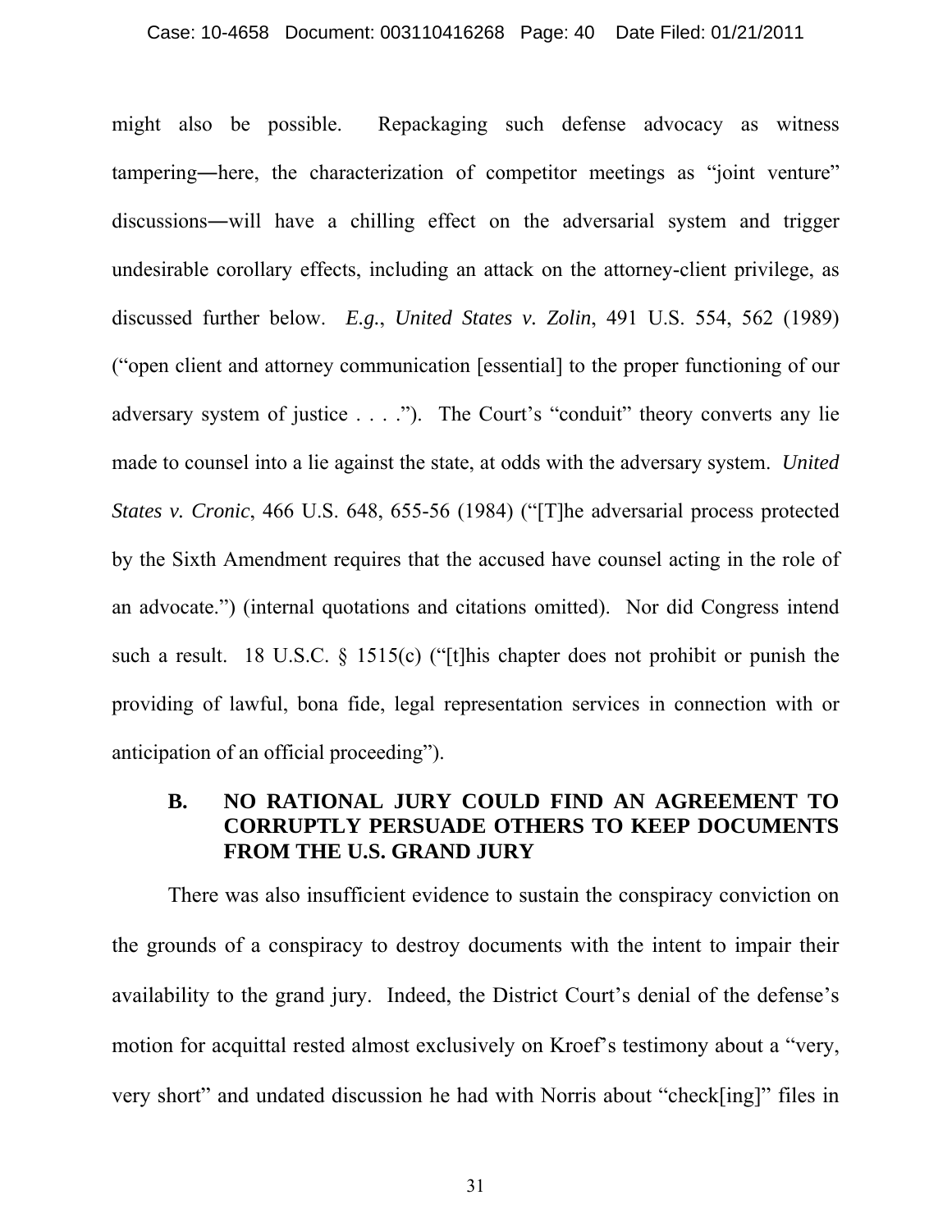might also be possible. Repackaging such defense advocacy as witness tampering—here, the characterization of competitor meetings as "joint venture" discussions—will have a chilling effect on the adversarial system and trigger undesirable corollary effects, including an attack on the attorney-client privilege, as discussed further below. *E.g.*, *United States v. Zolin*, 491 U.S. 554, 562 (1989) ("open client and attorney communication [essential] to the proper functioning of our adversary system of justice . . . ."). The Court's "conduit" theory converts any lie made to counsel into a lie against the state, at odds with the adversary system. *United States v. Cronic*, 466 U.S. 648, 655-56 (1984) ("[T]he adversarial process protected by the Sixth Amendment requires that the accused have counsel acting in the role of an advocate.") (internal quotations and citations omitted). Nor did Congress intend such a result. 18 U.S.C. § 1515(c) ("[t]his chapter does not prohibit or punish the providing of lawful, bona fide, legal representation services in connection with or anticipation of an official proceeding").

### B. NO RATIONAL JURY COULD FIND AN AGREEMENT TO CORRUPTLY PERSUADE OTHERS TO KEEP DOCUMENTS FROM THE U.S. GRAND JURY

There was also insufficient evidence to sustain the conspiracy conviction on the grounds of a conspiracy to destroy documents with the intent to impair their availability to the grand jury. Indeed, the District Court's denial of the defense's motion for acquittal rested almost exclusively on Kroef's testimony about a "very, very short" and undated discussion he had with Norris about "check[ing]" files in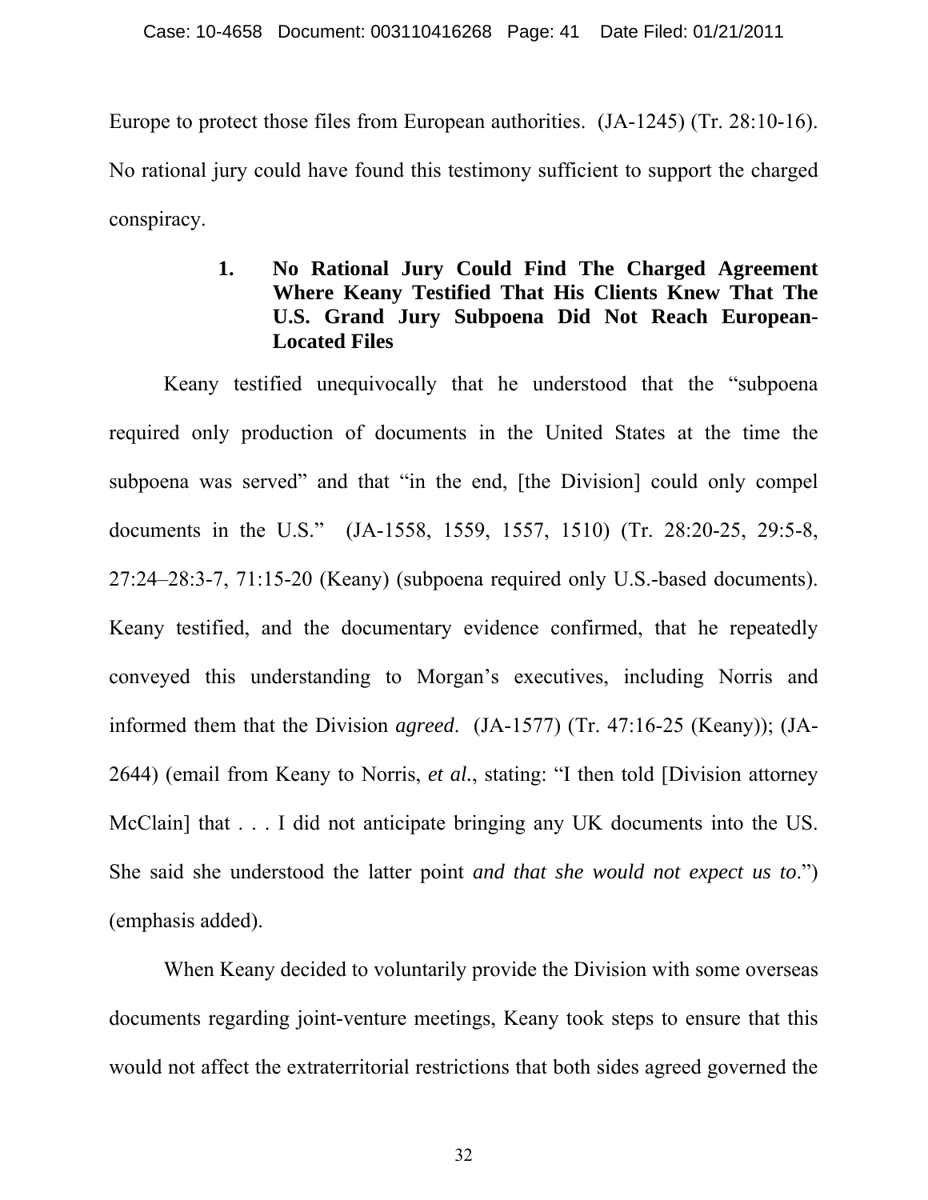Europe to protect those files from European authorities. (JA-1245) (Tr. 28:10-16). No rational jury could have found this testimony sufficient to support the charged conspiracy.

### 1. No Rational Jury Could Find The Charged Agreement Where Keany Testified That His Clients Knew That The U.S. Grand Jury Subpoena Did Not Reach European-Located Files

Keany testified unequivocally that he understood that the "subpoena required only production of documents in the United States at the time the subpoena was served" and that "in the end, [the Division] could only compel documents in the U.S." (JA-1558, 1559, 1557, 1510) (Tr. 28:20-25, 29:5-8, 27:24–28:3-7, 71:15-20 (Keany) (subpoena required only U.S.-based documents). Keany testified, and the documentary evidence confirmed, that he repeatedly conveyed this understanding to Morgan's executives, including Norris and informed them that the Division *agreed*. (JA-1577) (Tr. 47:16-25 (Keany)); (JA-2644) (email from Keany to Norris, *et al.*, stating: "I then told [Division attorney McClain] that . . . I did not anticipate bringing any UK documents into the US. She said she understood the latter point *and that she would not expect us to*.") (emphasis added).

When Keany decided to voluntarily provide the Division with some overseas documents regarding joint-venture meetings, Keany took steps to ensure that this would not affect the extraterritorial restrictions that both sides agreed governed the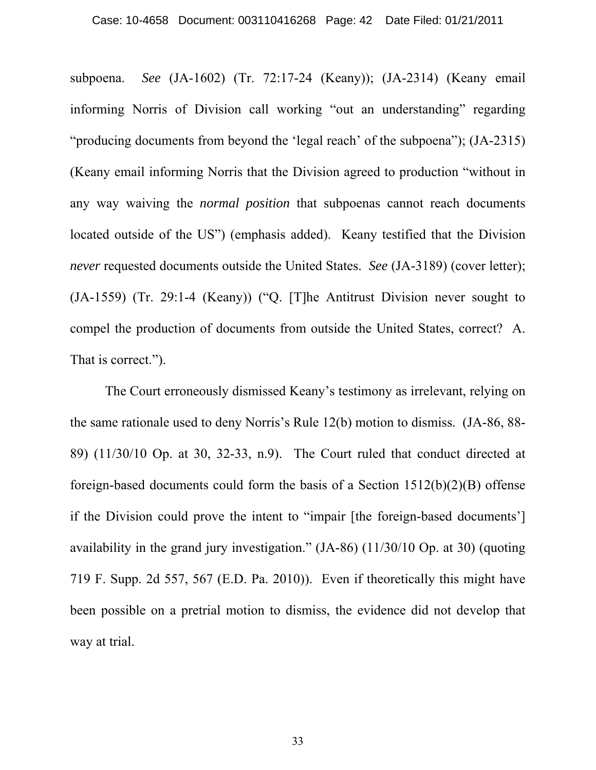subpoena. *See* (JA-1602) (Tr. 72:17-24 (Keany)); (JA-2314) (Keany email informing Norris of Division call working "out an understanding" regarding "producing documents from beyond the 'legal reach' of the subpoena"); (JA-2315) (Keany email informing Norris that the Division agreed to production "without in any way waiving the *normal position* that subpoenas cannot reach documents located outside of the US") (emphasis added). Keany testified that the Division *never* requested documents outside the United States. *See* (JA-3189) (cover letter); (JA-1559) (Tr. 29:1-4 (Keany)) ("Q. [T]he Antitrust Division never sought to compel the production of documents from outside the United States, correct? A. That is correct.").

The Court erroneously dismissed Keany's testimony as irrelevant, relying on the same rationale used to deny Norris's Rule 12(b) motion to dismiss. (JA-86, 88-89) (11/30/10 Op. at 30, 32-33, n.9). The Court ruled that conduct directed at foreign-based documents could form the basis of a Section 1512(b)(2)(B) offense if the Division could prove the intent to "impair [the foreign-based documents'] availability in the grand jury investigation." (JA-86) (11/30/10 Op. at 30) (quoting 719 F. Supp. 2d 557, 567 (E.D. Pa. 2010)). Even if theoretically this might have been possible on a pretrial motion to dismiss, the evidence did not develop that way at trial.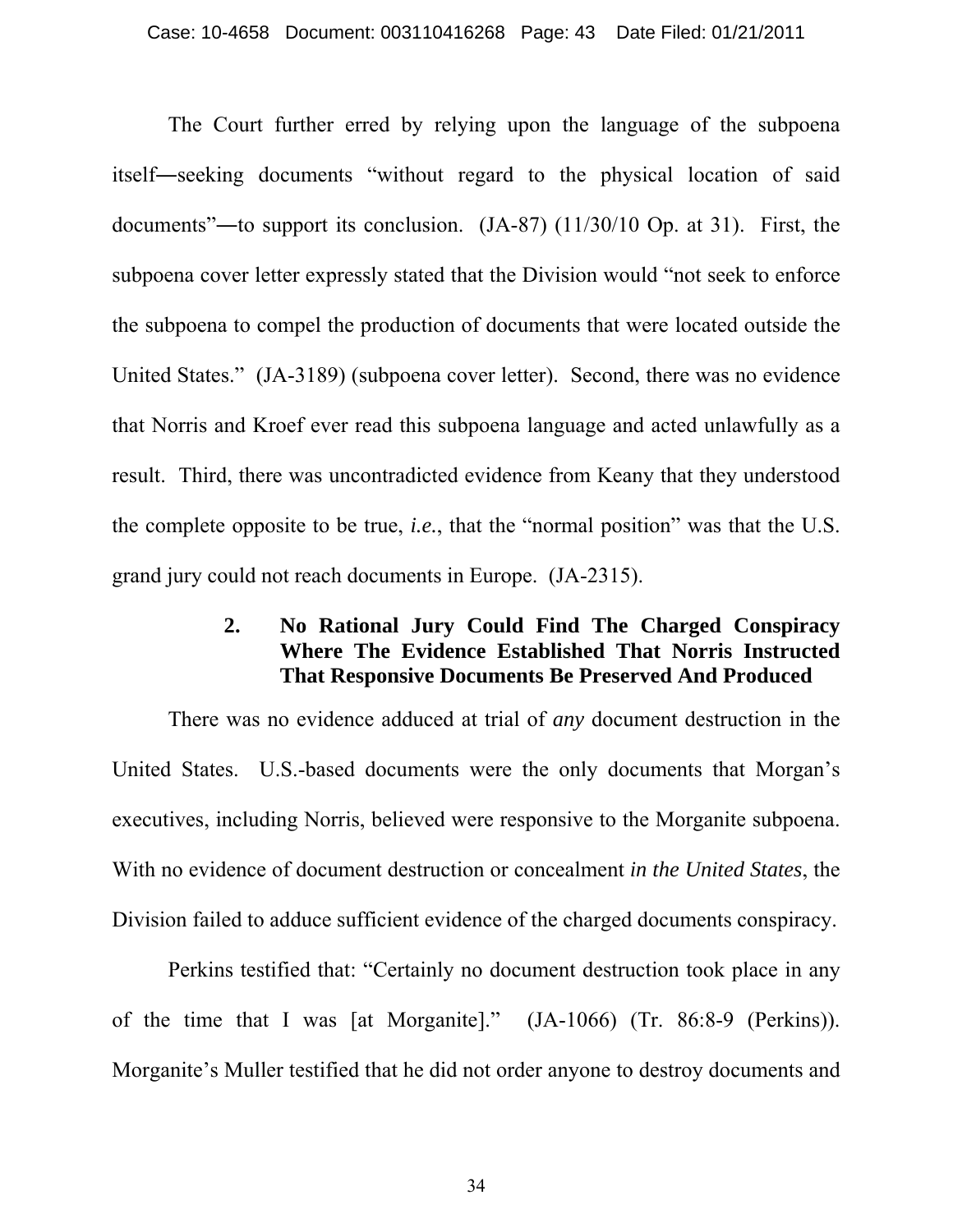The Court further erred by relying upon the language of the subpoena itself―seeking documents "without regard to the physical location of said documents"―to support its conclusion. (JA-87) (11/30/10 Op. at 31). First, the subpoena cover letter expressly stated that the Division would "not seek to enforce the subpoena to compel the production of documents that were located outside the United States." (JA-3189) (subpoena cover letter). Second, there was no evidence that Norris and Kroef ever read this subpoena language and acted unlawfully as a result. Third, there was uncontradicted evidence from Keany that they understood the complete opposite to be true, *i.e.*, that the "normal position" was that the U.S. grand jury could not reach documents in Europe. (JA-2315).

### 2. No Rational Jury Could Find The Charged Conspiracy Where The Evidence Established That Norris Instructed That Responsive Documents Be Preserved And Produced

There was no evidence adduced at trial of *any* document destruction in the United States. U.S.-based documents were the only documents that Morgan's executives, including Norris, believed were responsive to the Morganite subpoena. With no evidence of document destruction or concealment *in the United States*, the Division failed to adduce sufficient evidence of the charged documents conspiracy.

Perkins testified that: "Certainly no document destruction took place in any of the time that I was [at Morganite]." (JA-1066) (Tr. 86:8-9 (Perkins)). Morganite's Muller testified that he did not order anyone to destroy documents and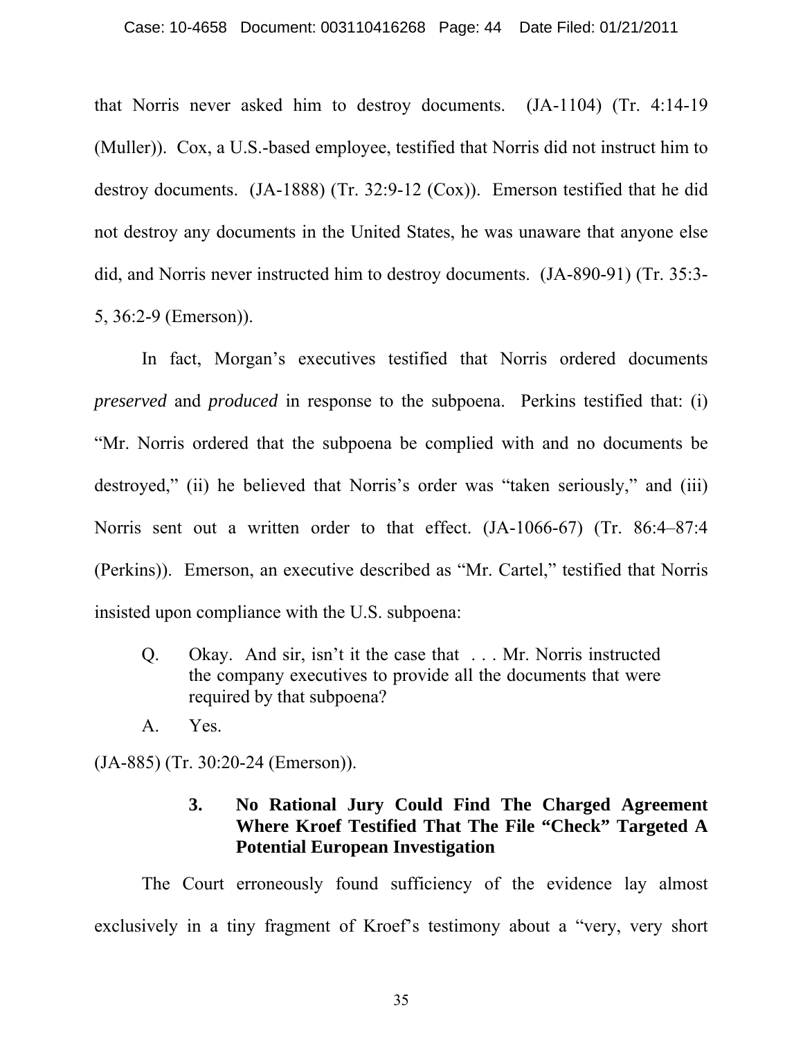that Norris never asked him to destroy documents. (JA-1104) (Tr. 4:14-19 (Muller)). Cox, a U.S.-based employee, testified that Norris did not instruct him to destroy documents. (JA-1888) (Tr. 32:9-12 (Cox)). Emerson testified that he did not destroy any documents in the United States, he was unaware that anyone else did, and Norris never instructed him to destroy documents. (JA-890-91) (Tr. 35:3-5, 36:2-9 (Emerson)).

In fact, Morgan's executives testified that Norris ordered documents *preserved* and *produced* in response to the subpoena. Perkins testified that: (i) "Mr. Norris ordered that the subpoena be complied with and no documents be destroyed," (ii) he believed that Norris's order was "taken seriously," and (iii) Norris sent out a written order to that effect. (JA-1066-67) (Tr. 86:4–87:4 (Perkins)). Emerson, an executive described as "Mr. Cartel," testified that Norris insisted upon compliance with the U.S. subpoena:

> Q. Okay. And sir, isn't it the case that . . . Mr. Norris instructed the company executives to provide all the documents that were required by that subpoena?
>
> A. Yes.

(JA-885) (Tr. 30:20-24 (Emerson)).

### 3. No Rational Jury Could Find The Charged Agreement Where Kroef Testified That The File "Check" Targeted A Potential European Investigation

The Court erroneously found sufficiency of the evidence lay almost exclusively in a tiny fragment of Kroef's testimony about a "very, very short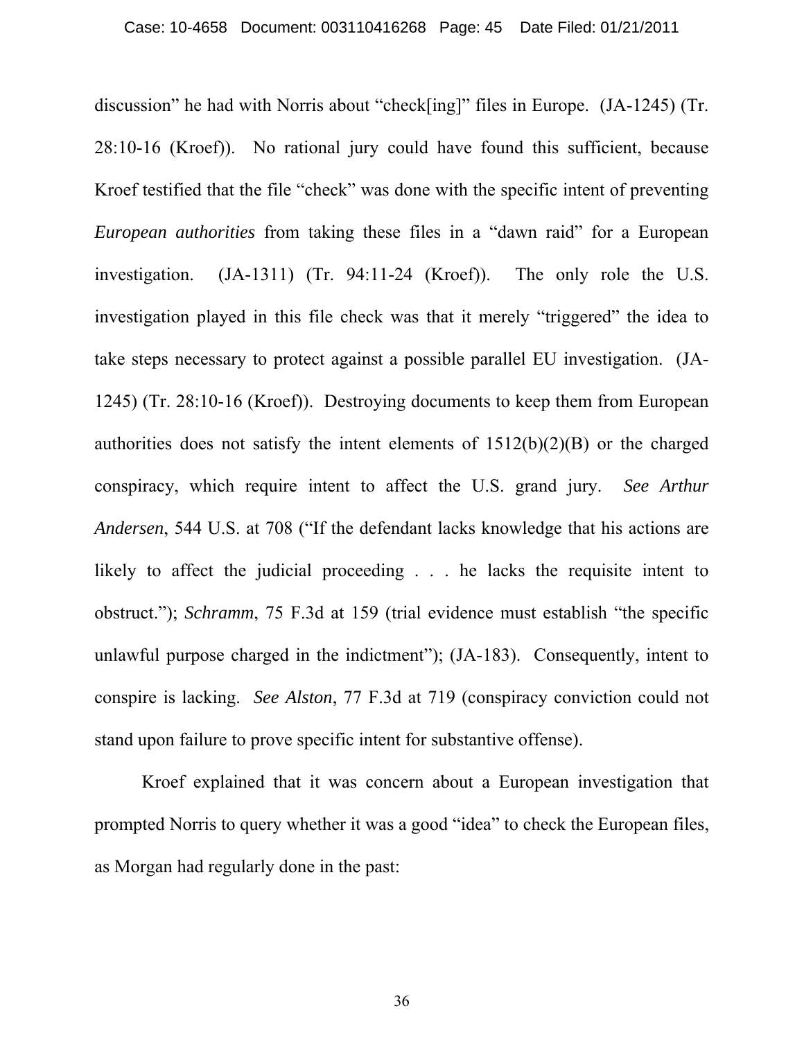discussion" he had with Norris about "check[ing]" files in Europe. (JA-1245) (Tr. 28:10-16 (Kroef)). No rational jury could have found this sufficient, because Kroef testified that the file "check" was done with the specific intent of preventing *European authorities* from taking these files in a "dawn raid" for a European investigation. (JA-1311) (Tr. 94:11-24 (Kroef)). The only role the U.S. investigation played in this file check was that it merely "triggered" the idea to take steps necessary to protect against a possible parallel EU investigation. (JA-1245) (Tr. 28:10-16 (Kroef)). Destroying documents to keep them from European authorities does not satisfy the intent elements of 1512(b)(2)(B) or the charged conspiracy, which require intent to affect the U.S. grand jury. *See Arthur Andersen*, 544 U.S. at 708 ("If the defendant lacks knowledge that his actions are likely to affect the judicial proceeding . . . he lacks the requisite intent to obstruct."); *Schramm*, 75 F.3d at 159 (trial evidence must establish "the specific unlawful purpose charged in the indictment"); (JA-183). Consequently, intent to conspire is lacking. *See Alston*, 77 F.3d at 719 (conspiracy conviction could not stand upon failure to prove specific intent for substantive offense).

Kroef explained that it was concern about a European investigation that prompted Norris to query whether it was a good "idea" to check the European files, as Morgan had regularly done in the past: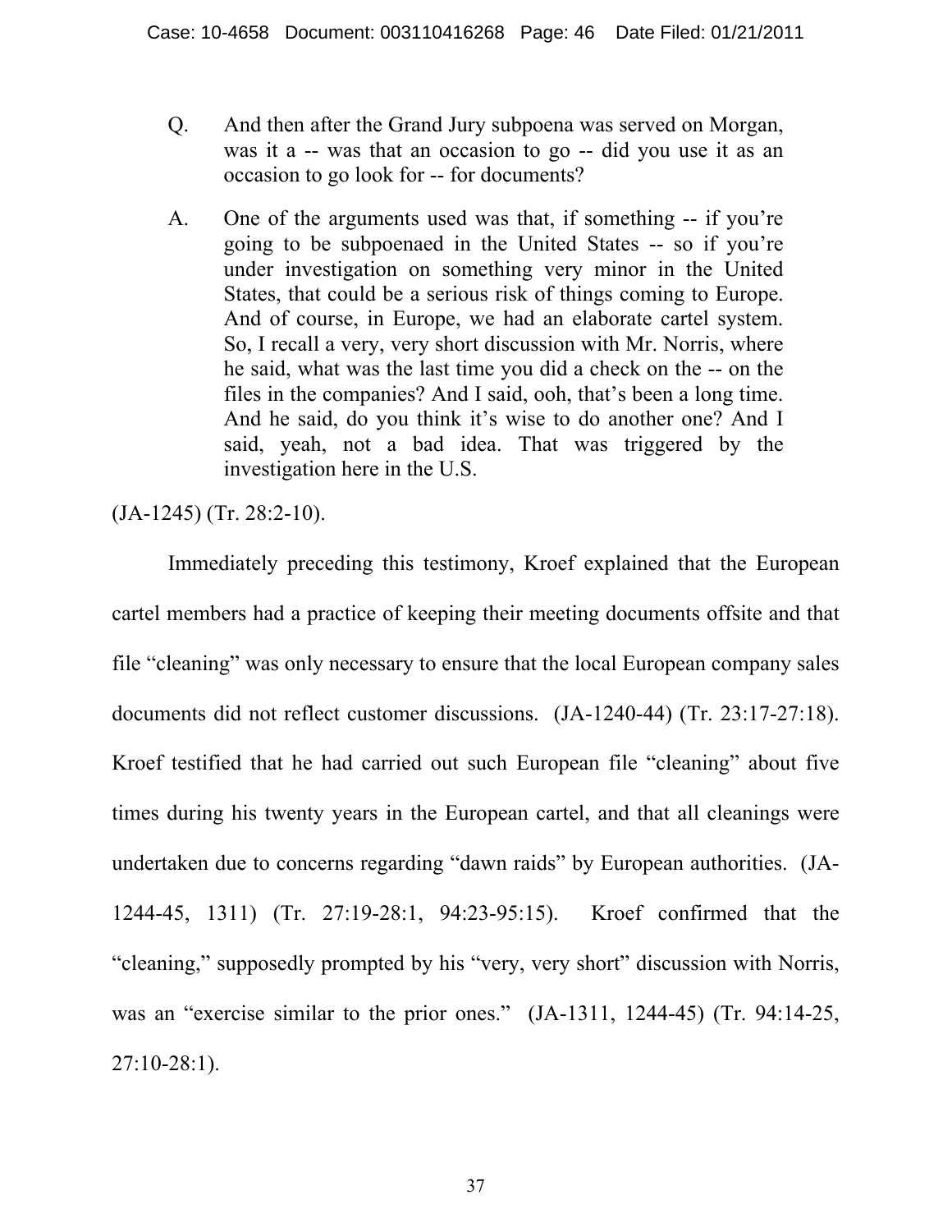> Q. And then after the Grand Jury subpoena was served on Morgan, was it a -- was that an occasion to go -- did you use it as an occasion to go look for -- for documents?
>
> A. One of the arguments used was that, if something -- if you're going to be subpoenaed in the United States -- so if you're under investigation on something very minor in the United States, that could be a serious risk of things coming to Europe. And of course, in Europe, we had an elaborate cartel system. So, I recall a very, very short discussion with Mr. Norris, where he said, what was the last time you did a check on the -- on the files in the companies? And I said, ooh, that's been a long time. And he said, do you think it's wise to do another one? And I said, yeah, not a bad idea. That was triggered by the investigation here in the U.S.

(JA-1245) (Tr. 28:2-10).

Immediately preceding this testimony, Kroef explained that the European cartel members had a practice of keeping their meeting documents offsite and that file "cleaning" was only necessary to ensure that the local European company sales documents did not reflect customer discussions. (JA-1240-44) (Tr. 23:17-27:18). Kroef testified that he had carried out such European file "cleaning" about five times during his twenty years in the European cartel, and that all cleanings were undertaken due to concerns regarding "dawn raids" by European authorities. (JA-1244-45, 1311) (Tr. 27:19-28:1, 94:23-95:15). Kroef confirmed that the "cleaning," supposedly prompted by his "very, very short" discussion with Norris, was an "exercise similar to the prior ones." (JA-1311, 1244-45) (Tr. 94:14-25, 27:10-28:1).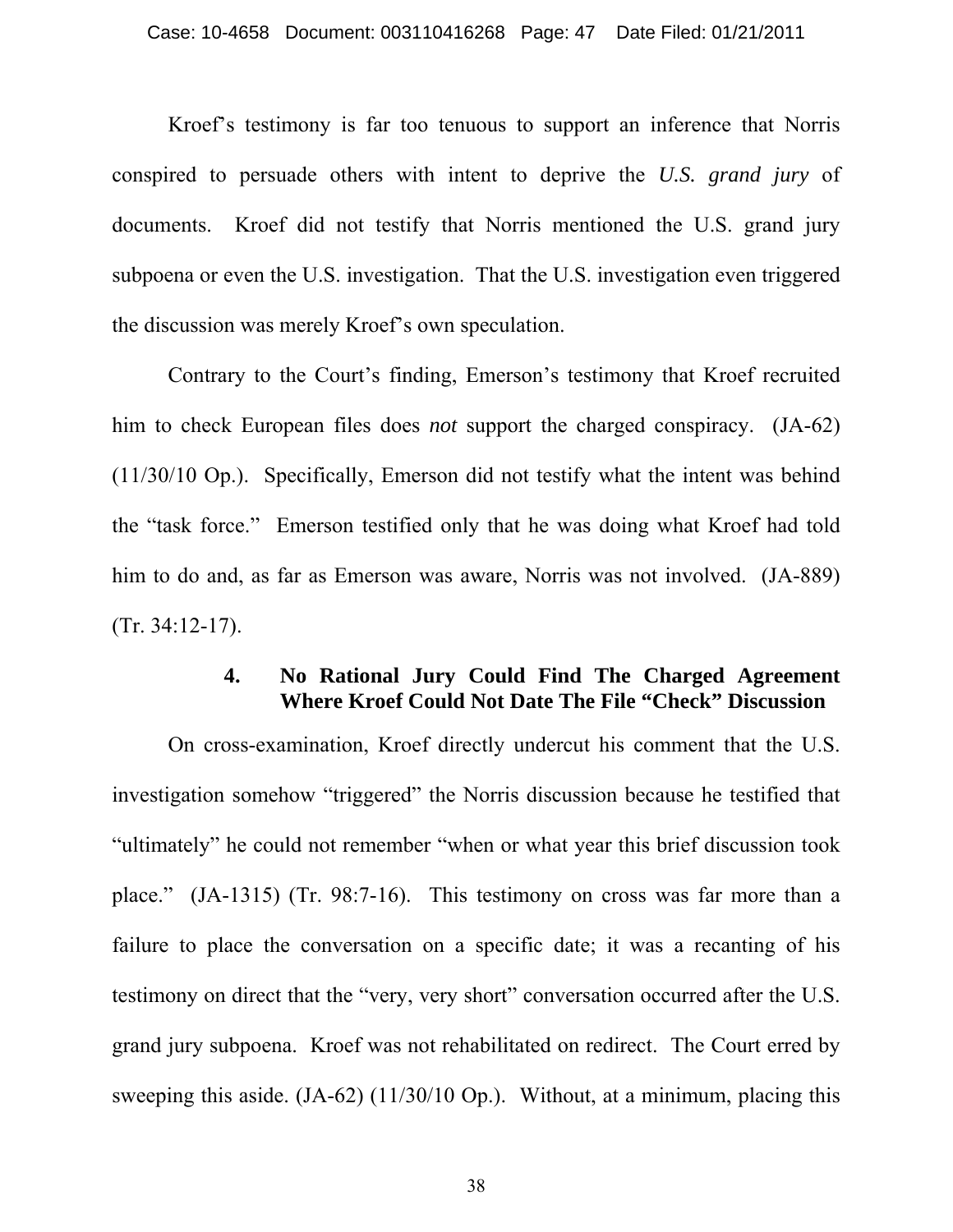Kroef's testimony is far too tenuous to support an inference that Norris conspired to persuade others with intent to deprive the *U.S. grand jury* of documents. Kroef did not testify that Norris mentioned the U.S. grand jury subpoena or even the U.S. investigation. That the U.S. investigation even triggered the discussion was merely Kroef's own speculation.

Contrary to the Court's finding, Emerson's testimony that Kroef recruited him to check European files does *not* support the charged conspiracy. (JA-62) (11/30/10 Op.). Specifically, Emerson did not testify what the intent was behind the "task force." Emerson testified only that he was doing what Kroef had told him to do and, as far as Emerson was aware, Norris was not involved. (JA-889) (Tr. 34:12-17).

#### 4. No Rational Jury Could Find The Charged Agreement Where Kroef Could Not Date The File "Check" Discussion

On cross-examination, Kroef directly undercut his comment that the U.S. investigation somehow "triggered" the Norris discussion because he testified that "ultimately" he could not remember "when or what year this brief discussion took place." (JA-1315) (Tr. 98:7-16). This testimony on cross was far more than a failure to place the conversation on a specific date; it was a recanting of his testimony on direct that the "very, very short" conversation occurred after the U.S. grand jury subpoena. Kroef was not rehabilitated on redirect. The Court erred by sweeping this aside. (JA-62) (11/30/10 Op.). Without, at a minimum, placing this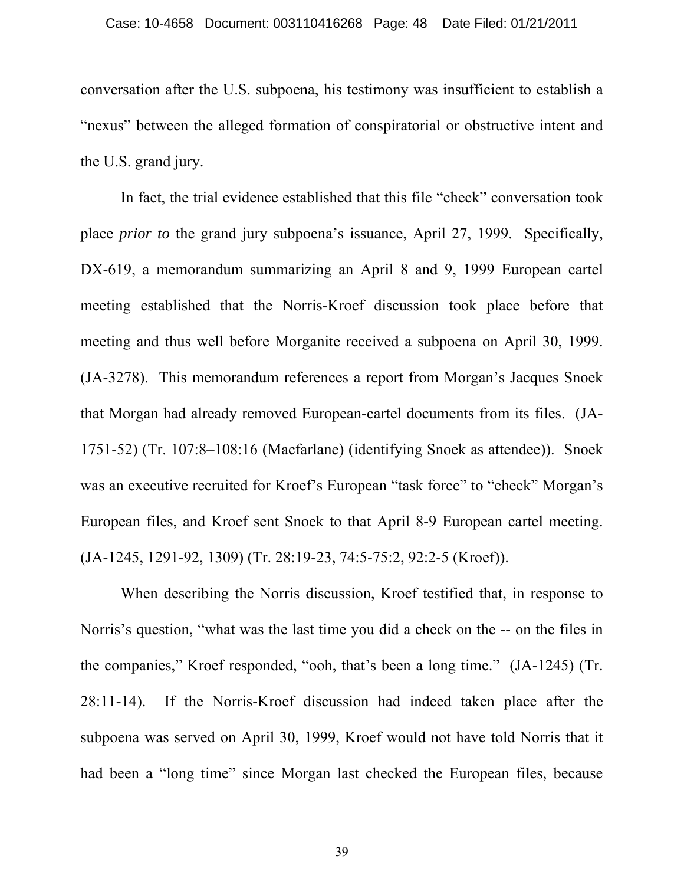conversation after the U.S. subpoena, his testimony was insufficient to establish a "nexus" between the alleged formation of conspiratorial or obstructive intent and the U.S. grand jury.

In fact, the trial evidence established that this file "check" conversation took place *prior to* the grand jury subpoena's issuance, April 27, 1999. Specifically, DX-619, a memorandum summarizing an April 8 and 9, 1999 European cartel meeting established that the Norris-Kroef discussion took place before that meeting and thus well before Morganite received a subpoena on April 30, 1999. (JA-3278). This memorandum references a report from Morgan's Jacques Snoek that Morgan had already removed European-cartel documents from its files. (JA-1751-52) (Tr. 107:8–108:16 (Macfarlane) (identifying Snoek as attendee)). Snoek was an executive recruited for Kroef's European "task force" to "check" Morgan's European files, and Kroef sent Snoek to that April 8-9 European cartel meeting. (JA-1245, 1291-92, 1309) (Tr. 28:19-23, 74:5-75:2, 92:2-5 (Kroef)).

When describing the Norris discussion, Kroef testified that, in response to Norris's question, "what was the last time you did a check on the -- on the files in the companies," Kroef responded, "ooh, that's been a long time." (JA-1245) (Tr. 28:11-14). If the Norris-Kroef discussion had indeed taken place after the subpoena was served on April 30, 1999, Kroef would not have told Norris that it had been a "long time" since Morgan last checked the European files, because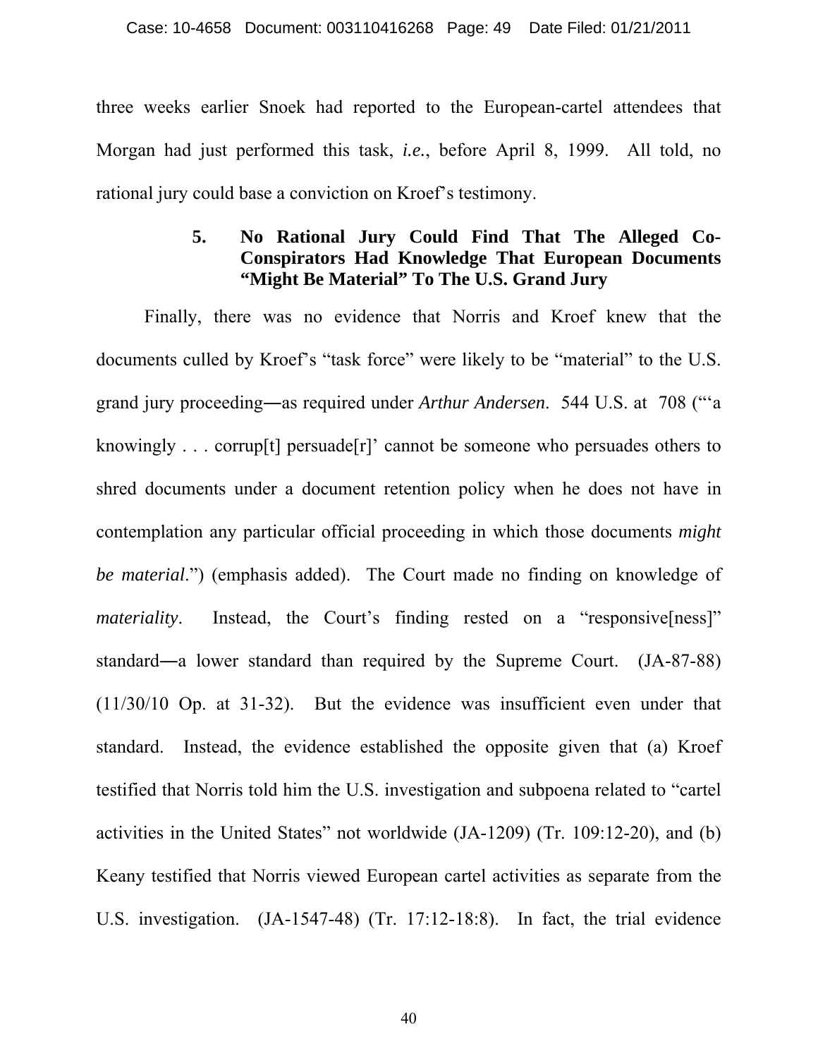three weeks earlier Snoek had reported to the European-cartel attendees that Morgan had just performed this task, *i.e.*, before April 8, 1999. All told, no rational jury could base a conviction on Kroef's testimony.

### 5. No Rational Jury Could Find That The Alleged Co-Conspirators Had Knowledge That European Documents "Might Be Material" To The U.S. Grand Jury

Finally, there was no evidence that Norris and Kroef knew that the documents culled by Kroef's "task force" were likely to be "material" to the U.S. grand jury proceeding―as required under *Arthur Andersen*. 544 U.S. at 708 ("'a knowingly . . . corrup[t] persuade[r]' cannot be someone who persuades others to shred documents under a document retention policy when he does not have in contemplation any particular official proceeding in which those documents *might be material*.") (emphasis added). The Court made no finding on knowledge of *materiality*. Instead, the Court's finding rested on a "responsive[ness]" standard―a lower standard than required by the Supreme Court. (JA-87-88) (11/30/10 Op. at 31-32). But the evidence was insufficient even under that standard. Instead, the evidence established the opposite given that (a) Kroef testified that Norris told him the U.S. investigation and subpoena related to "cartel activities in the United States" not worldwide (JA-1209) (Tr. 109:12-20), and (b) Keany testified that Norris viewed European cartel activities as separate from the U.S. investigation. (JA-1547-48) (Tr. 17:12-18:8). In fact, the trial evidence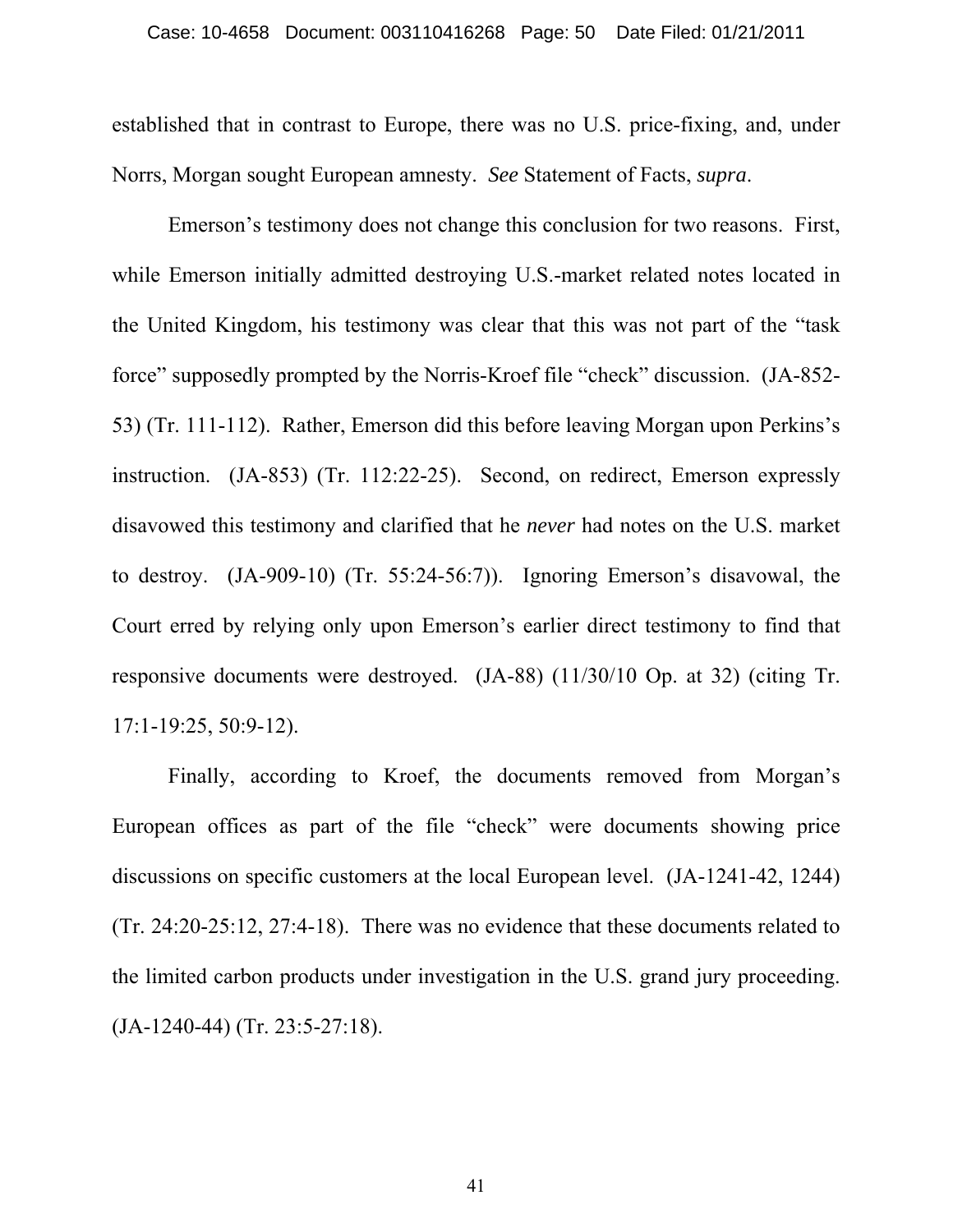established that in contrast to Europe, there was no U.S. price-fixing, and, under Norrs, Morgan sought European amnesty. *See* Statement of Facts, *supra*.

Emerson's testimony does not change this conclusion for two reasons. First, while Emerson initially admitted destroying U.S.-market related notes located in the United Kingdom, his testimony was clear that this was not part of the "task force" supposedly prompted by the Norris-Kroef file "check" discussion. (JA-852-53) (Tr. 111-112). Rather, Emerson did this before leaving Morgan upon Perkins's instruction. (JA-853) (Tr. 112:22-25). Second, on redirect, Emerson expressly disavowed this testimony and clarified that he *never* had notes on the U.S. market to destroy. (JA-909-10) (Tr. 55:24-56:7)). Ignoring Emerson's disavowal, the Court erred by relying only upon Emerson's earlier direct testimony to find that responsive documents were destroyed. (JA-88) (11/30/10 Op. at 32) (citing Tr. 17:1-19:25, 50:9-12).

Finally, according to Kroef, the documents removed from Morgan's European offices as part of the file "check" were documents showing price discussions on specific customers at the local European level. (JA-1241-42, 1244) (Tr. 24:20-25:12, 27:4-18). There was no evidence that these documents related to the limited carbon products under investigation in the U.S. grand jury proceeding. (JA-1240-44) (Tr. 23:5-27:18).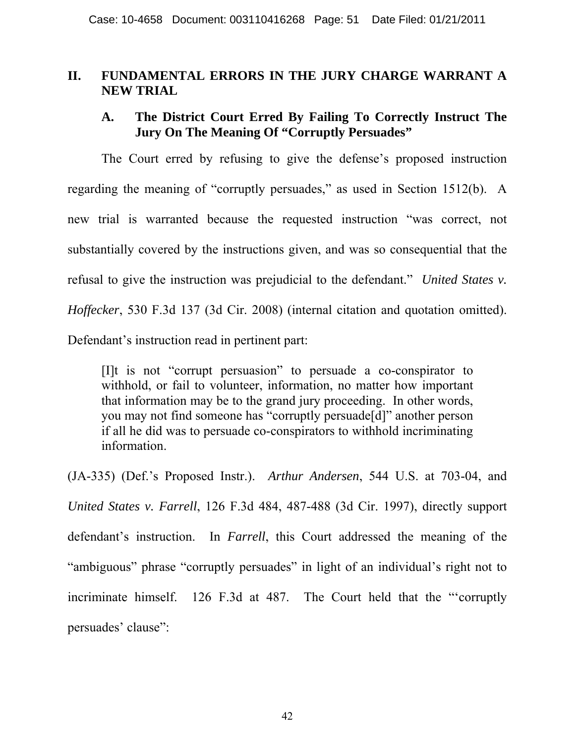## II. FUNDAMENTAL ERRORS IN THE JURY CHARGE WARRANT A NEW TRIAL

### A. The District Court Erred By Failing To Correctly Instruct The Jury On The Meaning Of "Corruptly Persuades"

The Court erred by refusing to give the defense's proposed instruction regarding the meaning of "corruptly persuades," as used in Section 1512(b). A new trial is warranted because the requested instruction "was correct, not substantially covered by the instructions given, and was so consequential that the refusal to give the instruction was prejudicial to the defendant." *United States v. Hoffecker*, 530 F.3d 137 (3d Cir. 2008) (internal citation and quotation omitted). Defendant's instruction read in pertinent part:

> [I]t is not "corrupt persuasion" to persuade a co-conspirator to withhold, or fail to volunteer, information, no matter how important that information may be to the grand jury proceeding. In other words, you may not find someone has "corruptly persuade[d]" another person if all he did was to persuade co-conspirators to withhold incriminating information.

(JA-335) (Def.'s Proposed Instr.). *Arthur Andersen*, 544 U.S. at 703-04, and *United States v. Farrell*, 126 F.3d 484, 487-488 (3d Cir. 1997), directly support defendant's instruction. In *Farrell*, this Court addressed the meaning of the "ambiguous" phrase "corruptly persuades" in light of an individual's right not to incriminate himself. 126 F.3d at 487. The Court held that the "'corruptly persuades' clause":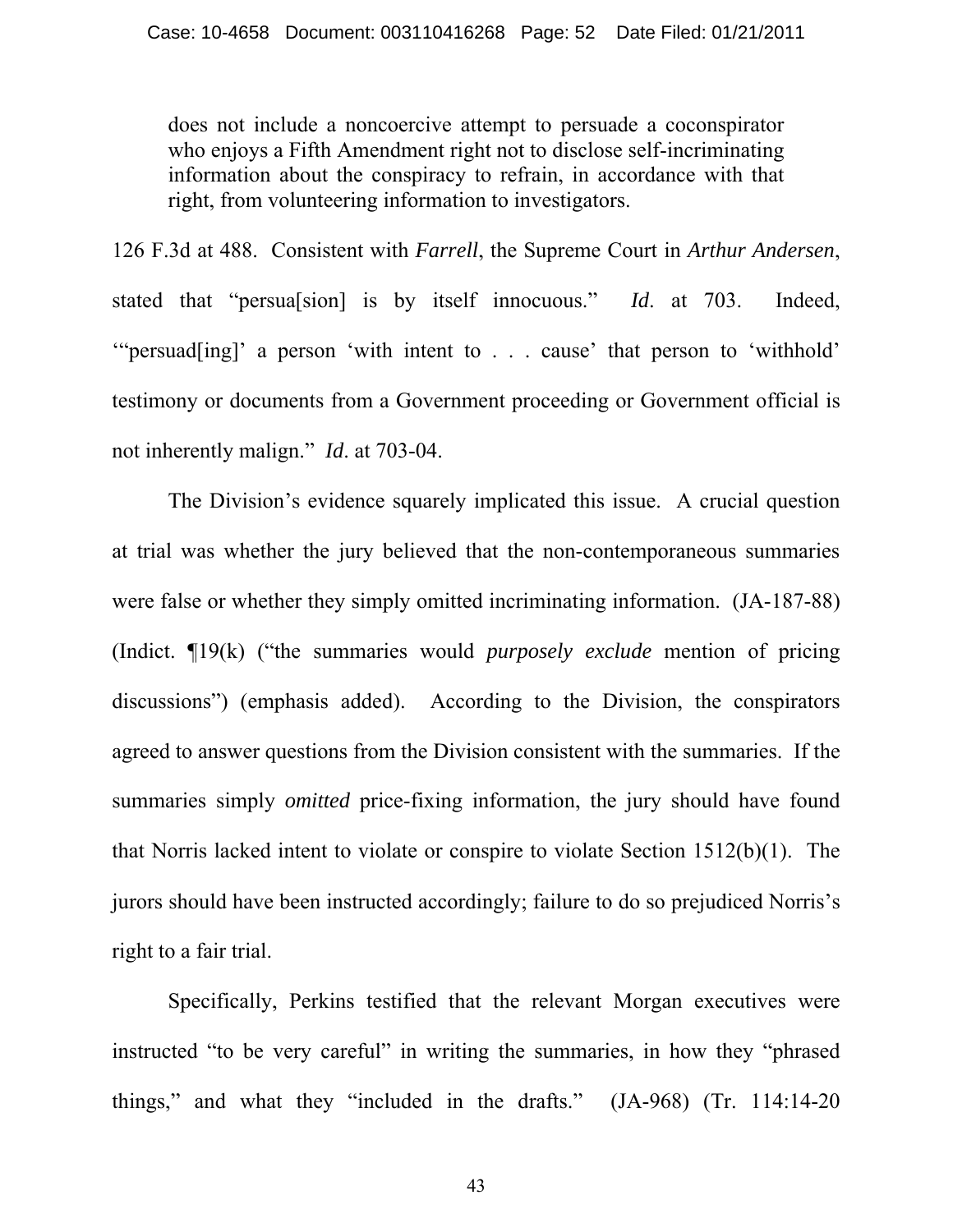> does not include a noncoercive attempt to persuade a coconspirator who enjoys a Fifth Amendment right not to disclose self-incriminating information about the conspiracy to refrain, in accordance with that right, from volunteering information to investigators.

126 F.3d at 488. Consistent with *Farrell*, the Supreme Court in *Arthur Andersen*, stated that "persua[sion] is by itself innocuous." *Id*. at 703. Indeed, '"persuad[ing]' a person 'with intent to . . . cause' that person to 'withhold' testimony or documents from a Government proceeding or Government official is not inherently malign." *Id*. at 703-04.

The Division's evidence squarely implicated this issue. A crucial question at trial was whether the jury believed that the non-contemporaneous summaries were false or whether they simply omitted incriminating information. (JA-187-88) (Indict. ¶19(k) ("the summaries would *purposely exclude* mention of pricing discussions") (emphasis added). According to the Division, the conspirators agreed to answer questions from the Division consistent with the summaries. If the summaries simply *omitted* price-fixing information, the jury should have found that Norris lacked intent to violate or conspire to violate Section 1512(b)(1). The jurors should have been instructed accordingly; failure to do so prejudiced Norris's right to a fair trial.

Specifically, Perkins testified that the relevant Morgan executives were instructed "to be very careful" in writing the summaries, in how they "phrased things," and what they "included in the drafts." (JA-968) (Tr. 114:14-20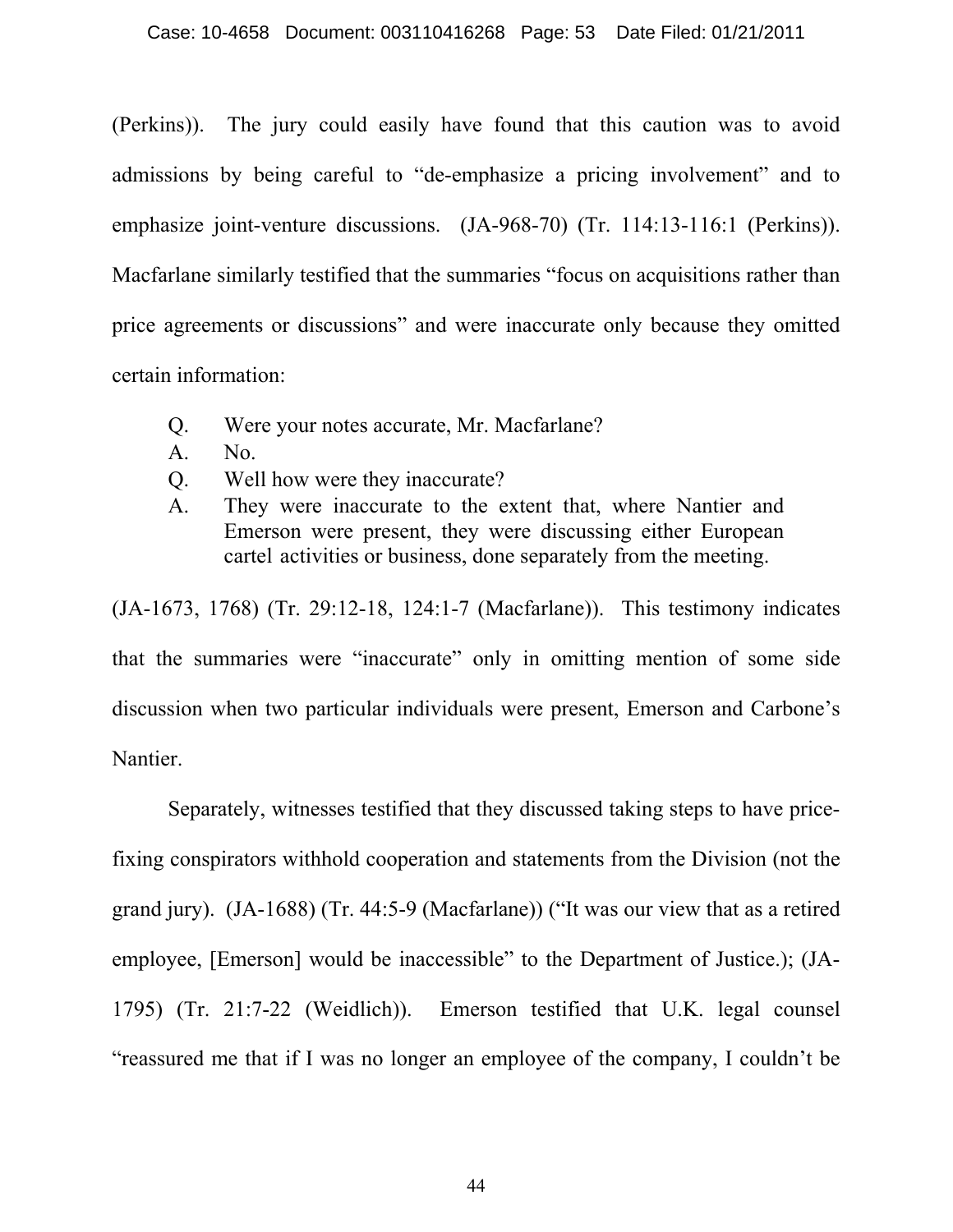(Perkins)). The jury could easily have found that this caution was to avoid admissions by being careful to "de-emphasize a pricing involvement" and to emphasize joint-venture discussions. (JA-968-70) (Tr. 114:13-116:1 (Perkins)). Macfarlane similarly testified that the summaries "focus on acquisitions rather than price agreements or discussions" and were inaccurate only because they omitted certain information:

> Q. Were your notes accurate, Mr. Macfarlane?
> A. No.
> Q. Well how were they inaccurate?
> A. They were inaccurate to the extent that, where Nantier and Emerson were present, they were discussing either European cartel activities or business, done separately from the meeting.

(JA-1673, 1768) (Tr. 29:12-18, 124:1-7 (Macfarlane)). This testimony indicates that the summaries were "inaccurate" only in omitting mention of some side discussion when two particular individuals were present, Emerson and Carbone's Nantier.

Separately, witnesses testified that they discussed taking steps to have price-fixing conspirators withhold cooperation and statements from the Division (not the grand jury). (JA-1688) (Tr. 44:5-9 (Macfarlane)) ("It was our view that as a retired employee, [Emerson] would be inaccessible" to the Department of Justice.); (JA-1795) (Tr. 21:7-22 (Weidlich)). Emerson testified that U.K. legal counsel "reassured me that if I was no longer an employee of the company, I couldn't be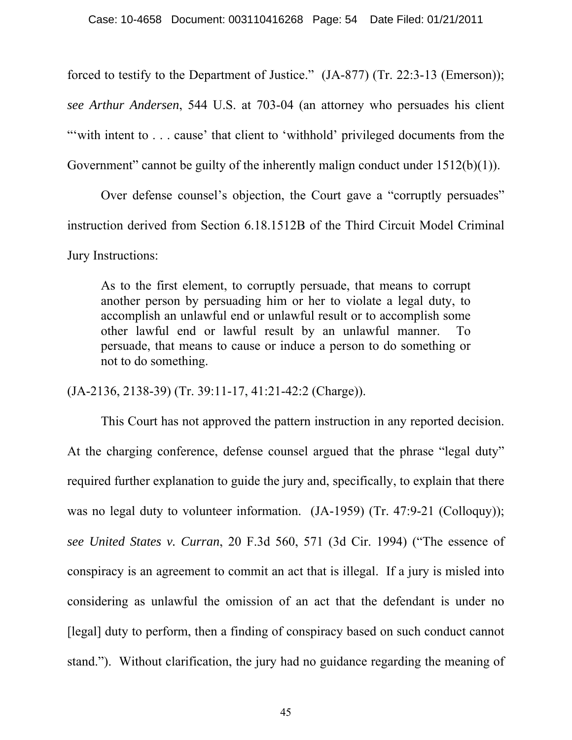forced to testify to the Department of Justice." (JA-877) (Tr. 22:3-13 (Emerson)); *see Arthur Andersen*, 544 U.S. at 703-04 (an attorney who persuades his client "'with intent to . . . cause' that client to 'withhold' privileged documents from the Government" cannot be guilty of the inherently malign conduct under 1512(b)(1)).

Over defense counsel's objection, the Court gave a "corruptly persuades" instruction derived from Section 6.18.1512B of the Third Circuit Model Criminal Jury Instructions:

> As to the first element, to corruptly persuade, that means to corrupt another person by persuading him or her to violate a legal duty, to accomplish an unlawful end or unlawful result or to accomplish some other lawful end or lawful result by an unlawful manner. To persuade, that means to cause or induce a person to do something or not to do something.

(JA-2136, 2138-39) (Tr. 39:11-17, 41:21-42:2 (Charge)).

This Court has not approved the pattern instruction in any reported decision. At the charging conference, defense counsel argued that the phrase "legal duty" required further explanation to guide the jury and, specifically, to explain that there was no legal duty to volunteer information. (JA-1959) (Tr. 47:9-21 (Colloquy)); *see United States v. Curran*, 20 F.3d 560, 571 (3d Cir. 1994) ("The essence of conspiracy is an agreement to commit an act that is illegal. If a jury is misled into considering as unlawful the omission of an act that the defendant is under no [legal] duty to perform, then a finding of conspiracy based on such conduct cannot stand."). Without clarification, the jury had no guidance regarding the meaning of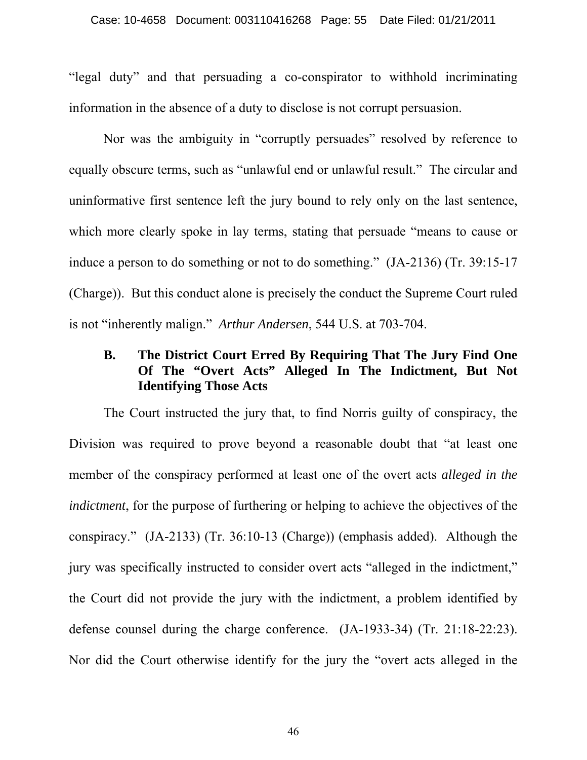"legal duty" and that persuading a co-conspirator to withhold incriminating information in the absence of a duty to disclose is not corrupt persuasion.

Nor was the ambiguity in "corruptly persuades" resolved by reference to equally obscure terms, such as "unlawful end or unlawful result." The circular and uninformative first sentence left the jury bound to rely only on the last sentence, which more clearly spoke in lay terms, stating that persuade "means to cause or induce a person to do something or not to do something." (JA-2136) (Tr. 39:15-17 (Charge)). But this conduct alone is precisely the conduct the Supreme Court ruled is not "inherently malign." *Arthur Andersen*, 544 U.S. at 703-704.

### B. The District Court Erred By Requiring That The Jury Find One Of The "Overt Acts" Alleged In The Indictment, But Not Identifying Those Acts

The Court instructed the jury that, to find Norris guilty of conspiracy, the Division was required to prove beyond a reasonable doubt that "at least one member of the conspiracy performed at least one of the overt acts *alleged in the indictment*, for the purpose of furthering or helping to achieve the objectives of the conspiracy." (JA-2133) (Tr. 36:10-13 (Charge)) (emphasis added). Although the jury was specifically instructed to consider overt acts "alleged in the indictment," the Court did not provide the jury with the indictment, a problem identified by defense counsel during the charge conference. (JA-1933-34) (Tr. 21:18-22:23). Nor did the Court otherwise identify for the jury the "overt acts alleged in the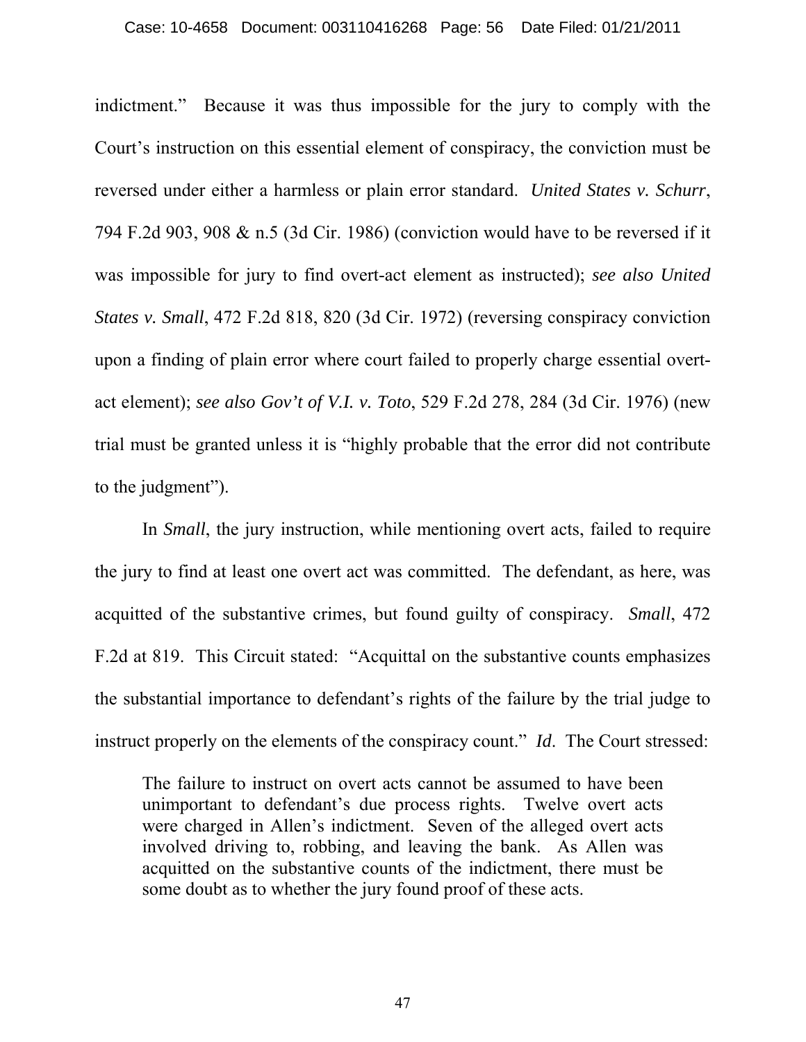indictment." Because it was thus impossible for the jury to comply with the Court's instruction on this essential element of conspiracy, the conviction must be reversed under either a harmless or plain error standard. *United States v. Schurr*, 794 F.2d 903, 908 & n.5 (3d Cir. 1986) (conviction would have to be reversed if it was impossible for jury to find overt-act element as instructed); *see also United States v. Small*, 472 F.2d 818, 820 (3d Cir. 1972) (reversing conspiracy conviction upon a finding of plain error where court failed to properly charge essential overt-act element); *see also Gov't of V.I. v. Toto*, 529 F.2d 278, 284 (3d Cir. 1976) (new trial must be granted unless it is "highly probable that the error did not contribute to the judgment").

In *Small*, the jury instruction, while mentioning overt acts, failed to require the jury to find at least one overt act was committed. The defendant, as here, was acquitted of the substantive crimes, but found guilty of conspiracy. *Small*, 472 F.2d at 819. This Circuit stated: "Acquittal on the substantive counts emphasizes the substantial importance to defendant's rights of the failure by the trial judge to instruct properly on the elements of the conspiracy count." *Id*. The Court stressed:

> The failure to instruct on overt acts cannot be assumed to have been unimportant to defendant's due process rights. Twelve overt acts were charged in Allen's indictment. Seven of the alleged overt acts involved driving to, robbing, and leaving the bank. As Allen was acquitted on the substantive counts of the indictment, there must be some doubt as to whether the jury found proof of these acts.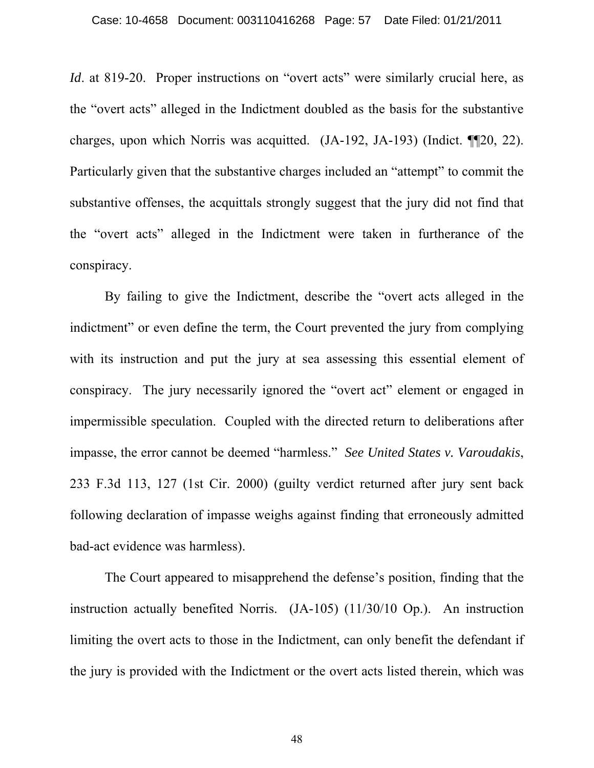*Id*. at 819-20. Proper instructions on "overt acts" were similarly crucial here, as the "overt acts" alleged in the Indictment doubled as the basis for the substantive charges, upon which Norris was acquitted. (JA-192, JA-193) (Indict. ¶¶20, 22). Particularly given that the substantive charges included an "attempt" to commit the substantive offenses, the acquittals strongly suggest that the jury did not find that the "overt acts" alleged in the Indictment were taken in furtherance of the conspiracy.

By failing to give the Indictment, describe the "overt acts alleged in the indictment" or even define the term, the Court prevented the jury from complying with its instruction and put the jury at sea assessing this essential element of conspiracy. The jury necessarily ignored the "overt act" element or engaged in impermissible speculation. Coupled with the directed return to deliberations after impasse, the error cannot be deemed "harmless." *See United States v. Varoudakis*, 233 F.3d 113, 127 (1st Cir. 2000) (guilty verdict returned after jury sent back following declaration of impasse weighs against finding that erroneously admitted bad-act evidence was harmless).

The Court appeared to misapprehend the defense's position, finding that the instruction actually benefited Norris. (JA-105) (11/30/10 Op.). An instruction limiting the overt acts to those in the Indictment, can only benefit the defendant if the jury is provided with the Indictment or the overt acts listed therein, which was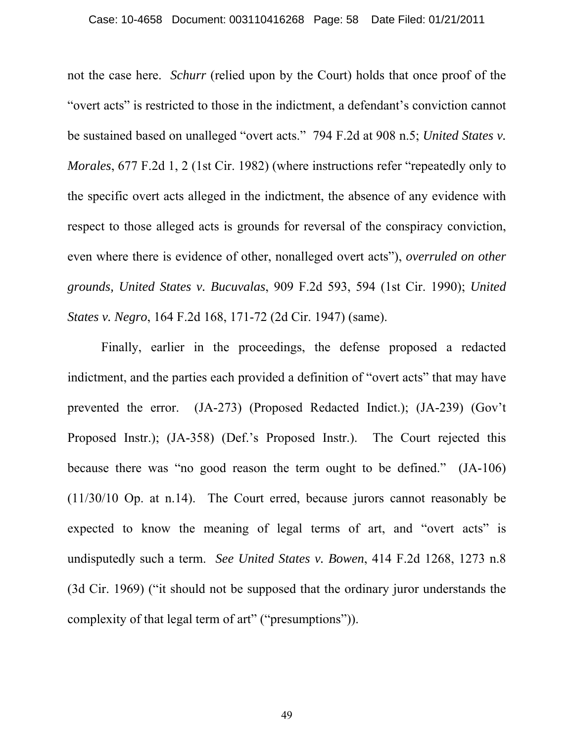not the case here. *Schurr* (relied upon by the Court) holds that once proof of the "overt acts" is restricted to those in the indictment, a defendant's conviction cannot be sustained based on unalleged "overt acts." 794 F.2d at 908 n.5; *United States v. Morales*, 677 F.2d 1, 2 (1st Cir. 1982) (where instructions refer "repeatedly only to the specific overt acts alleged in the indictment, the absence of any evidence with respect to those alleged acts is grounds for reversal of the conspiracy conviction, even where there is evidence of other, nonalleged overt acts"), *overruled on other grounds, United States v. Bucuvalas*, 909 F.2d 593, 594 (1st Cir. 1990); *United States v. Negro*, 164 F.2d 168, 171-72 (2d Cir. 1947) (same).

Finally, earlier in the proceedings, the defense proposed a redacted indictment, and the parties each provided a definition of "overt acts" that may have prevented the error. (JA-273) (Proposed Redacted Indict.); (JA-239) (Gov't Proposed Instr.); (JA-358) (Def.'s Proposed Instr.). The Court rejected this because there was "no good reason the term ought to be defined." (JA-106) (11/30/10 Op. at n.14). The Court erred, because jurors cannot reasonably be expected to know the meaning of legal terms of art, and "overt acts" is undisputedly such a term. *See United States v. Bowen*, 414 F.2d 1268, 1273 n.8 (3d Cir. 1969) ("it should not be supposed that the ordinary juror understands the complexity of that legal term of art" ("presumptions")).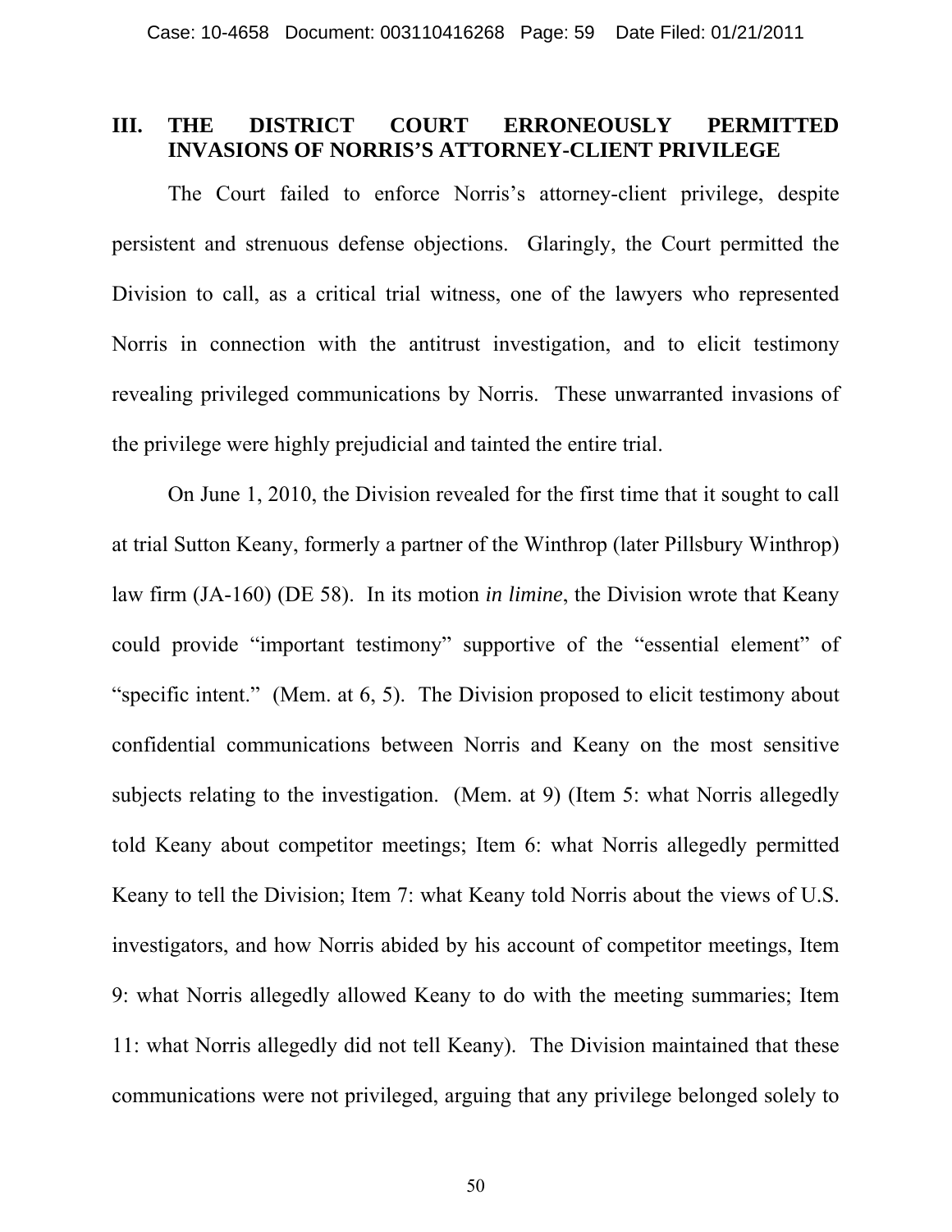## III. THE DISTRICT COURT ERRONEOUSLY PERMITTED INVASIONS OF NORRIS'S ATTORNEY-CLIENT PRIVILEGE

The Court failed to enforce Norris's attorney-client privilege, despite persistent and strenuous defense objections. Glaringly, the Court permitted the Division to call, as a critical trial witness, one of the lawyers who represented Norris in connection with the antitrust investigation, and to elicit testimony revealing privileged communications by Norris. These unwarranted invasions of the privilege were highly prejudicial and tainted the entire trial.

On June 1, 2010, the Division revealed for the first time that it sought to call at trial Sutton Keany, formerly a partner of the Winthrop (later Pillsbury Winthrop) law firm (JA-160) (DE 58). In its motion *in limine*, the Division wrote that Keany could provide "important testimony" supportive of the "essential element" of "specific intent." (Mem. at 6, 5). The Division proposed to elicit testimony about confidential communications between Norris and Keany on the most sensitive subjects relating to the investigation. (Mem. at 9) (Item 5: what Norris allegedly told Keany about competitor meetings; Item 6: what Norris allegedly permitted Keany to tell the Division; Item 7: what Keany told Norris about the views of U.S. investigators, and how Norris abided by his account of competitor meetings, Item 9: what Norris allegedly allowed Keany to do with the meeting summaries; Item 11: what Norris allegedly did not tell Keany). The Division maintained that these communications were not privileged, arguing that any privilege belonged solely to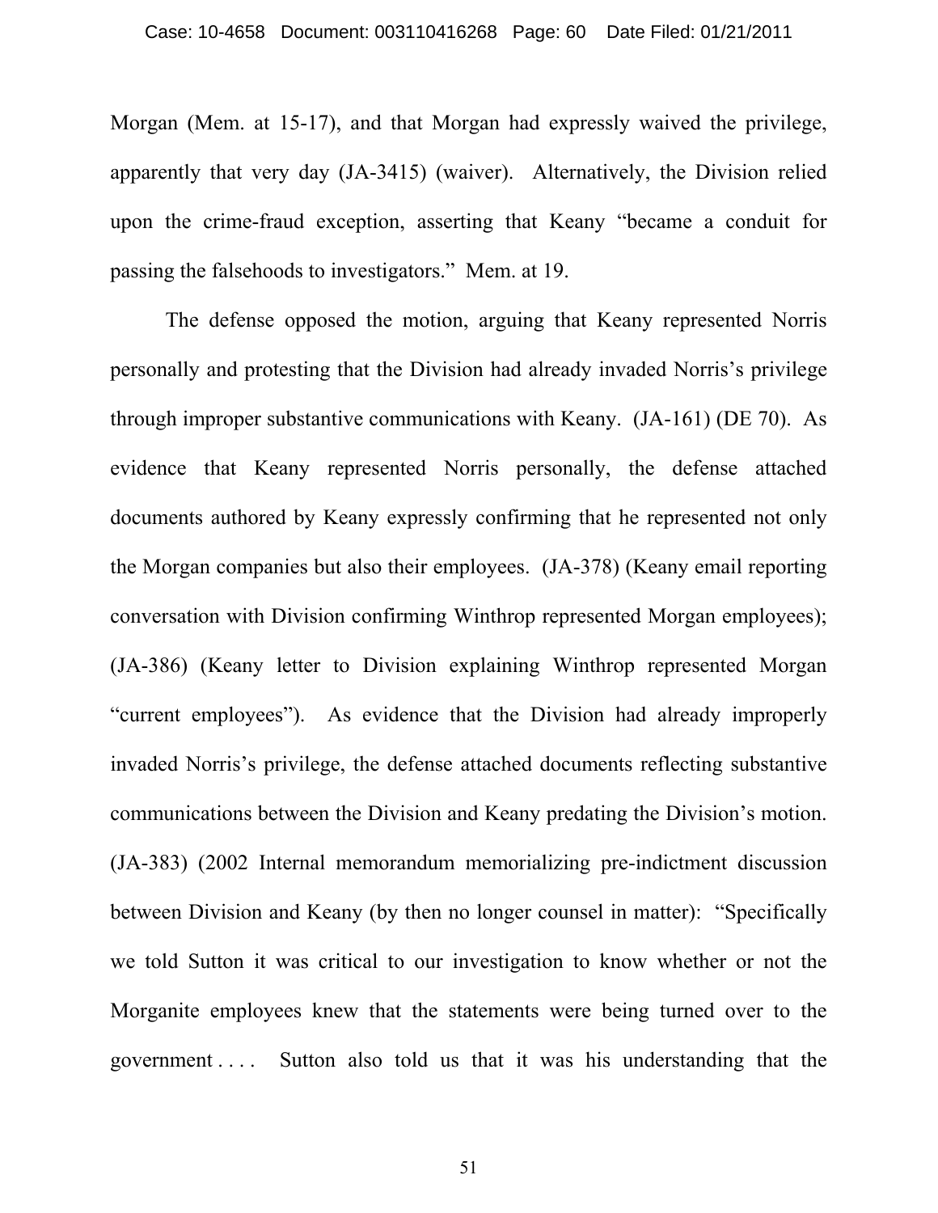Morgan (Mem. at 15-17), and that Morgan had expressly waived the privilege, apparently that very day (JA-3415) (waiver). Alternatively, the Division relied upon the crime-fraud exception, asserting that Keany "became a conduit for passing the falsehoods to investigators." Mem. at 19.

The defense opposed the motion, arguing that Keany represented Norris personally and protesting that the Division had already invaded Norris's privilege through improper substantive communications with Keany. (JA-161) (DE 70). As evidence that Keany represented Norris personally, the defense attached documents authored by Keany expressly confirming that he represented not only the Morgan companies but also their employees. (JA-378) (Keany email reporting conversation with Division confirming Winthrop represented Morgan employees); (JA-386) (Keany letter to Division explaining Winthrop represented Morgan "current employees"). As evidence that the Division had already improperly invaded Norris's privilege, the defense attached documents reflecting substantive communications between the Division and Keany predating the Division's motion. (JA-383) (2002 Internal memorandum memorializing pre-indictment discussion between Division and Keany (by then no longer counsel in matter): "Specifically we told Sutton it was critical to our investigation to know whether or not the Morganite employees knew that the statements were being turned over to the government . . . . Sutton also told us that it was his understanding that the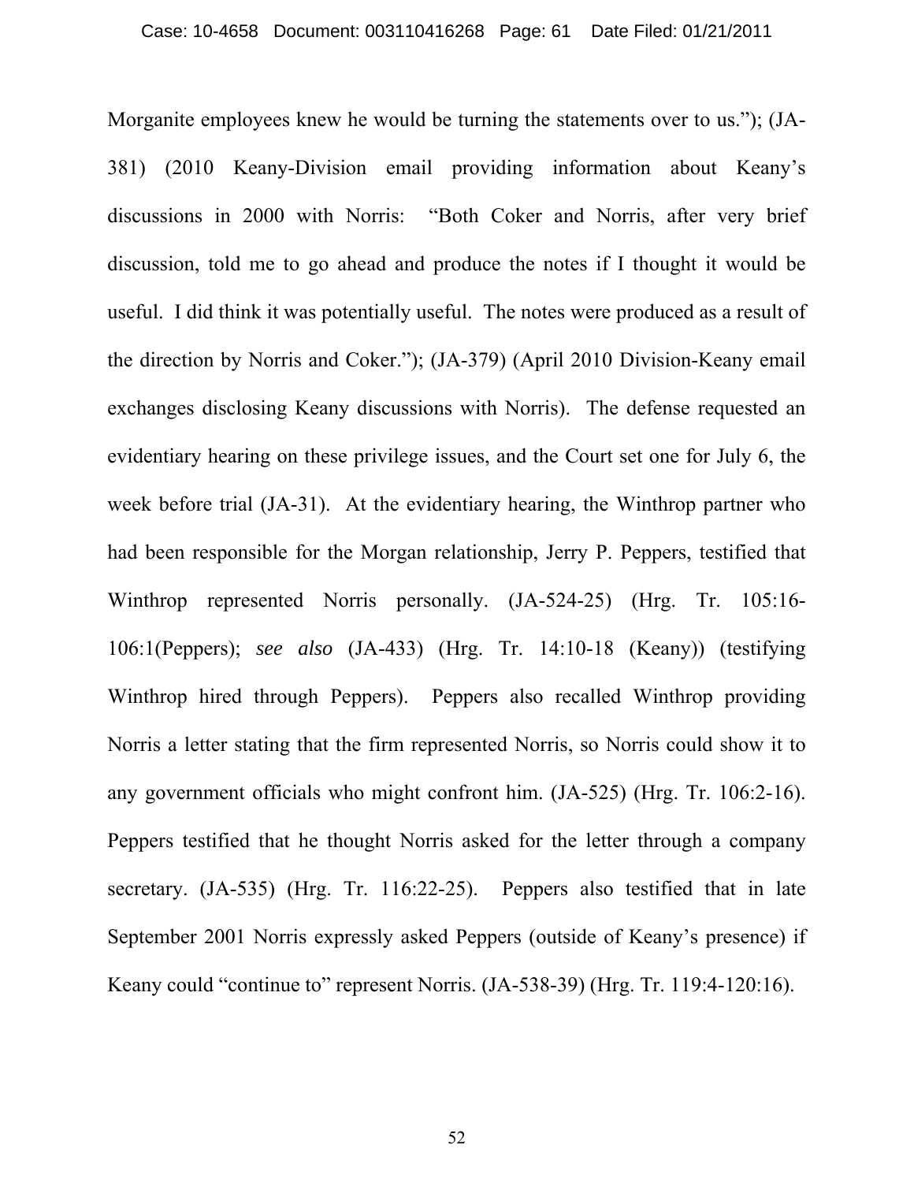Morganite employees knew he would be turning the statements over to us."); (JA-381) (2010 Keany-Division email providing information about Keany's discussions in 2000 with Norris: "Both Coker and Norris, after very brief discussion, told me to go ahead and produce the notes if I thought it would be useful. I did think it was potentially useful. The notes were produced as a result of the direction by Norris and Coker."); (JA-379) (April 2010 Division-Keany email exchanges disclosing Keany discussions with Norris). The defense requested an evidentiary hearing on these privilege issues, and the Court set one for July 6, the week before trial (JA-31). At the evidentiary hearing, the Winthrop partner who had been responsible for the Morgan relationship, Jerry P. Peppers, testified that Winthrop represented Norris personally. (JA-524-25) (Hrg. Tr. 105:16-106:1(Peppers); *see also* (JA-433) (Hrg. Tr. 14:10-18 (Keany)) (testifying Winthrop hired through Peppers). Peppers also recalled Winthrop providing Norris a letter stating that the firm represented Norris, so Norris could show it to any government officials who might confront him. (JA-525) (Hrg. Tr. 106:2-16). Peppers testified that he thought Norris asked for the letter through a company secretary. (JA-535) (Hrg. Tr. 116:22-25). Peppers also testified that in late September 2001 Norris expressly asked Peppers (outside of Keany's presence) if Keany could "continue to" represent Norris. (JA-538-39) (Hrg. Tr. 119:4-120:16).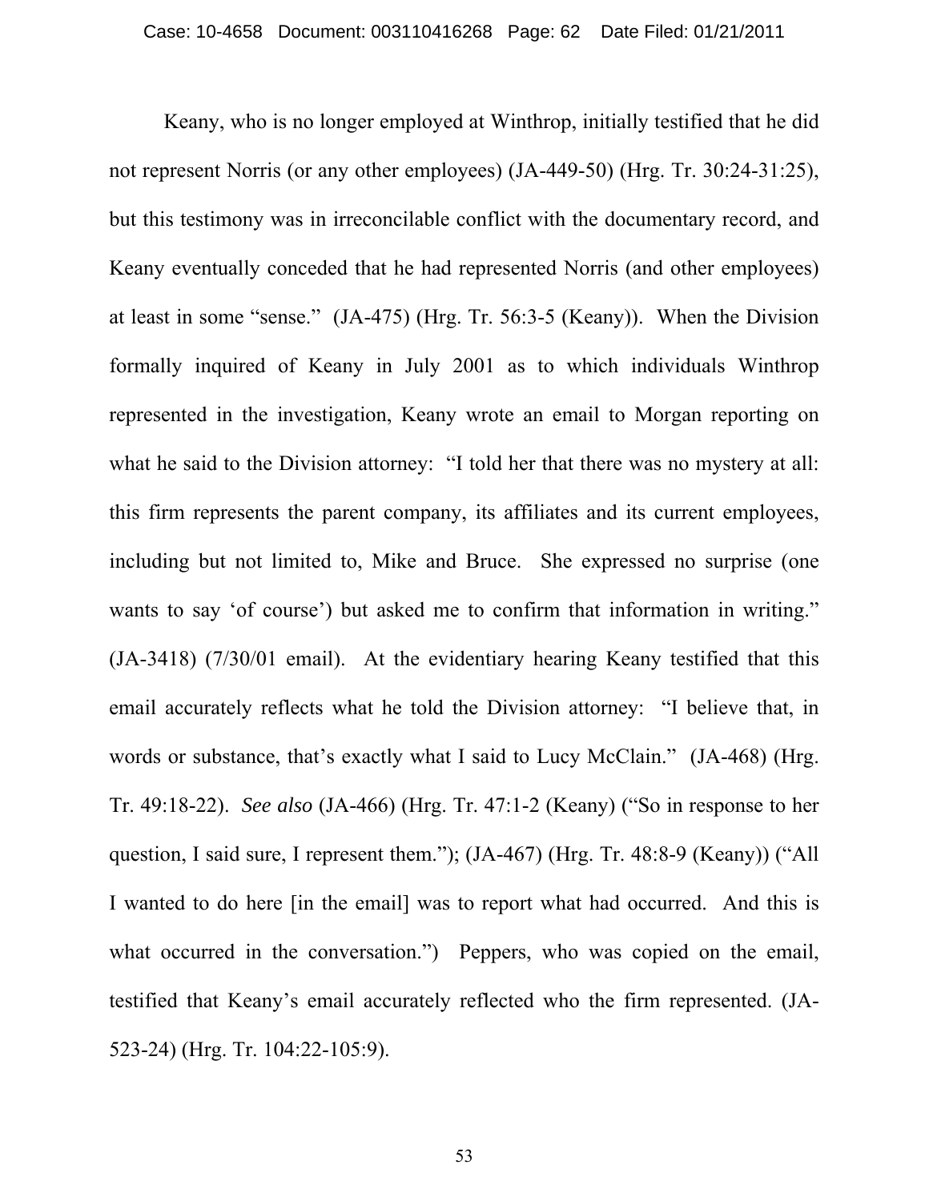Keany, who is no longer employed at Winthrop, initially testified that he did not represent Norris (or any other employees) (JA-449-50) (Hrg. Tr. 30:24-31:25), but this testimony was in irreconcilable conflict with the documentary record, and Keany eventually conceded that he had represented Norris (and other employees) at least in some "sense." (JA-475) (Hrg. Tr. 56:3-5 (Keany)). When the Division formally inquired of Keany in July 2001 as to which individuals Winthrop represented in the investigation, Keany wrote an email to Morgan reporting on what he said to the Division attorney: "I told her that there was no mystery at all: this firm represents the parent company, its affiliates and its current employees, including but not limited to, Mike and Bruce. She expressed no surprise (one wants to say 'of course') but asked me to confirm that information in writing." (JA-3418) (7/30/01 email). At the evidentiary hearing Keany testified that this email accurately reflects what he told the Division attorney: "I believe that, in words or substance, that's exactly what I said to Lucy McClain." (JA-468) (Hrg. Tr. 49:18-22). *See also* (JA-466) (Hrg. Tr. 47:1-2 (Keany) ("So in response to her question, I said sure, I represent them."); (JA-467) (Hrg. Tr. 48:8-9 (Keany)) ("All I wanted to do here [in the email] was to report what had occurred. And this is what occurred in the conversation.") Peppers, who was copied on the email, testified that Keany's email accurately reflected who the firm represented. (JA-523-24) (Hrg. Tr. 104:22-105:9).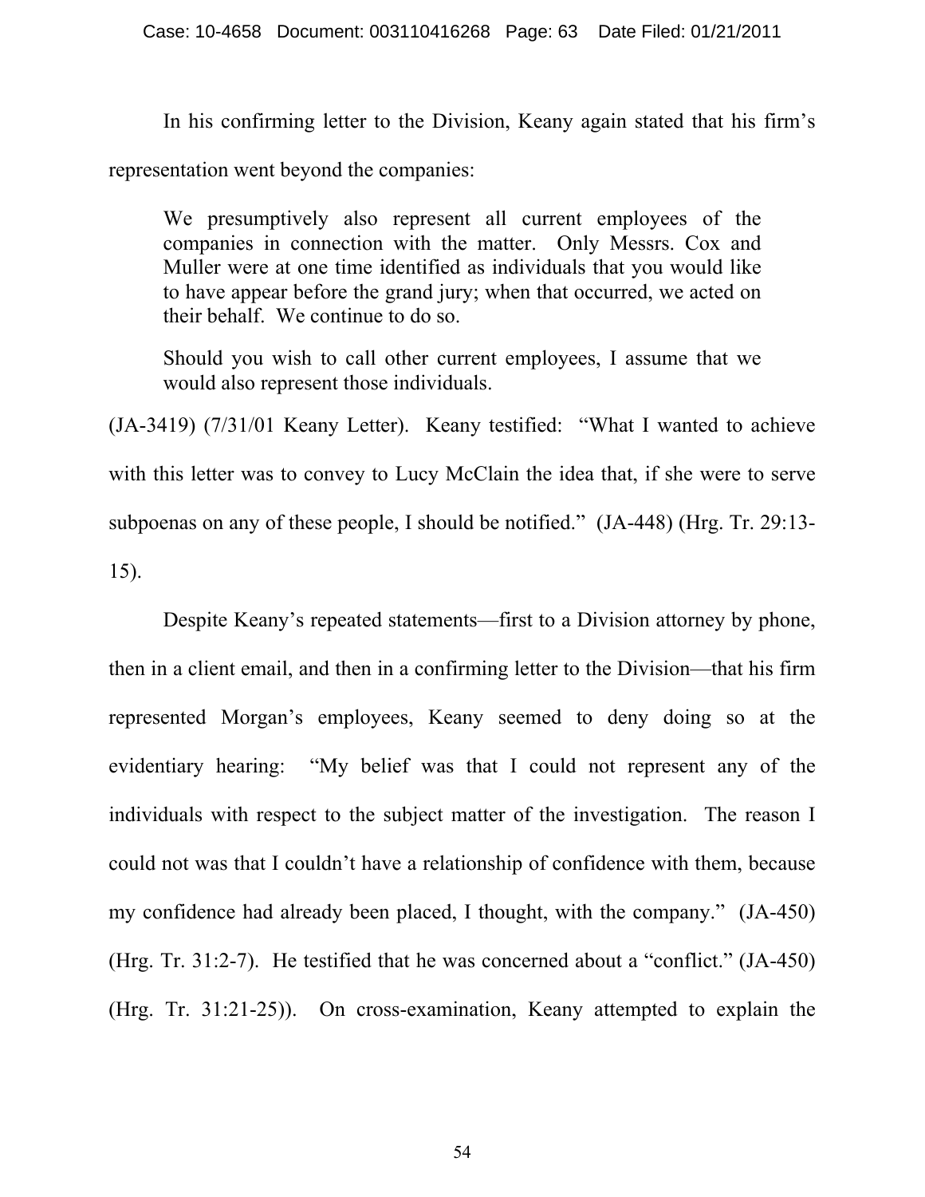In his confirming letter to the Division, Keany again stated that his firm's representation went beyond the companies:

> We presumptively also represent all current employees of the companies in connection with the matter. Only Messrs. Cox and Muller were at one time identified as individuals that you would like to have appear before the grand jury; when that occurred, we acted on their behalf. We continue to do so.
>
> Should you wish to call other current employees, I assume that we would also represent those individuals.

(JA-3419) (7/31/01 Keany Letter). Keany testified: "What I wanted to achieve with this letter was to convey to Lucy McClain the idea that, if she were to serve subpoenas on any of these people, I should be notified." (JA-448) (Hrg. Tr. 29:13-15).

Despite Keany's repeated statements—first to a Division attorney by phone, then in a client email, and then in a confirming letter to the Division—that his firm represented Morgan's employees, Keany seemed to deny doing so at the evidentiary hearing: "My belief was that I could not represent any of the individuals with respect to the subject matter of the investigation. The reason I could not was that I couldn't have a relationship of confidence with them, because my confidence had already been placed, I thought, with the company." (JA-450) (Hrg. Tr. 31:2-7). He testified that he was concerned about a "conflict." (JA-450) (Hrg. Tr. 31:21-25)). On cross-examination, Keany attempted to explain the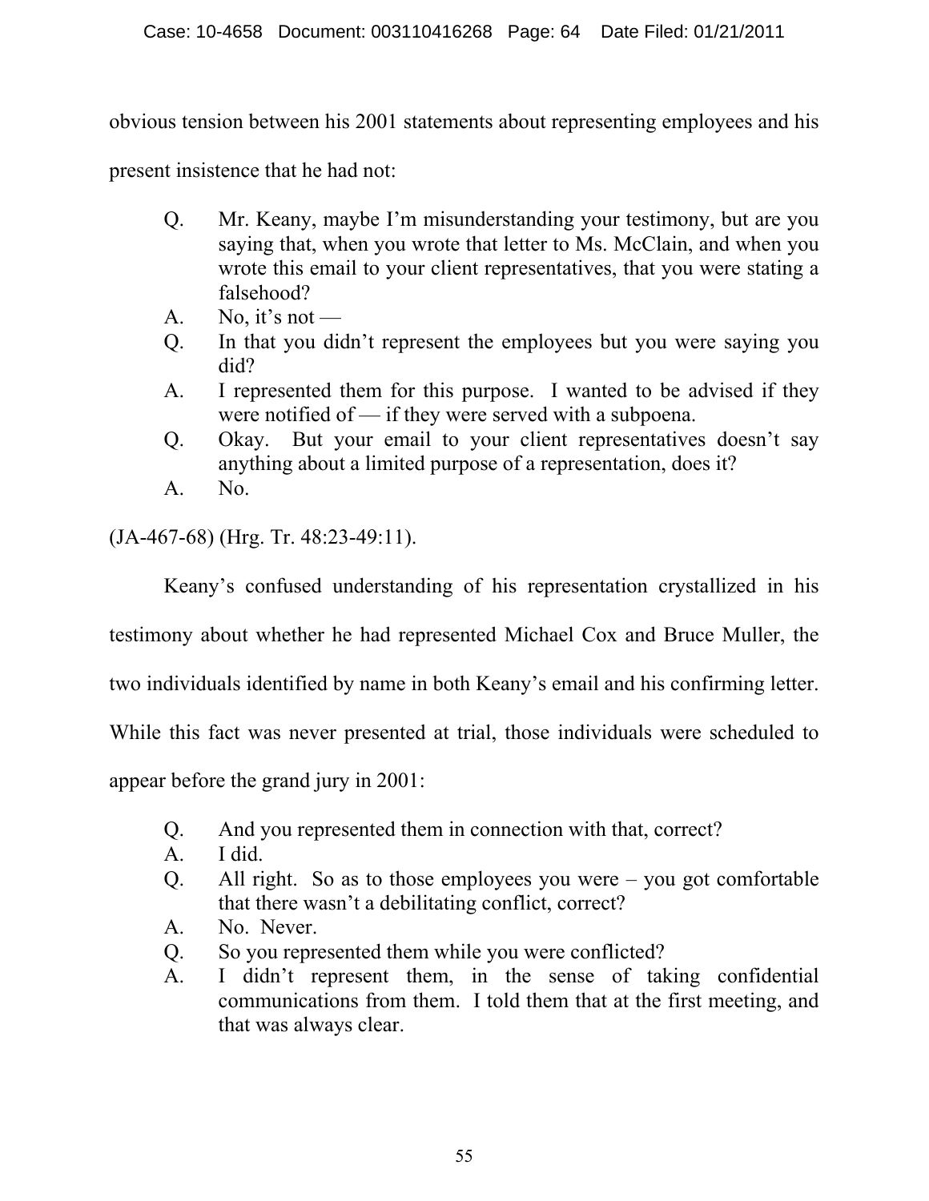obvious tension between his 2001 statements about representing employees and his present insistence that he had not:

> Q. Mr. Keany, maybe I'm misunderstanding your testimony, but are you saying that, when you wrote that letter to Ms. McClain, and when you wrote this email to your client representatives, that you were stating a falsehood?
>
> A. No, it's not —
>
> Q. In that you didn't represent the employees but you were saying you did?
>
> A. I represented them for this purpose. I wanted to be advised if they were notified of — if they were served with a subpoena.
>
> Q. Okay. But your email to your client representatives doesn't say anything about a limited purpose of a representation, does it?
>
> A. No.

(JA-467-68) (Hrg. Tr. 48:23-49:11).

Keany's confused understanding of his representation crystallized in his testimony about whether he had represented Michael Cox and Bruce Muller, the two individuals identified by name in both Keany's email and his confirming letter. While this fact was never presented at trial, those individuals were scheduled to appear before the grand jury in 2001:

> Q. And you represented them in connection with that, correct?
>
> A. I did.
>
> Q. All right. So as to those employees you were – you got comfortable that there wasn't a debilitating conflict, correct?
>
> A. No. Never.
>
> Q. So you represented them while you were conflicted?
>
> A. I didn't represent them, in the sense of taking confidential communications from them. I told them that at the first meeting, and that was always clear.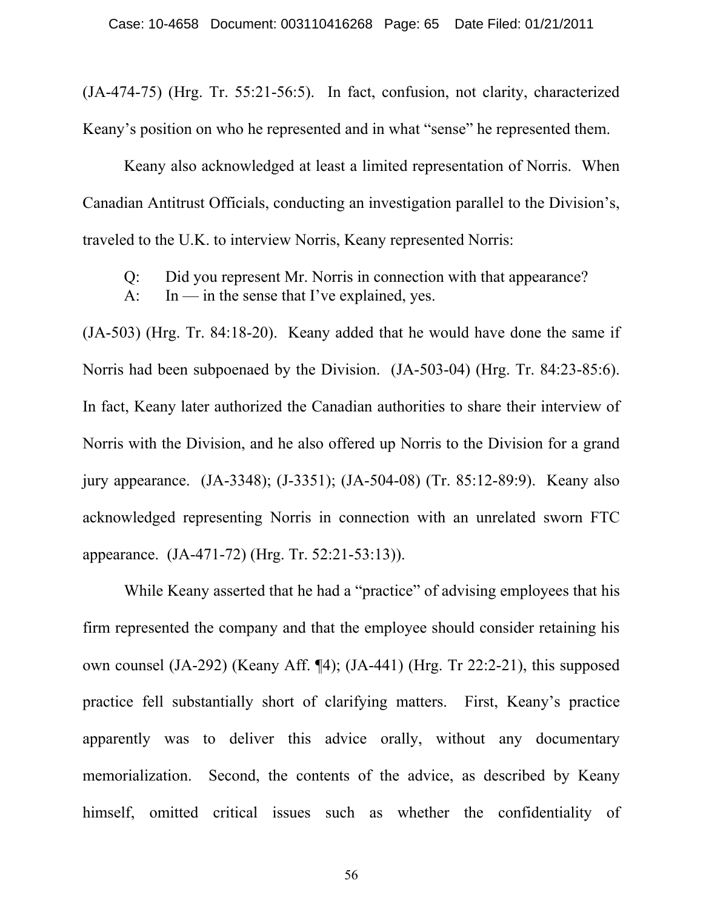(JA-474-75) (Hrg. Tr. 55:21-56:5). In fact, confusion, not clarity, characterized Keany's position on who he represented and in what "sense" he represented them.

Keany also acknowledged at least a limited representation of Norris. When Canadian Antitrust Officials, conducting an investigation parallel to the Division's, traveled to the U.K. to interview Norris, Keany represented Norris:

> Q: Did you represent Mr. Norris in connection with that appearance?
> A: In — in the sense that I've explained, yes.

(JA-503) (Hrg. Tr. 84:18-20). Keany added that he would have done the same if Norris had been subpoenaed by the Division. (JA-503-04) (Hrg. Tr. 84:23-85:6). In fact, Keany later authorized the Canadian authorities to share their interview of Norris with the Division, and he also offered up Norris to the Division for a grand jury appearance. (JA-3348); (J-3351); (JA-504-08) (Tr. 85:12-89:9). Keany also acknowledged representing Norris in connection with an unrelated sworn FTC appearance. (JA-471-72) (Hrg. Tr. 52:21-53:13)).

While Keany asserted that he had a "practice" of advising employees that his firm represented the company and that the employee should consider retaining his own counsel (JA-292) (Keany Aff. ¶4); (JA-441) (Hrg. Tr 22:2-21), this supposed practice fell substantially short of clarifying matters. First, Keany's practice apparently was to deliver this advice orally, without any documentary memorialization. Second, the contents of the advice, as described by Keany himself, omitted critical issues such as whether the confidentiality of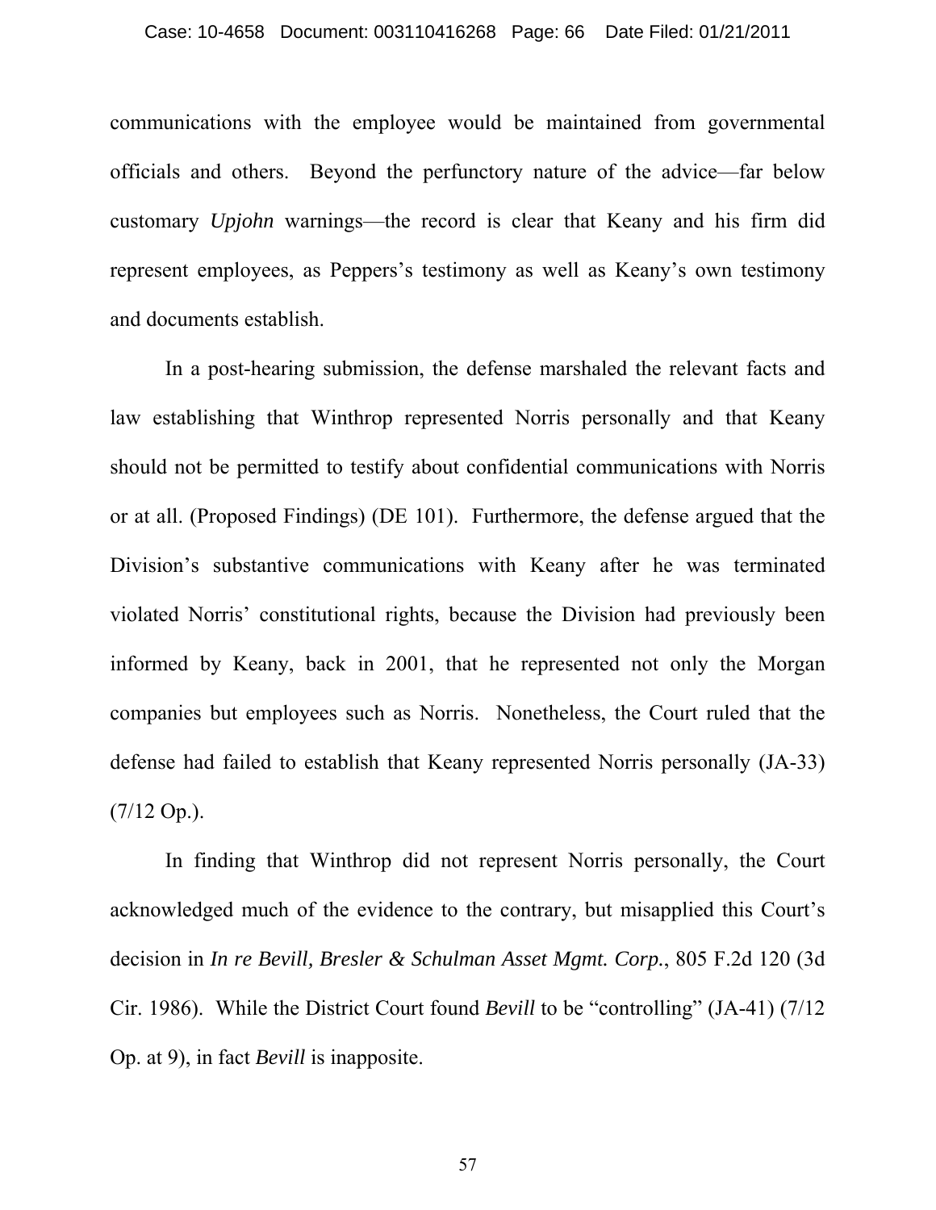communications with the employee would be maintained from governmental officials and others. Beyond the perfunctory nature of the advice—far below customary *Upjohn* warnings—the record is clear that Keany and his firm did represent employees, as Peppers's testimony as well as Keany's own testimony and documents establish.

In a post-hearing submission, the defense marshaled the relevant facts and law establishing that Winthrop represented Norris personally and that Keany should not be permitted to testify about confidential communications with Norris or at all. (Proposed Findings) (DE 101). Furthermore, the defense argued that the Division's substantive communications with Keany after he was terminated violated Norris' constitutional rights, because the Division had previously been informed by Keany, back in 2001, that he represented not only the Morgan companies but employees such as Norris. Nonetheless, the Court ruled that the defense had failed to establish that Keany represented Norris personally (JA-33) (7/12 Op.).

In finding that Winthrop did not represent Norris personally, the Court acknowledged much of the evidence to the contrary, but misapplied this Court's decision in *In re Bevill, Bresler & Schulman Asset Mgmt. Corp.*, 805 F.2d 120 (3d Cir. 1986). While the District Court found *Bevill* to be "controlling" (JA-41) (7/12 Op. at 9), in fact *Bevill* is inapposite.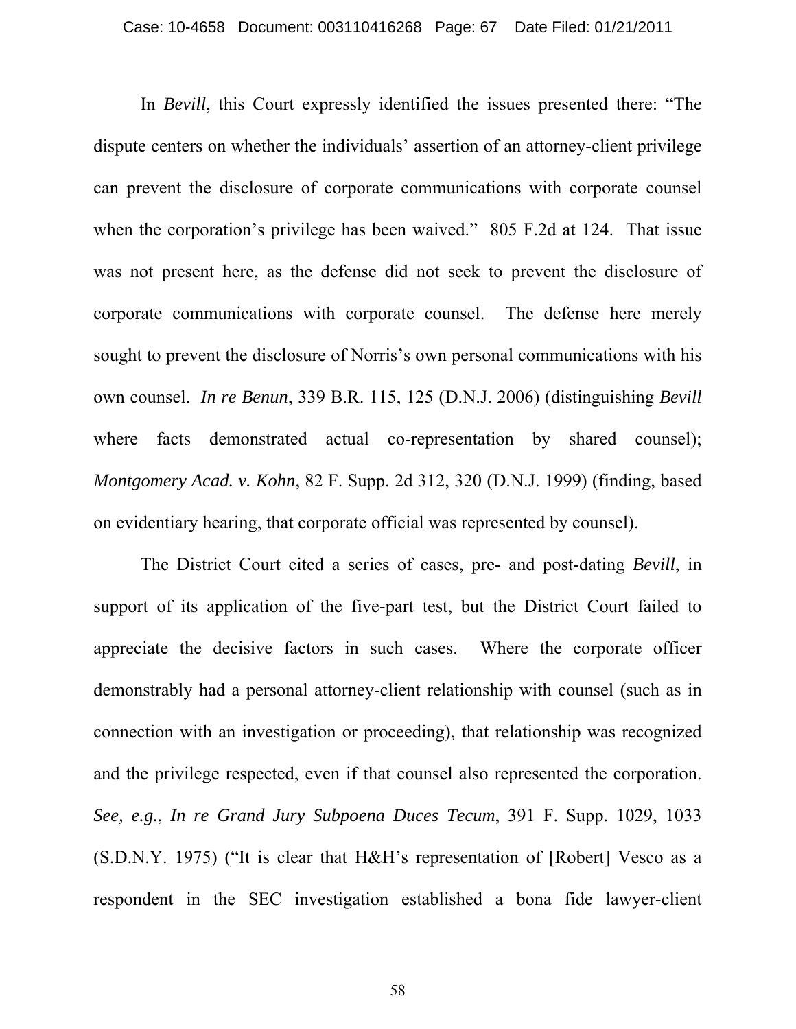In *Bevill*, this Court expressly identified the issues presented there: "The dispute centers on whether the individuals' assertion of an attorney-client privilege can prevent the disclosure of corporate communications with corporate counsel when the corporation's privilege has been waived." 805 F.2d at 124. That issue was not present here, as the defense did not seek to prevent the disclosure of corporate communications with corporate counsel. The defense here merely sought to prevent the disclosure of Norris's own personal communications with his own counsel. *In re Benun*, 339 B.R. 115, 125 (D.N.J. 2006) (distinguishing *Bevill* where facts demonstrated actual co-representation by shared counsel); *Montgomery Acad. v. Kohn*, 82 F. Supp. 2d 312, 320 (D.N.J. 1999) (finding, based on evidentiary hearing, that corporate official was represented by counsel).

The District Court cited a series of cases, pre- and post-dating *Bevill*, in support of its application of the five-part test, but the District Court failed to appreciate the decisive factors in such cases. Where the corporate officer demonstrably had a personal attorney-client relationship with counsel (such as in connection with an investigation or proceeding), that relationship was recognized and the privilege respected, even if that counsel also represented the corporation. *See, e.g.*, *In re Grand Jury Subpoena Duces Tecum*, 391 F. Supp. 1029, 1033 (S.D.N.Y. 1975) ("It is clear that H&H's representation of [Robert] Vesco as a respondent in the SEC investigation established a bona fide lawyer-client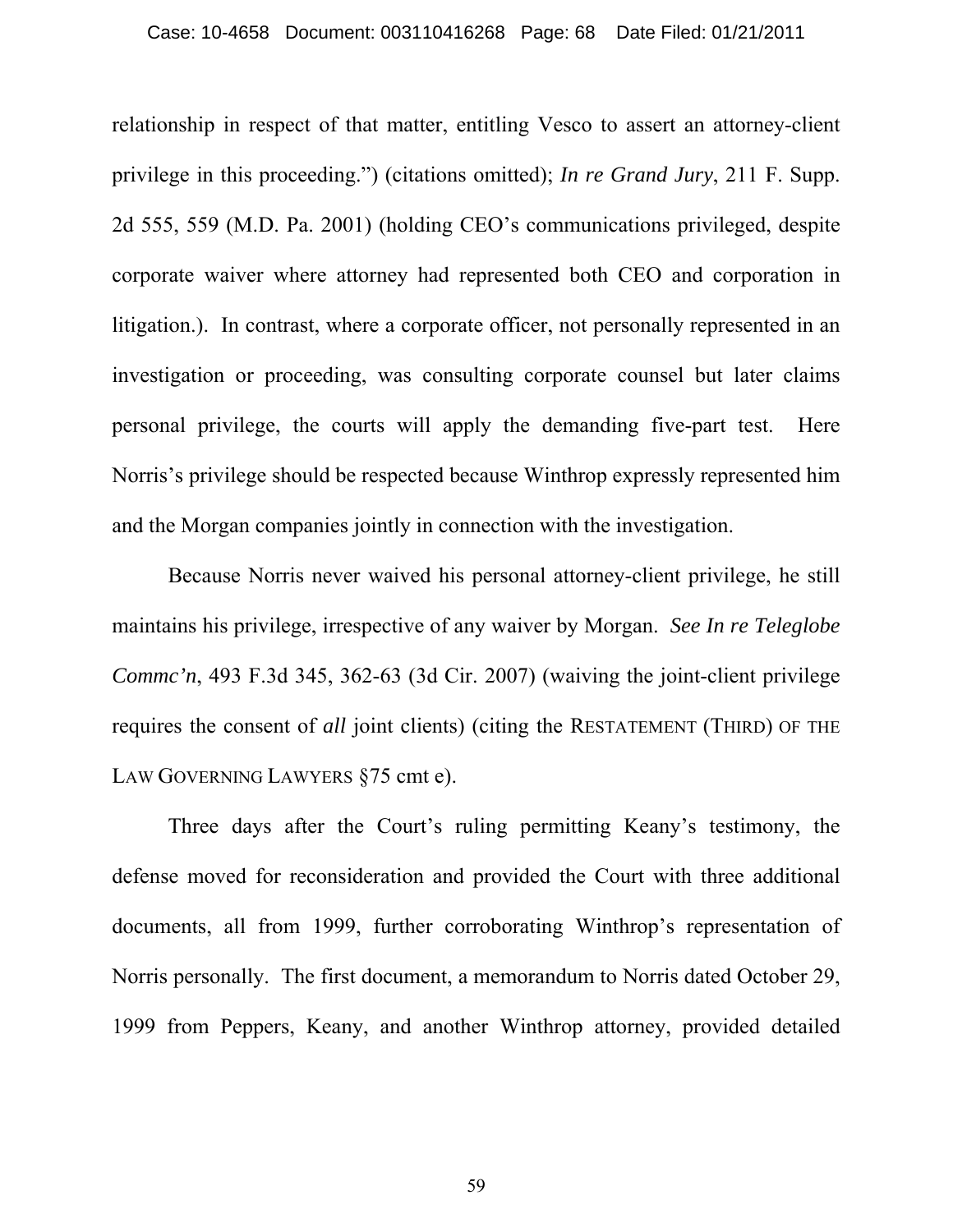relationship in respect of that matter, entitling Vesco to assert an attorney-client privilege in this proceeding.") (citations omitted); *In re Grand Jury*, 211 F. Supp. 2d 555, 559 (M.D. Pa. 2001) (holding CEO's communications privileged, despite corporate waiver where attorney had represented both CEO and corporation in litigation.). In contrast, where a corporate officer, not personally represented in an investigation or proceeding, was consulting corporate counsel but later claims personal privilege, the courts will apply the demanding five-part test. Here Norris's privilege should be respected because Winthrop expressly represented him and the Morgan companies jointly in connection with the investigation.

Because Norris never waived his personal attorney-client privilege, he still maintains his privilege, irrespective of any waiver by Morgan. *See In re Teleglobe Commc'n*, 493 F.3d 345, 362-63 (3d Cir. 2007) (waiving the joint-client privilege requires the consent of *all* joint clients) (citing the RESTATEMENT (THIRD) OF THE LAW GOVERNING LAWYERS §75 cmt e).

Three days after the Court's ruling permitting Keany's testimony, the defense moved for reconsideration and provided the Court with three additional documents, all from 1999, further corroborating Winthrop's representation of Norris personally. The first document, a memorandum to Norris dated October 29, 1999 from Peppers, Keany, and another Winthrop attorney, provided detailed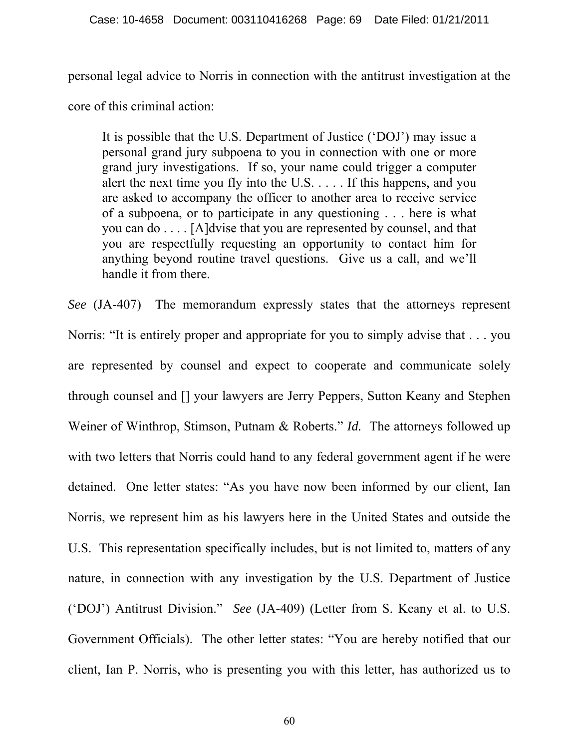personal legal advice to Norris in connection with the antitrust investigation at the core of this criminal action:

> It is possible that the U.S. Department of Justice ('DOJ') may issue a personal grand jury subpoena to you in connection with one or more grand jury investigations. If so, your name could trigger a computer alert the next time you fly into the U.S. . . . . If this happens, and you are asked to accompany the officer to another area to receive service of a subpoena, or to participate in any questioning . . . here is what you can do . . . . [A]dvise that you are represented by counsel, and that you are respectfully requesting an opportunity to contact him for anything beyond routine travel questions. Give us a call, and we'll handle it from there.

*See* (JA-407) The memorandum expressly states that the attorneys represent Norris: "It is entirely proper and appropriate for you to simply advise that . . . you are represented by counsel and expect to cooperate and communicate solely through counsel and [] your lawyers are Jerry Peppers, Sutton Keany and Stephen Weiner of Winthrop, Stimson, Putnam & Roberts." *Id.* The attorneys followed up with two letters that Norris could hand to any federal government agent if he were detained. One letter states: "As you have now been informed by our client, Ian Norris, we represent him as his lawyers here in the United States and outside the U.S. This representation specifically includes, but is not limited to, matters of any nature, in connection with any investigation by the U.S. Department of Justice ('DOJ') Antitrust Division." *See* (JA-409) (Letter from S. Keany et al. to U.S. Government Officials). The other letter states: "You are hereby notified that our client, Ian P. Norris, who is presenting you with this letter, has authorized us to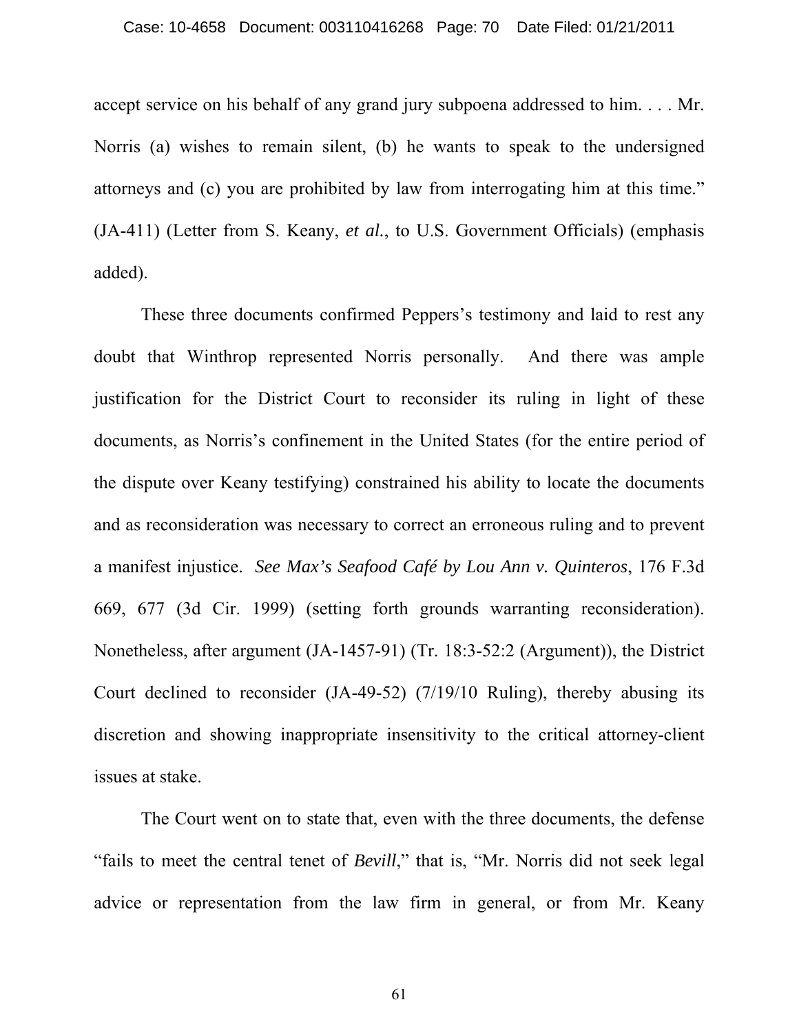accept service on his behalf of any grand jury subpoena addressed to him. . . . Mr. Norris (a) wishes to remain silent, (b) he wants to speak to the undersigned attorneys and (c) you are prohibited by law from interrogating him at this time." (JA-411) (Letter from S. Keany, *et al.*, to U.S. Government Officials) (emphasis added).

These three documents confirmed Peppers's testimony and laid to rest any doubt that Winthrop represented Norris personally. And there was ample justification for the District Court to reconsider its ruling in light of these documents, as Norris's confinement in the United States (for the entire period of the dispute over Keany testifying) constrained his ability to locate the documents and as reconsideration was necessary to correct an erroneous ruling and to prevent a manifest injustice. *See Max's Seafood Café by Lou Ann v. Quinteros*, 176 F.3d 669, 677 (3d Cir. 1999) (setting forth grounds warranting reconsideration). Nonetheless, after argument (JA-1457-91) (Tr. 18:3-52:2 (Argument)), the District Court declined to reconsider (JA-49-52) (7/19/10 Ruling), thereby abusing its discretion and showing inappropriate insensitivity to the critical attorney-client issues at stake.

The Court went on to state that, even with the three documents, the defense "fails to meet the central tenet of *Bevill*," that is, "Mr. Norris did not seek legal advice or representation from the law firm in general, or from Mr. Keany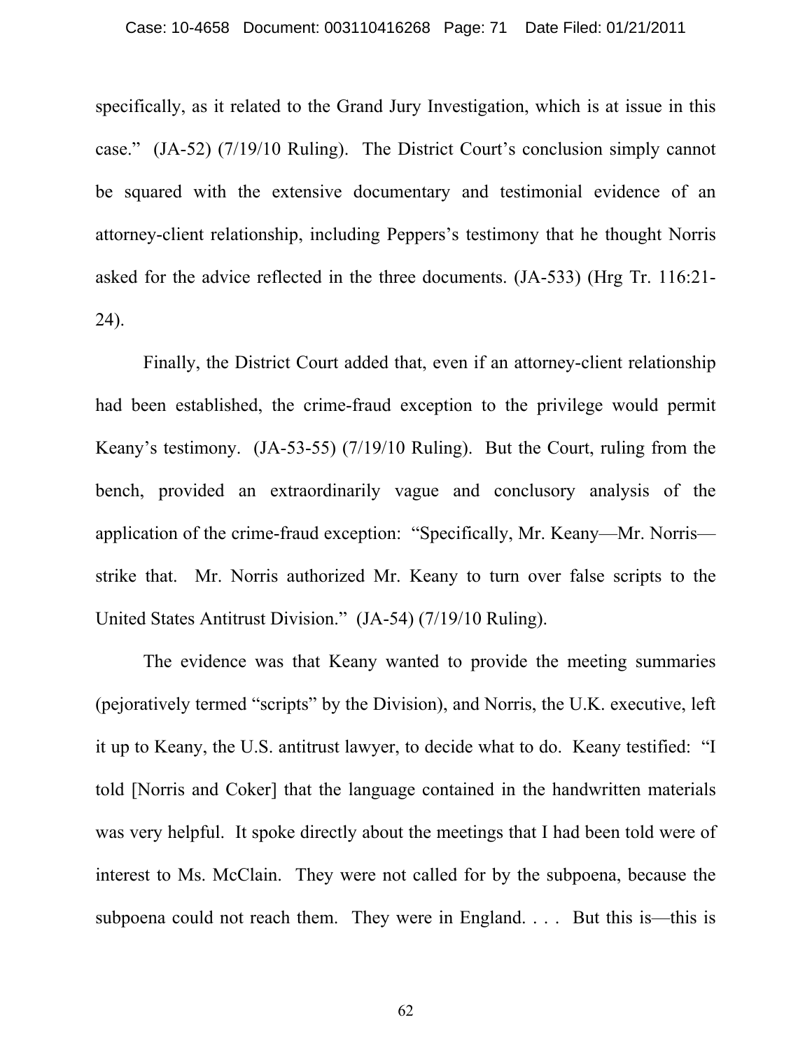specifically, as it related to the Grand Jury Investigation, which is at issue in this case." (JA-52) (7/19/10 Ruling). The District Court's conclusion simply cannot be squared with the extensive documentary and testimonial evidence of an attorney-client relationship, including Peppers's testimony that he thought Norris asked for the advice reflected in the three documents. (JA-533) (Hrg Tr. 116:21-24).

Finally, the District Court added that, even if an attorney-client relationship had been established, the crime-fraud exception to the privilege would permit Keany's testimony. (JA-53-55) (7/19/10 Ruling). But the Court, ruling from the bench, provided an extraordinarily vague and conclusory analysis of the application of the crime-fraud exception: "Specifically, Mr. Keany—Mr. Norris—strike that. Mr. Norris authorized Mr. Keany to turn over false scripts to the United States Antitrust Division." (JA-54) (7/19/10 Ruling).

The evidence was that Keany wanted to provide the meeting summaries (pejoratively termed "scripts" by the Division), and Norris, the U.K. executive, left it up to Keany, the U.S. antitrust lawyer, to decide what to do. Keany testified: "I told [Norris and Coker] that the language contained in the handwritten materials was very helpful. It spoke directly about the meetings that I had been told were of interest to Ms. McClain. They were not called for by the subpoena, because the subpoena could not reach them. They were in England. . . . But this is—this is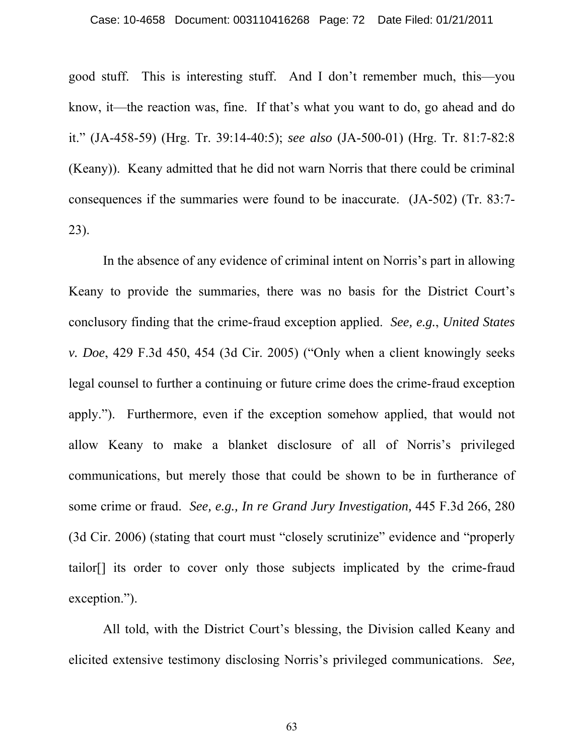good stuff. This is interesting stuff. And I don't remember much, this—you know, it—the reaction was, fine. If that's what you want to do, go ahead and do it." (JA-458-59) (Hrg. Tr. 39:14-40:5); *see also* (JA-500-01) (Hrg. Tr. 81:7-82:8 (Keany)). Keany admitted that he did not warn Norris that there could be criminal consequences if the summaries were found to be inaccurate. (JA-502) (Tr. 83:7-23).

In the absence of any evidence of criminal intent on Norris's part in allowing Keany to provide the summaries, there was no basis for the District Court's conclusory finding that the crime-fraud exception applied. *See, e.g.*, *United States v. Doe*, 429 F.3d 450, 454 (3d Cir. 2005) ("Only when a client knowingly seeks legal counsel to further a continuing or future crime does the crime-fraud exception apply."). Furthermore, even if the exception somehow applied, that would not allow Keany to make a blanket disclosure of all of Norris's privileged communications, but merely those that could be shown to be in furtherance of some crime or fraud. *See, e.g., In re Grand Jury Investigation,* 445 F.3d 266, 280 (3d Cir. 2006) (stating that court must "closely scrutinize" evidence and "properly tailor[] its order to cover only those subjects implicated by the crime-fraud exception.").

All told, with the District Court's blessing, the Division called Keany and elicited extensive testimony disclosing Norris's privileged communications. *See,*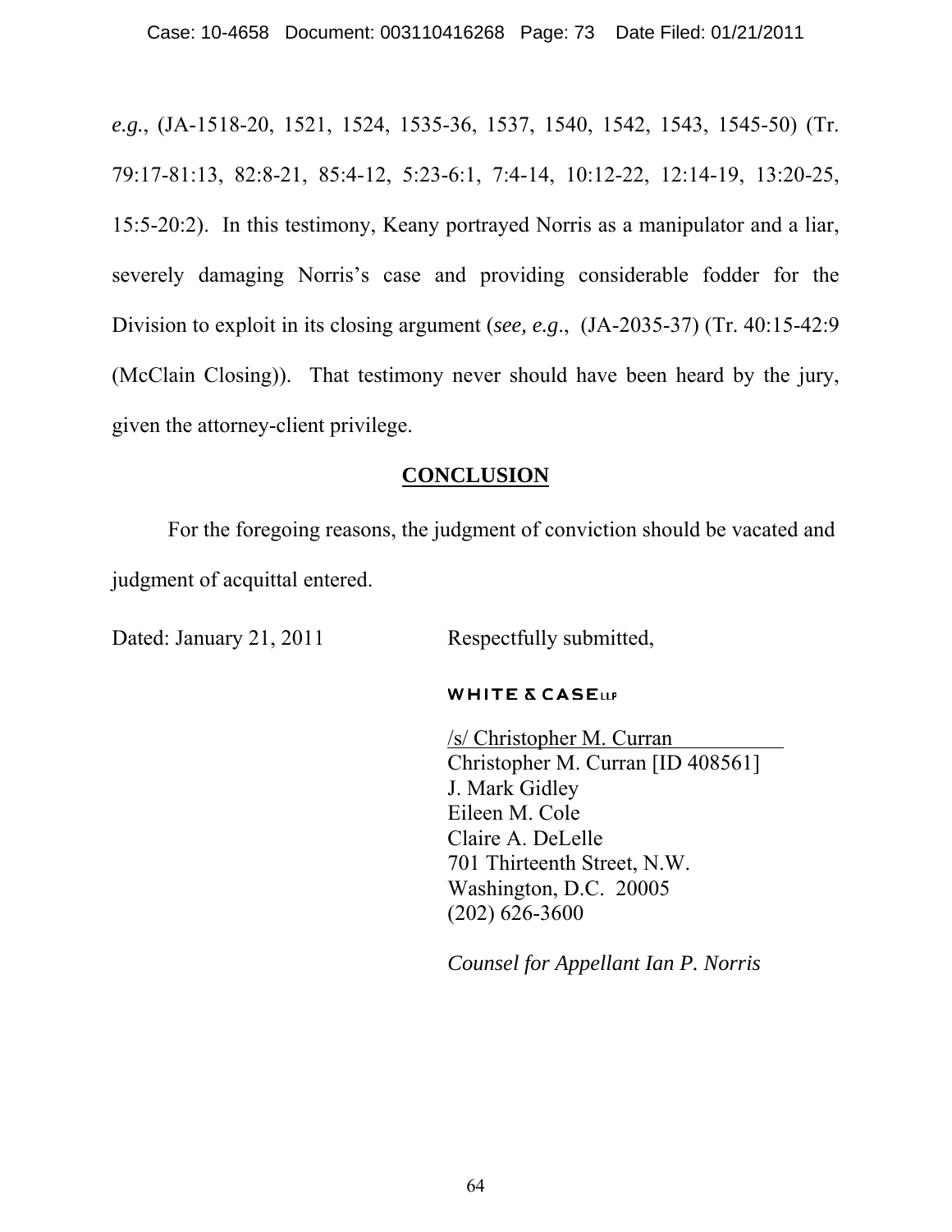*e.g.*, (JA-1518-20, 1521, 1524, 1535-36, 1537, 1540, 1542, 1543, 1545-50) (Tr. 79:17-81:13, 82:8-21, 85:4-12, 5:23-6:1, 7:4-14, 10:12-22, 12:14-19, 13:20-25, 15:5-20:2). In this testimony, Keany portrayed Norris as a manipulator and a liar, severely damaging Norris's case and providing considerable fodder for the Division to exploit in its closing argument (*see, e.g.*, (JA-2035-37) (Tr. 40:15-42:9 (McClain Closing)). That testimony never should have been heard by the jury, given the attorney-client privilege.

## CONCLUSION

For the foregoing reasons, the judgment of conviction should be vacated and judgment of acquittal entered.

Dated: January 21, 2011

Respectfully submitted,

**WHITE & CASE LLP**

/s/ Christopher M. Curran
Christopher M. Curran [ID 408561]
J. Mark Gidley
Eileen M. Cole
Claire A. DeLelle
701 Thirteenth Street, N.W.
Washington, D.C. 20005
(202) 626-3600

*Counsel for Appellant Ian P. Norris*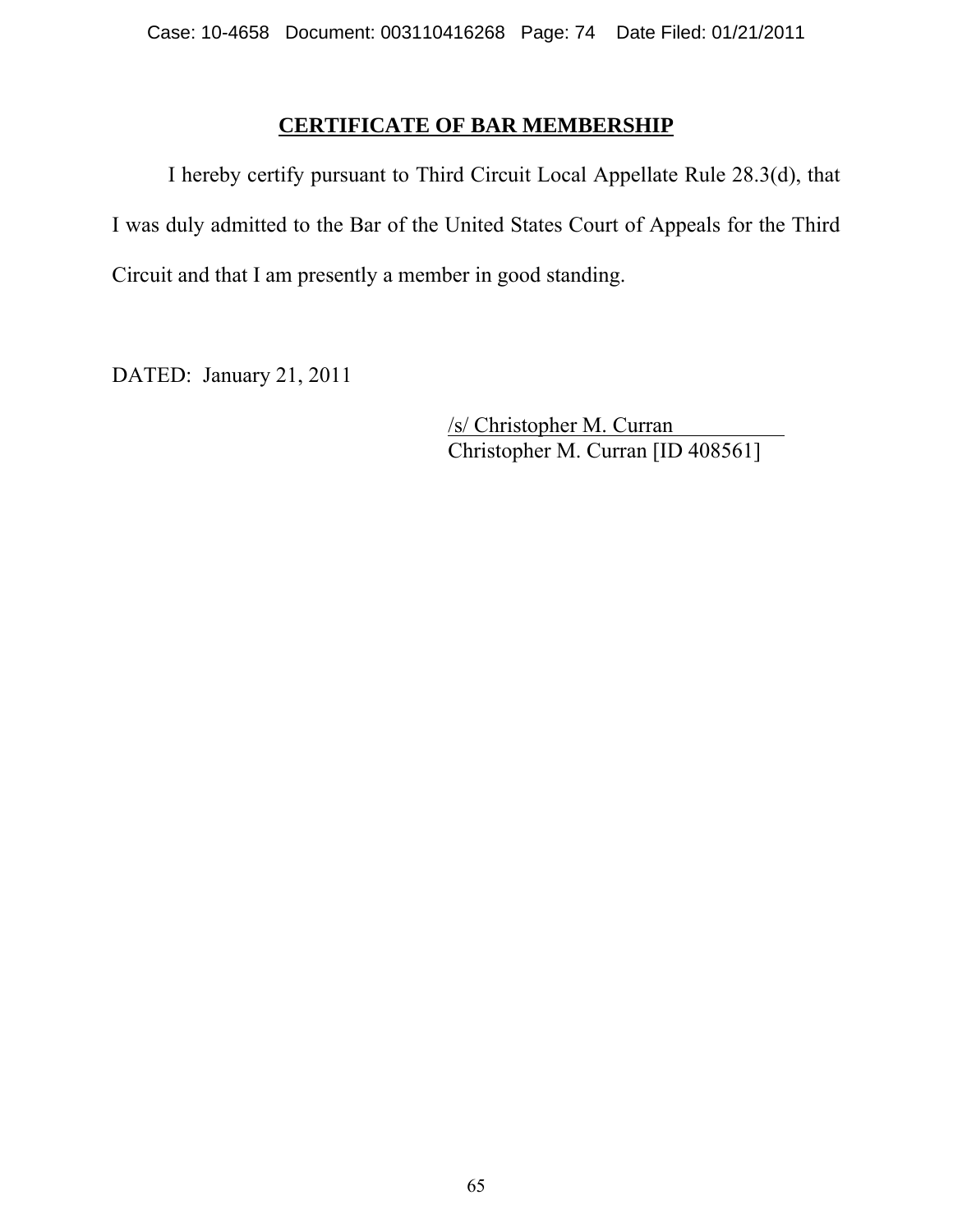## **CERTIFICATE OF BAR MEMBERSHIP**

I hereby certify pursuant to Third Circuit Local Appellate Rule 28.3(d), that I was duly admitted to the Bar of the United States Court of Appeals for the Third Circuit and that I am presently a member in good standing.

DATED: January 21, 2011

/s/ Christopher M. Curran
Christopher M. Curran [ID 408561]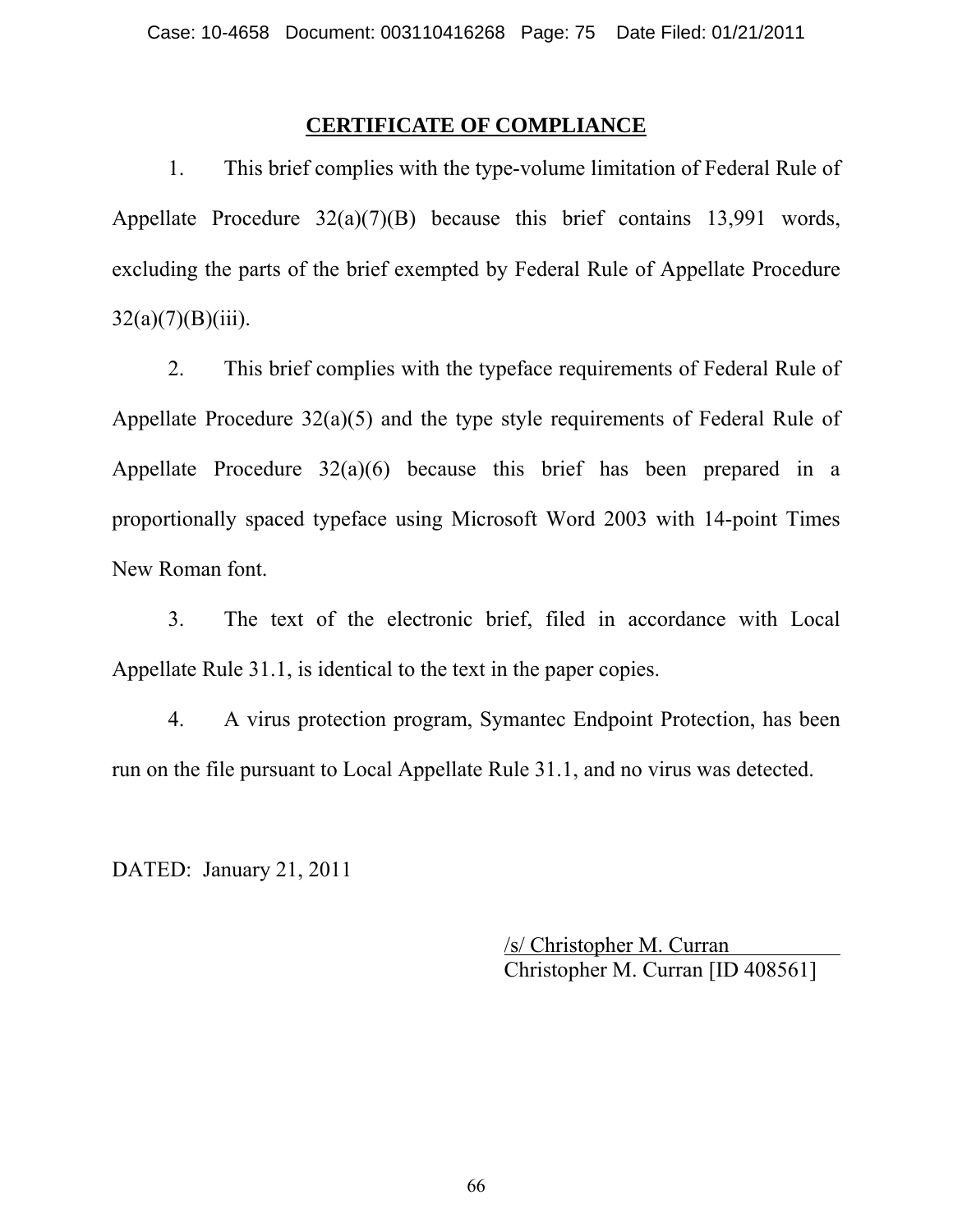## CERTIFICATE OF COMPLIANCE

1. This brief complies with the type-volume limitation of Federal Rule of Appellate Procedure 32(a)(7)(B) because this brief contains 13,991 words, excluding the parts of the brief exempted by Federal Rule of Appellate Procedure 32(a)(7)(B)(iii).

2. This brief complies with the typeface requirements of Federal Rule of Appellate Procedure 32(a)(5) and the type style requirements of Federal Rule of Appellate Procedure 32(a)(6) because this brief has been prepared in a proportionally spaced typeface using Microsoft Word 2003 with 14-point Times New Roman font.

3. The text of the electronic brief, filed in accordance with Local Appellate Rule 31.1, is identical to the text in the paper copies.

4. A virus protection program, Symantec Endpoint Protection, has been run on the file pursuant to Local Appellate Rule 31.1, and no virus was detected.

DATED: January 21, 2011

/s/ Christopher M. Curran
Christopher M. Curran [ID 408561]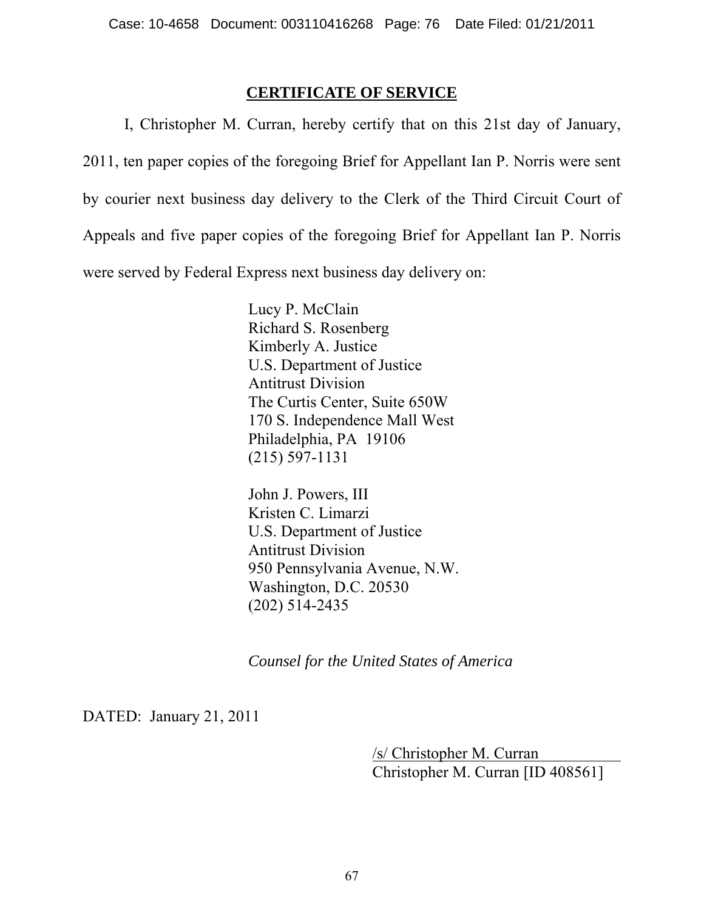## CERTIFICATE OF SERVICE

I, Christopher M. Curran, hereby certify that on this 21st day of January, 2011, ten paper copies of the foregoing Brief for Appellant Ian P. Norris were sent by courier next business day delivery to the Clerk of the Third Circuit Court of Appeals and five paper copies of the foregoing Brief for Appellant Ian P. Norris were served by Federal Express next business day delivery on:

Lucy P. McClain  
Richard S. Rosenberg  
Kimberly A. Justice  
U.S. Department of Justice  
Antitrust Division  
The Curtis Center, Suite 650W  
170 S. Independence Mall West  
Philadelphia, PA 19106  
(215) 597-1131

John J. Powers, III  
Kristen C. Limarzi  
U.S. Department of Justice  
Antitrust Division  
950 Pennsylvania Avenue, N.W.  
Washington, D.C. 20530  
(202) 514-2435

*Counsel for the United States of America*

DATED: January 21, 2011

/s/ Christopher M. Curran  
Christopher M. Curran [ID 408561]